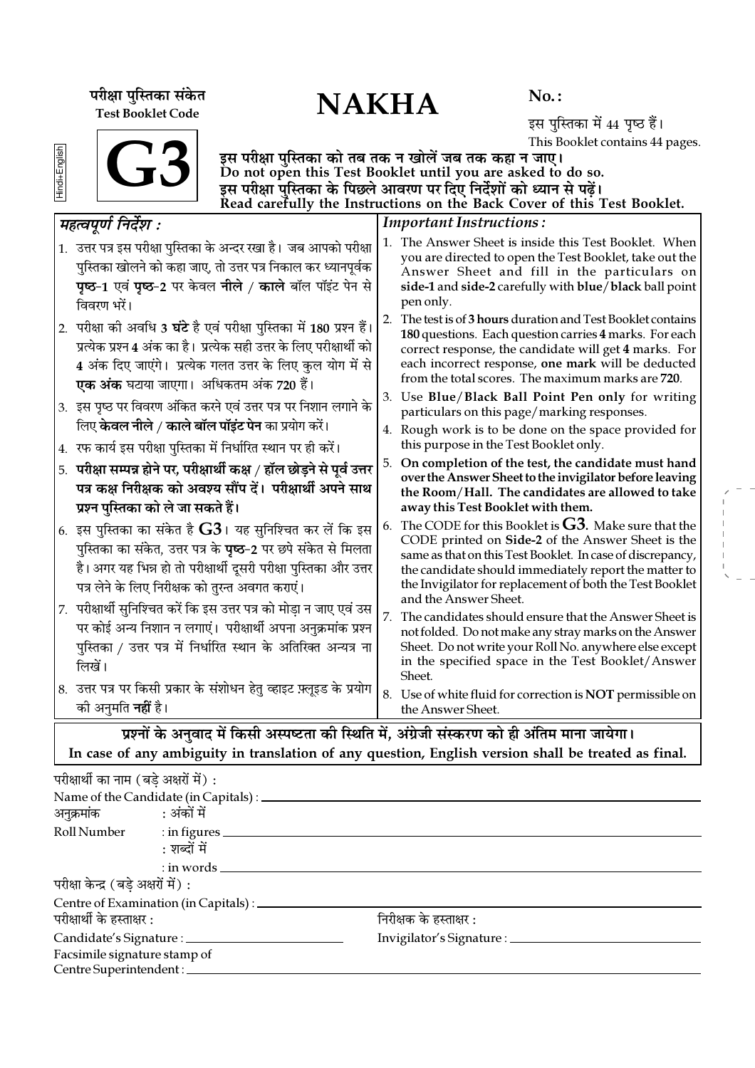परीक्षा पुस्तिका संकेत
Test Booklet Code

# NAKHA

No. :

इस पुस्तिका में 44 पृष्ठ हैं।
This Booklet contains 44 pages.

Hindi+English

**G3**

**इस परीक्षा पुस्तिका को तब तक न खोलें जब तक कहा न जाए।**
**Do not open this Test Booklet until you are asked to do so.**
**इस परीक्षा पुस्तिका के पिछले आवरण पर दिए निर्देशों को ध्यान से पढ़ें।**
**Read carefully the Instructions on the Back Cover of this Test Booklet.**

## *महत्वपूर्ण निर्देश :*

1. उत्तर पत्र इस परीक्षा पुस्तिका के अन्दर रखा है। जब आपको परीक्षा पुस्तिका खोलने को कहा जाए, तो उत्तर पत्र निकाल कर ध्यानपूर्वक **पृष्ठ-1** एवं **पृष्ठ-2** पर केवल **नीले** / **काले** बॉल पॉइंट पेन से विवरण भरें।
2. परीक्षा की अवधि **3 घंटे** है एवं परीक्षा पुस्तिका में **180** प्रश्न हैं। प्रत्येक प्रश्न **4** अंक का है। प्रत्येक सही उत्तर के लिए परीक्षार्थी को **4** अंक दिए जाएंगे। प्रत्येक गलत उत्तर के लिए कुल योग में से **एक अंक** घटाया जाएगा। अधिकतम अंक **720** हैं।
3. इस पृष्ठ पर विवरण अंकित करने एवं उत्तर पत्र पर निशान लगाने के लिए **केवल नीले** / **काले बॉल पॉइंट पेन** का प्रयोग करें।
4. रफ कार्य इस परीक्षा पुस्तिका में निर्धारित स्थान पर ही करें।
5. **परीक्षा सम्पन्न होने पर, परीक्षार्थी कक्ष / हॉल छोड़ने से पूर्व उत्तर पत्र कक्ष निरीक्षक को अवश्य सौंप दें। परीक्षार्थी अपने साथ प्रश्न पुस्तिका को ले जा सकते हैं।**
6. इस पुस्तिका का संकेत है **G3**। यह सुनिश्चित कर लें कि इस पुस्तिका का संकेत, उत्तर पत्र के **पृष्ठ-2** पर छपे संकेत से मिलता है। अगर यह भिन्न हो तो परीक्षार्थी दूसरी परीक्षा पुस्तिका और उत्तर पत्र लेने के लिए निरीक्षक को तुरन्त अवगत कराएं।
7. परीक्षार्थी सुनिश्चित करें कि इस उत्तर पत्र को मोड़ा न जाए एवं उस पर कोई अन्य निशान न लगाएं। परीक्षार्थी अपना अनुक्रमांक प्रश्न पुस्तिका / उत्तर पत्र में निर्धारित स्थान के अतिरिक्त अन्यत्र ना लिखें।
8. उत्तर पत्र पर किसी प्रकार के संशोधन हेतु व्हाइट फ़्लूइड के प्रयोग की अनुमति **नहीं** है।

## *Important Instructions :*

1. The Answer Sheet is inside this Test Booklet. When you are directed to open the Test Booklet, take out the Answer Sheet and fill in the particulars on **side-1** and **side-2** carefully with **blue**/**black** ball point pen only.
2. The test is of **3 hours** duration and Test Booklet contains **180** questions. Each question carries **4** marks. For each correct response, the candidate will get **4** marks. For each incorrect response, **one mark** will be deducted from the total scores. The maximum marks are **720**.
3. Use **Blue/Black Ball Point Pen only** for writing particulars on this page/marking responses.
4. Rough work is to be done on the space provided for this purpose in the Test Booklet only.
5. **On completion of the test, the candidate must hand over the Answer Sheet to the invigilator before leaving the Room/Hall. The candidates are allowed to take away this Test Booklet with them.**
6. The CODE for this Booklet is **G3**. Make sure that the CODE printed on **Side-2** of the Answer Sheet is the same as that on this Test Booklet. In case of discrepancy, the candidate should immediately report the matter to the Invigilator for replacement of both the Test Booklet and the Answer Sheet.
7. The candidates should ensure that the Answer Sheet is not folded. Do not make any stray marks on the Answer Sheet. Do not write your Roll No. anywhere else except in the specified space in the Test Booklet/Answer Sheet.
8. Use of white fluid for correction is **NOT** permissible on the Answer Sheet.

**प्रश्नों के अनुवाद में किसी अस्पष्टता की स्थिति में, अंग्रेजी संस्करण को ही अंतिम माना जायेगा।**
**In case of any ambiguity in translation of any question, English version shall be treated as final.**

परीक्षार्थी का नाम (बड़े अक्षरों में) :
Name of the Candidate (in Capitals) : ____________________

अनुक्रमांक : अंकों में
Roll Number : in figures ____________________
: शब्दों में
: in words ____________________

परीक्षा केन्द्र (बड़े अक्षरों में) :
Centre of Examination (in Capitals) : ____________________

परीक्षार्थी के हस्ताक्षर :
Candidate's Signature : ____________________

निरीक्षक के हस्ताक्षर :
Invigilator's Signature : ____________________

Facsimile signature stamp of
Centre Superintendent : ____________________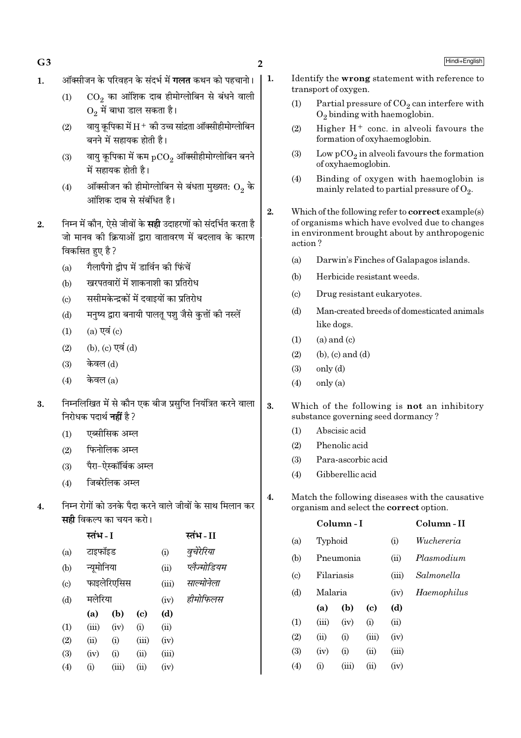1. ऑक्सीजन के परिवहन के संदर्भ में **गलत** कथन को पहचानो।
   (1) $CO_2$ का आंशिक दाब हीमोग्लोबिन से बंधने वाली $O_2$ में बाधा डाल सकता है।
   (2) वायु कूपिका में $H^+$ की उच्च सांद्रता ऑक्सीहीमोग्लोबिन बनने में सहायक होती है।
   (3) वायु कूपिका में कम $pCO_2$ ऑक्सीहीमोग्लोबिन बनने में सहायक होती है।
   (4) ऑक्सीजन की हीमोग्लोबिन से बंधता मुख्यत: $O_2$ के आंशिक दाब से संबंधित है।

2. निम्न में कौन, ऐसे जीवों के **सही** उदाहरणों को संदर्भित करता है जो मानव की क्रियाओं द्वारा वातावरण में बदलाव के कारण विकसित हुए है?
   (a) गैलापैगो द्वीप में डार्विन की फिंचें
   (b) खरपतवारों में शाकनाशी का प्रतिरोध
   (c) ससीमकेन्द्रकों में दवाइयों का प्रतिरोध
   (d) मनुष्य द्वारा बनायी पालतू पशु जैसे कुत्तों की नस्लें
   (1) (a) एवं (c)
   (2) (b), (c) एवं (d)
   (3) केवल (d)
   (4) केवल (a)

3. निम्नलिखित में से कौन एक बीज प्रसुप्ति नियंत्रित करने वाला निरोधक पदार्थ **नहीं** है?
   (1) एब्सीसिक अम्ल
   (2) फिनोलिक अम्ल
   (3) पैरा-ऐस्कॉर्बिक अम्ल
   (4) जिबरेलिक अम्ल

4. निम्न रोगों को उनके पैदा करने वाले जीवों के साथ मिलान कर **सही** विकल्प का चयन करो।

|  | स्तंभ - I |  | स्तंभ - II |
|---|---|---|---|
| (a) | टाइफॉइड | (i) | *वुचेरेरिया* |
| (b) | न्यूमोनिया | (ii) | *प्लैज्मोडियम* |
| (c) | फाइलेरिएसिस | (iii) | *साल्मोनेला* |
| (d) | मलेरिया | (iv) | *हीमोफिलस* |

|  | (a) | (b) | (c) | (d) |
|---|---|---|---|---|
| (1) | (iii) | (iv) | (i) | (ii) |
| (2) | (ii) | (i) | (iii) | (iv) |
| (3) | (iv) | (i) | (ii) | (iii) |
| (4) | (i) | (iii) | (ii) | (iv) |

1. Identify the **wrong** statement with reference to transport of oxygen.
   (1) Partial pressure of $CO_2$ can interfere with $O_2$ binding with haemoglobin.
   (2) Higher $H^+$ conc. in alveoli favours the formation of oxyhaemoglobin.
   (3) Low $pCO_2$ in alveoli favours the formation of oxyhaemoglobin.
   (4) Binding of oxygen with haemoglobin is mainly related to partial pressure of $O_2$.

2. Which of the following refer to **correct** example(s) of organisms which have evolved due to changes in environment brought about by anthropogenic action?
   (a) Darwin's Finches of Galapagos islands.
   (b) Herbicide resistant weeds.
   (c) Drug resistant eukaryotes.
   (d) Man-created breeds of domesticated animals like dogs.
   (1) (a) and (c)
   (2) (b), (c) and (d)
   (3) only (d)
   (4) only (a)

3. Which of the following is **not** an inhibitory substance governing seed dormancy?
   (1) Abscisic acid
   (2) Phenolic acid
   (3) Para-ascorbic acid
   (4) Gibberellic acid

4. Match the following diseases with the causative organism and select the **correct** option.

|  | Column - I |  | Column - II |
|---|---|---|---|
| (a) | Typhoid | (i) | *Wuchereria* |
| (b) | Pneumonia | (ii) | *Plasmodium* |
| (c) | Filariasis | (iii) | *Salmonella* |
| (d) | Malaria | (iv) | *Haemophilus* |

|  | (a) | (b) | (c) | (d) |
|---|---|---|---|---|
| (1) | (iii) | (iv) | (i) | (ii) |
| (2) | (ii) | (i) | (iii) | (iv) |
| (3) | (iv) | (i) | (ii) | (iii) |
| (4) | (i) | (iii) | (ii) | (iv) |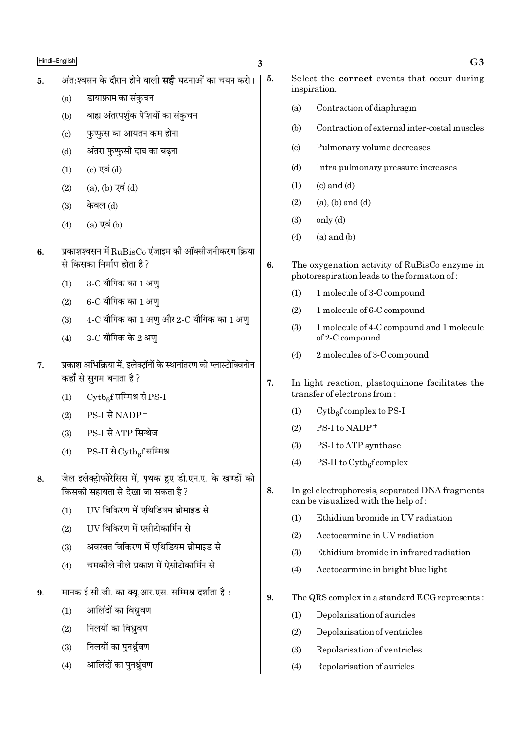5. अंत:श्वसन के दौरान होने वाली **सही** घटनाओं का चयन करो।

   (a) डायाफ्राम का संकुचन

   (b) बाह्य अंतरपर्शुक पेशियों का संकुचन

   (c) फुप्फुस का आयतन कम होना

   (d) अंतरा फुप्फुसी दाब का बढ़ना

   (1) (c) एवं (d)

   (2) (a), (b) एवं (d)

   (3) केवल (d)

   (4) (a) एवं (b)

6. प्रकाशश्वसन में RuBisCo एंजाइम की ऑक्सीजनीकरण क्रिया से किसका निर्माण होता है ?

   (1) 3-C यौगिक का 1 अणु

   (2) 6-C यौगिक का 1 अणु

   (3) 4-C यौगिक का 1 अणु और 2-C यौगिक का 1 अणु

   (4) 3-C यौगिक के 2 अणु

7. प्रकाश अभिक्रिया में, इलेक्ट्रॉनों के स्थानांतरण को प्लास्टोक्विनोन कहाँ से सुगम बनाता है ?

   (1) $Cytb_6f$ सम्मिश्र से PS-I

   (2) PS-I से $NADP^+$

   (3) PS-I से ATP सिन्थेज

   (4) PS-II से $Cytb_6f$ सम्मिश्र

8. जेल इलेक्ट्रोफोरेसिस में, पृथक हुए डी.एन.ए. के खण्डों को किसकी सहायता से देखा जा सकता है ?

   (1) UV विकिरण में एथिडियम ब्रोमाइड से

   (2) UV विकिरण में एसीटोकार्मिन से

   (3) अवरक्त विकिरण में एथिडियम ब्रोमाइड से

   (4) चमकीले नीले प्रकाश में ऐसीटोकार्मिन से

9. मानक ई.सी.जी. का क्यू.आर.एस. सम्मिश्र दर्शाता है :

   (1) आलिंदों का विध्रुवण

   (2) निलयों का विध्रुवण

   (3) निलयों का पुनर्ध्रुवण

   (4) आलिंदों का पुनर्ध्रुवण

5. Select the **correct** events that occur during inspiration.

   (a) Contraction of diaphragm

   (b) Contraction of external inter-costal muscles

   (c) Pulmonary volume decreases

   (d) Intra pulmonary pressure increases

   (1) (c) and (d)

   (2) (a), (b) and (d)

   (3) only (d)

   (4) (a) and (b)

6. The oxygenation activity of RuBisCo enzyme in photorespiration leads to the formation of :

   (1) 1 molecule of 3-C compound

   (2) 1 molecule of 6-C compound

   (3) 1 molecule of 4-C compound and 1 molecule of 2-C compound

   (4) 2 molecules of 3-C compound

7. In light reaction, plastoquinone facilitates the transfer of electrons from :

   (1) $Cytb_6f$ complex to PS-I

   (2) PS-I to $NADP^+$

   (3) PS-I to ATP synthase

   (4) PS-II to $Cytb_6f$ complex

8. In gel electrophoresis, separated DNA fragments can be visualized with the help of :

   (1) Ethidium bromide in UV radiation

   (2) Acetocarmine in UV radiation

   (3) Ethidium bromide in infrared radiation

   (4) Acetocarmine in bright blue light

9. The QRS complex in a standard ECG represents :

   (1) Depolarisation of auricles

   (2) Depolarisation of ventricles

   (3) Repolarisation of ventricles

   (4) Repolarisation of auricles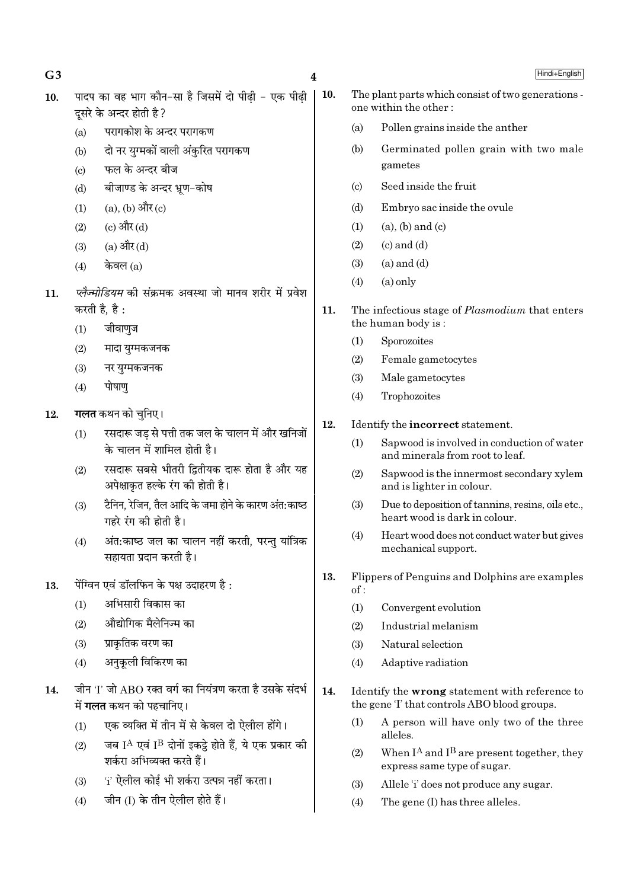10. पादप का वह भाग कौन-सा है जिसमें दो पीढ़ी - एक पीढ़ी दूसरे के अन्दर होती है?

    (a) परागकोश के अन्दर परागकण
    (b) दो नर युग्मकों वाली अंकुरित परागकण
    (c) फल के अन्दर बीज
    (d) बीजाण्ड के अन्दर भ्रूण-कोष

    (1) (a), (b) और (c)
    (2) (c) और (d)
    (3) (a) और (d)
    (4) केवल (a)

11. *प्लैज़्मोडियम* की संक्रमक अवस्था जो मानव शरीर में प्रवेश करती है, है :

    (1) जीवाणुज
    (2) मादा युग्मकजनक
    (3) नर युग्मकजनक
    (4) पोषाणु

12. **गलत** कथन को चुनिए।

    (1) रसदारू जड़ से पत्ती तक जल के चालन में और खनिजों के चालन में शामिल होती है।
    (2) रसदारू सबसे भीतरी द्वितीयक दारू होता है और यह अपेक्षाकृत हल्के रंग की होती है।
    (3) टैनिन, रेजिन, तैल आदि के जमा होने के कारण अंत:काष्ठ गहरे रंग की होती है।
    (4) अंत:काष्ठ जल का चालन नहीं करती, परन्तु यांत्रिक सहायता प्रदान करती है।

13. पेंग्विन एवं डॉलफिन के पक्ष उदाहरण है :

    (1) अभिसारी विकास का
    (2) औद्योगिक मैलेनिज्म का
    (3) प्राकृतिक वरण का
    (4) अनुकूली विकिरण का

14. जीन 'I' जो ABO रक्त वर्ग का नियंत्रण करता है उसके संदर्भ में **गलत** कथन को पहचानिए।

    (1) एक व्यक्ति में तीन में से केवल दो ऐलील होंगे।
    (2) जब $I^A$ एवं $I^B$ दोनों इकट्ठे होते हैं, ये एक प्रकार की शर्करा अभिव्यक्त करते हैं।
    (3) 'i' ऐलील कोई भी शर्करा उत्पन्न नहीं करता।
    (4) जीन (I) के तीन ऐलील होते हैं।

10. The plant parts which consist of two generations - one within the other :

    (a) Pollen grains inside the anther
    (b) Germinated pollen grain with two male gametes
    (c) Seed inside the fruit
    (d) Embryo sac inside the ovule

    (1) (a), (b) and (c)
    (2) (c) and (d)
    (3) (a) and (d)
    (4) (a) only

11. The infectious stage of *Plasmodium* that enters the human body is :

    (1) Sporozoites
    (2) Female gametocytes
    (3) Male gametocytes
    (4) Trophozoites

12. Identify the **incorrect** statement.

    (1) Sapwood is involved in conduction of water and minerals from root to leaf.
    (2) Sapwood is the innermost secondary xylem and is lighter in colour.
    (3) Due to deposition of tannins, resins, oils etc., heart wood is dark in colour.
    (4) Heart wood does not conduct water but gives mechanical support.

13. Flippers of Penguins and Dolphins are examples of :

    (1) Convergent evolution
    (2) Industrial melanism
    (3) Natural selection
    (4) Adaptive radiation

14. Identify the **wrong** statement with reference to the gene 'I' that controls ABO blood groups.

    (1) A person will have only two of the three alleles.
    (2) When $I^A$ and $I^B$ are present together, they express same type of sugar.
    (3) Allele 'i' does not produce any sugar.
    (4) The gene (I) has three alleles.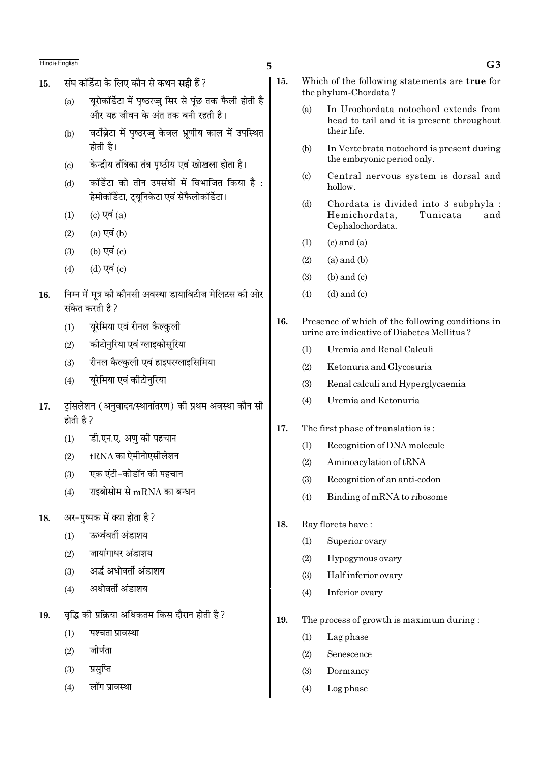15. संघ कॉर्डेटा के लिए कौन से कथन **सही** हैं ?

(a) यूरोकॉर्डेटा में पृष्ठरज्जु सिर से पूंछ तक फैली होती है और यह जीवन के अंत तक बनी रहती है।

(b) वर्टीब्रेटा में पृष्ठरज्जु केवल भ्रूणीय काल में उपस्थित होती है।

(c) केन्द्रीय तंत्रिका तंत्र पृष्ठीय एवं खोखला होता है।

(d) कॉर्डेटा को तीन उपसंघों में विभाजित किया है : हेमीकॉर्डेटा, ट्यूनिकेटा एवं सेफैलोकॉर्डेटा।

(1) (c) एवं (a)

(2) (a) एवं (b)

(3) (b) एवं (c)

(4) (d) एवं (c)

16. निम्न में मूत्र की कौनसी अवस्था डायाबिटीज मेलिटस की ओर संकेत करती है ?

(1) यूरेमिया एवं रीनल कैल्कुली

(2) कीटोनुरिया एवं ग्लाइकोसूरिया

(3) रीनल कैल्कुली एवं हाइपरग्लाइसिमिया

(4) यूरेमिया एवं कीटोनुरिया

17. ट्रांसलेशन (अनुवादन/स्थानांतरण) की प्रथम अवस्था कौन सी होती है ?

(1) डी.एन.ए. अणु की पहचान

(2) tRNA का ऐमीनोएसीलेशन

(3) एक एंटी-कोडॉन की पहचान

(4) राइबोसोम से mRNA का बन्धन

18. अर-पुष्पक में क्या होता है ?

(1) ऊर्ध्ववर्ती अंडाशय

(2) जायांगाधर अंडाशय

(3) अर्द्ध अधोवर्ती अंडाशय

(4) अधोवर्ती अंडाशय

19. वृद्धि की प्रक्रिया अधिकतम किस दौरान होती है ?

(1) पश्चता प्रावस्था

(2) जीर्णता

(3) प्रसुप्ति

(4) लॉग प्रावस्था

15. Which of the following statements are **true** for the phylum-Chordata ?

(a) In Urochordata notochord extends from head to tail and it is present throughout their life.

(b) In Vertebrata notochord is present during the embryonic period only.

(c) Central nervous system is dorsal and hollow.

(d) Chordata is divided into 3 subphyla : Hemichordata, Tunicata and Cephalochordata.

(1) (c) and (a)

(2) (a) and (b)

(3) (b) and (c)

(4) (d) and (c)

16. Presence of which of the following conditions in urine are indicative of Diabetes Mellitus ?

(1) Uremia and Renal Calculi

(2) Ketonuria and Glycosuria

(3) Renal calculi and Hyperglycaemia

(4) Uremia and Ketonuria

17. The first phase of translation is :

(1) Recognition of DNA molecule

(2) Aminoacylation of tRNA

(3) Recognition of an anti-codon

(4) Binding of mRNA to ribosome

18. Ray florets have :

(1) Superior ovary

(2) Hypogynous ovary

(3) Half inferior ovary

(4) Inferior ovary

19. The process of growth is maximum during :

(1) Lag phase

(2) Senescence

(3) Dormancy

(4) Log phase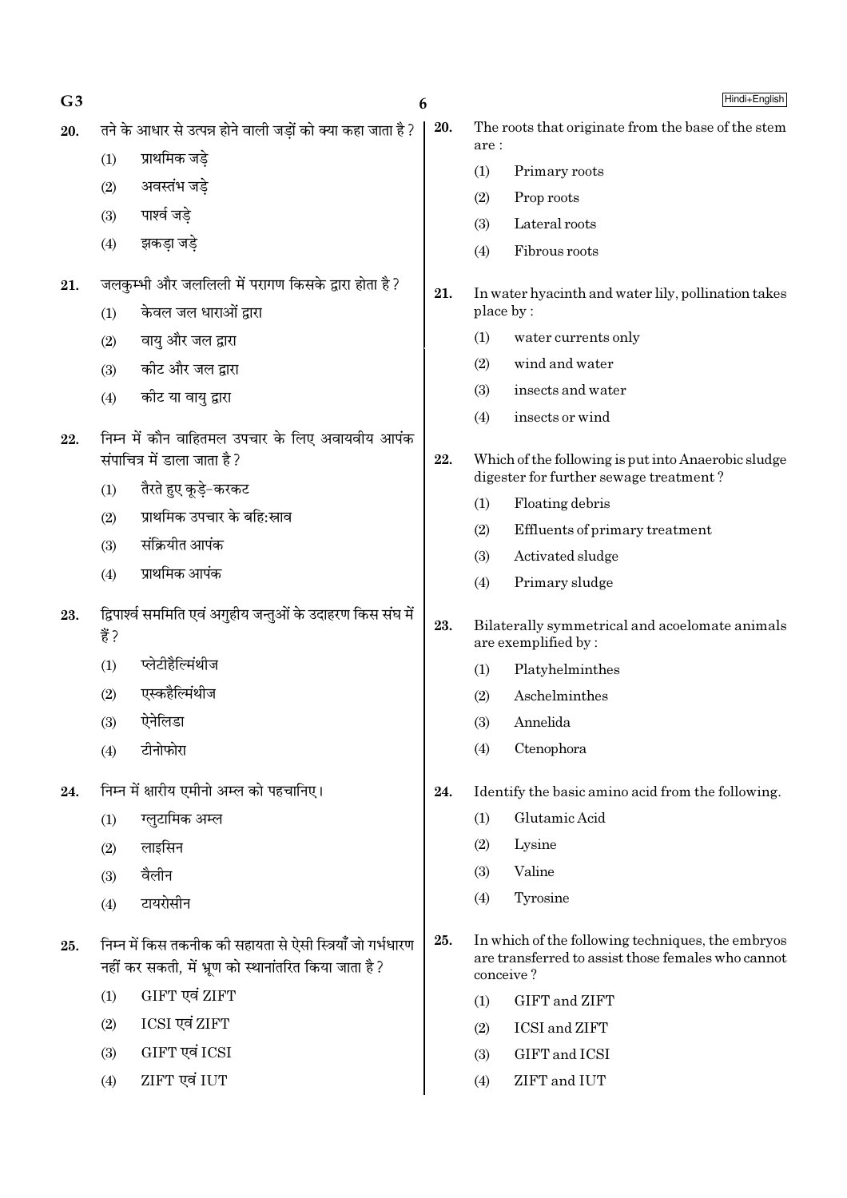20. तने के आधार से उत्पन्न होने वाली जड़ों को क्या कहा जाता है?
   (1) प्राथमिक जड़े
   (2) अवस्तंभ जड़े
   (3) पार्श्व जड़े
   (4) झकड़ा जड़े

21. जलकुम्भी और जललिली में परागण किसके द्वारा होता है?
   (1) केवल जल धाराओं द्वारा
   (2) वायु और जल द्वारा
   (3) कीट और जल द्वारा
   (4) कीट या वायु द्वारा

22. निम्न में कौन वाहितमल उपचार के लिए अवायवीय आपंक संपाचित्र में डाला जाता है?
   (1) तैरते हुए कूड़े-करकट
   (2) प्राथमिक उपचार के बहि:स्राव
   (3) संक्रियीत आपंक
   (4) प्राथमिक आपंक

23. द्विपार्श्व सममिति एवं अगुहीय जन्तुओं के उदाहरण किस संघ में हैं?
   (1) प्लेटीहैल्मिंथीज
   (2) एस्कहैल्मिंथीज
   (3) ऐनेलिडा
   (4) टीनोफोरा

24. निम्न में क्षारीय एमीनो अम्ल को पहचानिए।
   (1) ग्लुटामिक अम्ल
   (2) लाइसिन
   (3) वैलीन
   (4) टायरोसीन

25. निम्न में किस तकनीक की सहायता से ऐसी स्त्रियाँ जो गर्भधारण नहीं कर सकती, में भ्रूण को स्थानांतरित किया जाता है?
   (1) GIFT एवं ZIFT
   (2) ICSI एवं ZIFT
   (3) GIFT एवं ICSI
   (4) ZIFT एवं IUT

20. The roots that originate from the base of the stem are :
   (1) Primary roots
   (2) Prop roots
   (3) Lateral roots
   (4) Fibrous roots

21. In water hyacinth and water lily, pollination takes place by :
   (1) water currents only
   (2) wind and water
   (3) insects and water
   (4) insects or wind

22. Which of the following is put into Anaerobic sludge digester for further sewage treatment?
   (1) Floating debris
   (2) Effluents of primary treatment
   (3) Activated sludge
   (4) Primary sludge

23. Bilaterally symmetrical and acoelomate animals are exemplified by :
   (1) Platyhelminthes
   (2) Aschelminthes
   (3) Annelida
   (4) Ctenophora

24. Identify the basic amino acid from the following.
   (1) Glutamic Acid
   (2) Lysine
   (3) Valine
   (4) Tyrosine

25. In which of the following techniques, the embryos are transferred to assist those females who cannot conceive?
   (1) GIFT and ZIFT
   (2) ICSI and ZIFT
   (3) GIFT and ICSI
   (4) ZIFT and IUT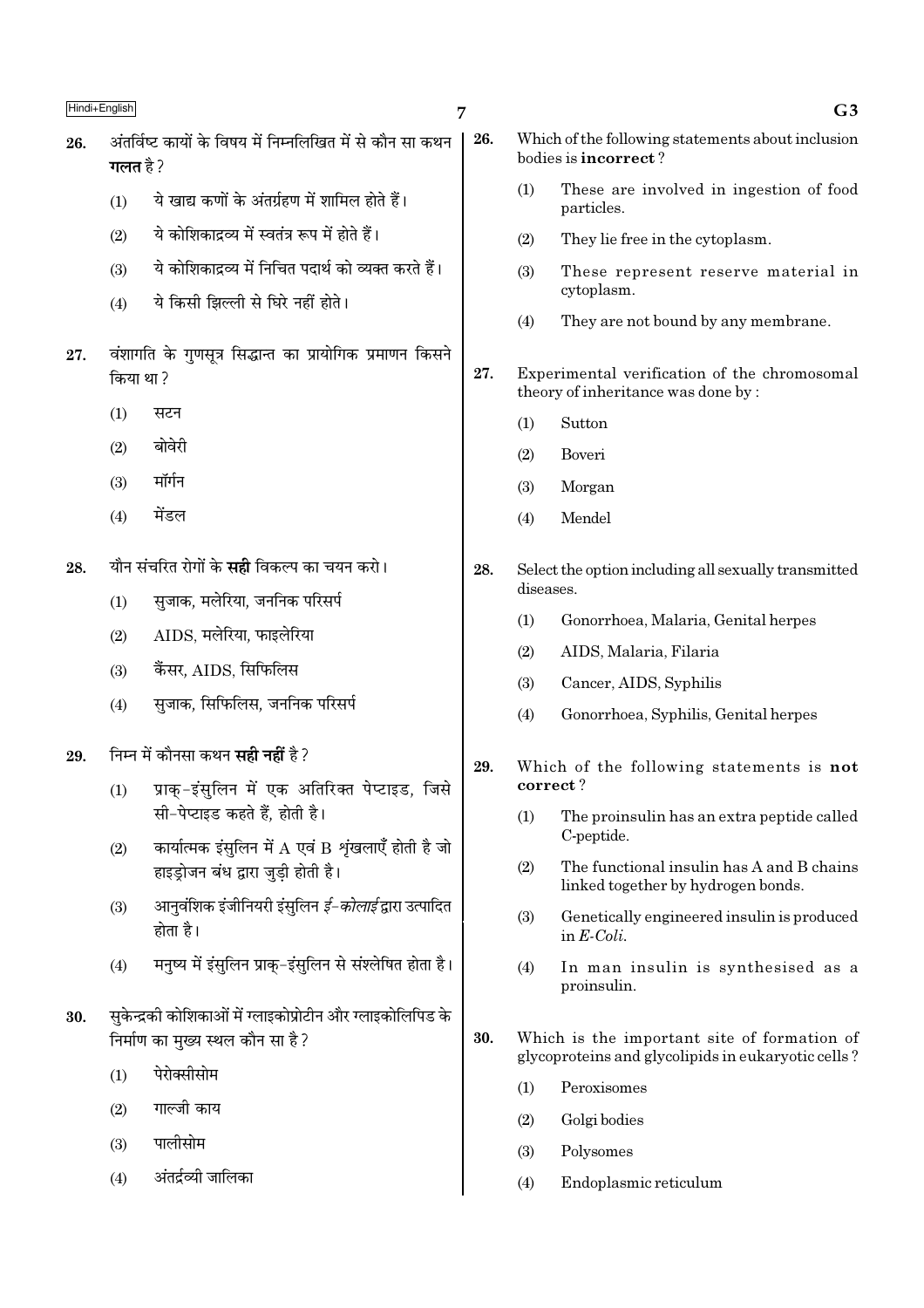26. अंतर्विष्ट कायों के विषय में निम्नलिखित में से कौन सा कथन **गलत** है ?

(1) ये खाद्य कणों के अंतर्ग्रहण में शामिल होते हैं।

(2) ये कोशिकाद्रव्य में स्वतंत्र रूप में होते हैं।

(3) ये कोशिकाद्रव्य में निचित पदार्थ को व्यक्त करते हैं।

(4) ये किसी झिल्ली से घिरे नहीं होते।

27. वंशागति के गुणसूत्र सिद्धान्त का प्रायोगिक प्रमाणन किसने किया था ?

(1) सटन

(2) बोवेरी

(3) मॉर्गन

(4) मेंडल

28. यौन संचरित रोगों के **सही** विकल्प का चयन करो।

(1) सुजाक, मलेरिया, जननिक परिसर्प

(2) AIDS, मलेरिया, फाइलेरिया

(3) कैंसर, AIDS, सिफिलिस

(4) सुजाक, सिफिलिस, जननिक परिसर्प

29. निम्न में कौनसा कथन **सही नहीं** है ?

(1) प्राक्-इंसुलिन में एक अतिरिक्त पेप्टाइड, जिसे सी-पेप्टाइड कहते हैं, होती है।

(2) कार्यात्मक इंसुलिन में A एवं B शृंखलाएँ होती है जो हाइड्रोजन बंध द्वारा जुड़ी होती है।

(3) आनुवंशिक इंजीनियरी इंसुलिन *ई-कोलाई* द्वारा उत्पादित होता है।

(4) मनुष्य में इंसुलिन प्राक्-इंसुलिन से संश्लेषित होता है।

30. सुकेन्द्रकी कोशिकाओं में ग्लाइकोप्रोटीन और ग्लाइकोलिपिड के निर्माण का मुख्य स्थल कौन सा है ?

(1) पेरोक्सीसोम

(2) गाल्जी काय

(3) पालीसोम

(4) अंतर्द्रव्यी जालिका

26. Which of the following statements about inclusion bodies is **incorrect** ?

(1) These are involved in ingestion of food particles.

(2) They lie free in the cytoplasm.

(3) These represent reserve material in cytoplasm.

(4) They are not bound by any membrane.

27. Experimental verification of the chromosomal theory of inheritance was done by :

(1) Sutton

(2) Boveri

(3) Morgan

(4) Mendel

28. Select the option including all sexually transmitted diseases.

(1) Gonorrhoea, Malaria, Genital herpes

(2) AIDS, Malaria, Filaria

(3) Cancer, AIDS, Syphilis

(4) Gonorrhoea, Syphilis, Genital herpes

29. Which of the following statements is **not correct** ?

(1) The proinsulin has an extra peptide called C-peptide.

(2) The functional insulin has A and B chains linked together by hydrogen bonds.

(3) Genetically engineered insulin is produced in *E-Coli*.

(4) In man insulin is synthesised as a proinsulin.

30. Which is the important site of formation of glycoproteins and glycolipids in eukaryotic cells ?

(1) Peroxisomes

(2) Golgi bodies

(3) Polysomes

(4) Endoplasmic reticulum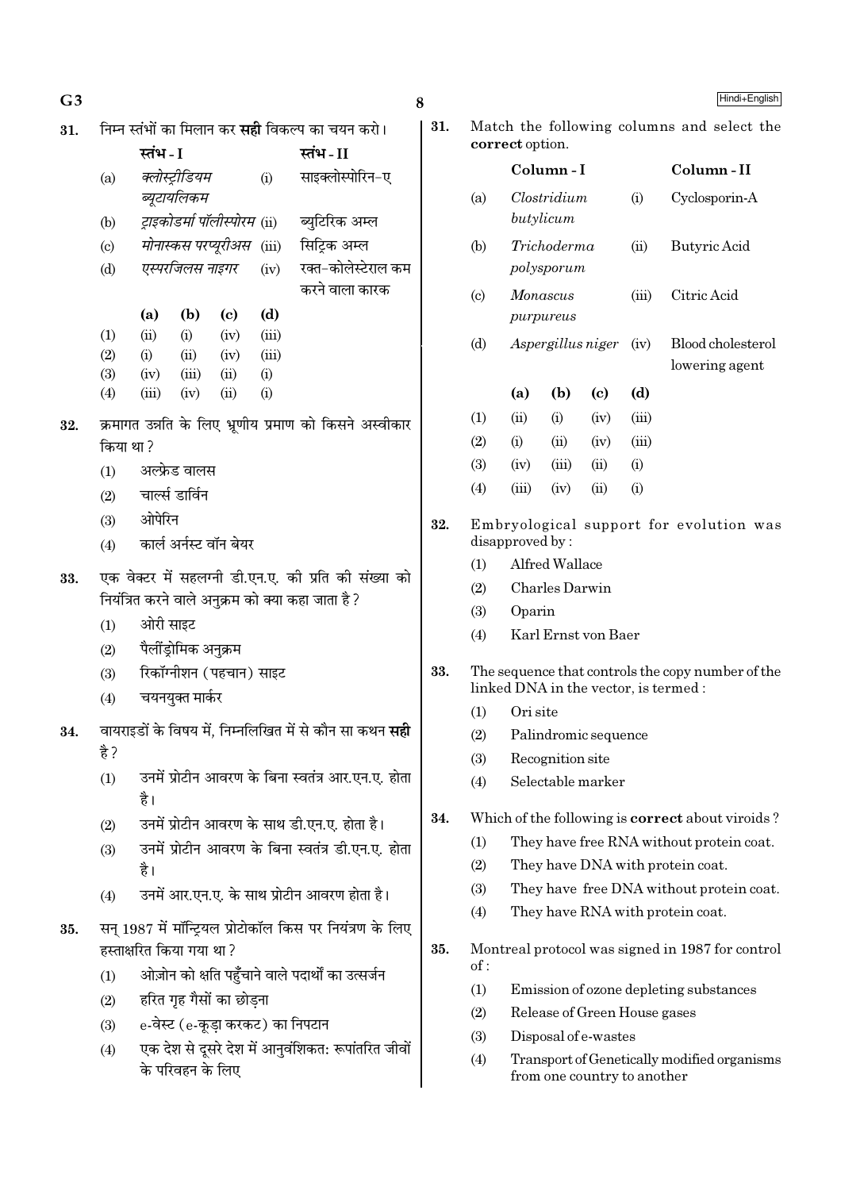31. निम्न स्तंभों का मिलान कर **सही** विकल्प का चयन करो।

| | स्तंभ - I | | स्तंभ - II |
|---|---|---|---|
| (a) | *क्लोस्ट्रीडियम ब्यूटायलिकम* | (i) | साइक्लोस्पोरिन-ए |
| (b) | *ट्राइकोडर्मा पॉलीस्पोरम* | (ii) | ब्युटिरिक अम्ल |
| (c) | *मोनास्कस परप्यूरीअस* | (iii) | सिट्रिक अम्ल |
| (d) | *एस्परजिलस नाइगर* | (iv) | रक्त-कोलेस्टेरॉल कम करने वाला कारक |

| | (a) | (b) | (c) | (d) |
|---|---|---|---|---|
| (1) | (ii) | (i) | (iv) | (iii) |
| (2) | (i) | (ii) | (iv) | (iii) |
| (3) | (iv) | (iii) | (ii) | (i) |
| (4) | (iii) | (iv) | (ii) | (i) |

32. क्रमागत उन्नति के लिए भ्रूणीय प्रमाण को किसने अस्वीकार किया था?
   (1) अल्फ्रेड वालस
   (2) चार्ल्स डार्विन
   (3) ओपेरिन
   (4) कार्ल अर्नस्ट वॉन बेयर

33. एक वेक्टर में सहलग्नी डी.एन.ए. की प्रति की संख्या को नियंत्रित करने वाले अनुक्रम को क्या कहा जाता है?
   (1) ओरी साइट
   (2) पैलींड्रोमिक अनुक्रम
   (3) रिकॉग्नीशन (पहचान) साइट
   (4) चयनयुक्त मार्कर

34. वायराइडों के विषय में, निम्नलिखित में से कौन सा कथन **सही** है?
   (1) उनमें प्रोटीन आवरण के बिना स्वतंत्र आर.एन.ए. होता है।
   (2) उनमें प्रोटीन आवरण के साथ डी.एन.ए. होता है।
   (3) उनमें प्रोटीन आवरण के बिना स्वतंत्र डी.एन.ए. होता है।
   (4) उनमें आर.एन.ए. के साथ प्रोटीन आवरण होता है।

35. सन् 1987 में मॉन्ट्रियल प्रोटोकॉल किस पर नियंत्रण के लिए हस्ताक्षरित किया गया था?
   (1) ओज़ोन को क्षति पहुँचाने वाले पदार्थों का उत्सर्जन
   (2) हरित गृह गैसों का छोड़ना
   (3) e-वेस्ट (e-कूड़ा करकट) का निपटान
   (4) एक देश से दूसरे देश में आनुवंशिकतः रूपांतरित जीवों के परिवहन के लिए

31. Match the following columns and select the **correct** option.

| | Column - I | | Column - II |
|---|---|---|---|
| (a) | *Clostridium butylicum* | (i) | Cyclosporin-A |
| (b) | *Trichoderma polysporum* | (ii) | Butyric Acid |
| (c) | *Monascus purpureus* | (iii) | Citric Acid |
| (d) | *Aspergillus niger* | (iv) | Blood cholesterol lowering agent |

| | (a) | (b) | (c) | (d) |
|---|---|---|---|---|
| (1) | (ii) | (i) | (iv) | (iii) |
| (2) | (i) | (ii) | (iv) | (iii) |
| (3) | (iv) | (iii) | (ii) | (i) |
| (4) | (iii) | (iv) | (ii) | (i) |

32. Embryological support for evolution was disapproved by :
   (1) Alfred Wallace
   (2) Charles Darwin
   (3) Oparin
   (4) Karl Ernst von Baer

33. The sequence that controls the copy number of the linked DNA in the vector, is termed :
   (1) Ori site
   (2) Palindromic sequence
   (3) Recognition site
   (4) Selectable marker

34. Which of the following is **correct** about viroids ?
   (1) They have free RNA without protein coat.
   (2) They have DNA with protein coat.
   (3) They have free DNA without protein coat.
   (4) They have RNA with protein coat.

35. Montreal protocol was signed in 1987 for control of :
   (1) Emission of ozone depleting substances
   (2) Release of Green House gases
   (3) Disposal of e-wastes
   (4) Transport of Genetically modified organisms from one country to another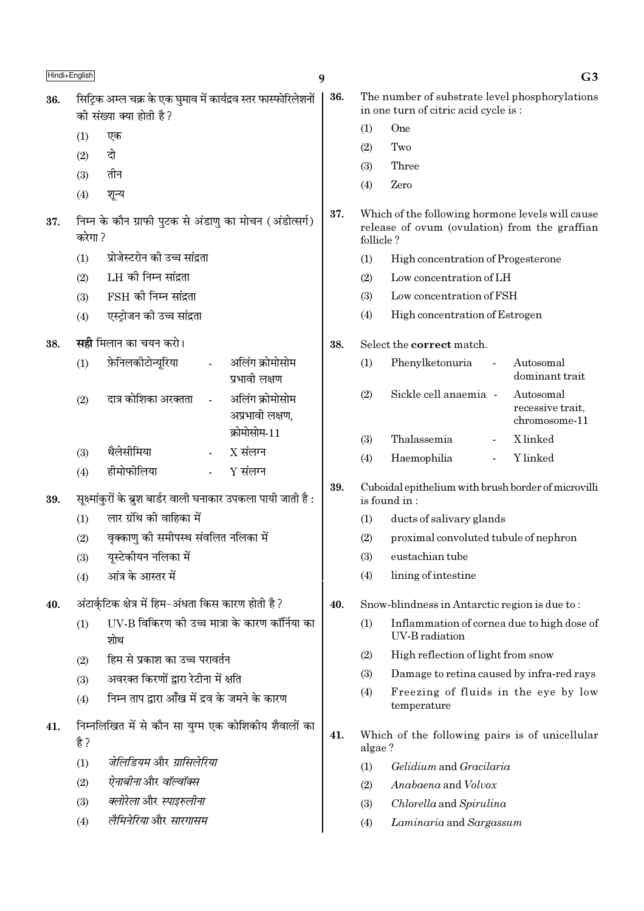36. सिट्रिक अम्ल चक्र के एक घुमाव में कार्यद्रव स्तर फास्फोरिलेशनों की संख्या क्या होती है ?
   (1) एक
   (2) दो
   (3) तीन
   (4) शून्य

37. निम्न के कौन ग्राफी पुटक से अंडाणु का मोचन (अंडोत्सर्ग) करेगा ?
   (1) प्रोजेस्टरोन की उच्च सांद्रता
   (2) LH की निम्न सांद्रता
   (3) FSH की निम्न सांद्रता
   (4) एस्ट्रोजन की उच्च सांद्रता

38. **सही** मिलान का चयन करो।
   (1) फ़ेनिलकीटोन्यूरिया - अलिंग क्रोमोसोम प्रभावी लक्षण
   (2) दात्र कोशिका अरक्तता - अलिंग क्रोमोसोम अप्रभावी लक्षण, क्रोमोसोम-11
   (3) थैलेसीमिया - X संलग्न
   (4) हीमोफीलिया - Y संलग्न

39. सूक्ष्मांकुरों के ब्रुश बार्डर वाली घनाकार उपकला पायी जाती है :
   (1) लार ग्रंथि की वाहिका में
   (2) वृक्काणु की समीपस्थ संवलित नलिका में
   (3) यूस्टेकीयन नलिका में
   (4) आंत्र के आस्तर में

40. अंटार्कटिक क्षेत्र में हिम-अंधता किस कारण होती है ?
   (1) UV-B विकिरण की उच्च मात्रा के कारण कॉर्निया का शोथ
   (2) हिम से प्रकाश का उच्च परावर्तन
   (3) अवरक्त किरणों द्वारा रेटीना में क्षति
   (4) निम्न ताप द्वारा आँख में द्रव के जमने के कारण

41. निम्नलिखित में से कौन सा युग्म एक कोशिकीय शैवालों का है ?
   (1) *जेलिडियम* और *ग्रासिलेरिया*
   (2) *ऐनाबीना* और *वॉल्वॉक्स*
   (3) *क्लोरेला* और *स्पाइरुलीना*
   (4) *लैमिनेरिया* और *सारगासम*

36. The number of substrate level phosphorylations in one turn of citric acid cycle is :
   (1) One
   (2) Two
   (3) Three
   (4) Zero

37. Which of the following hormone levels will cause release of ovum (ovulation) from the graffian follicle ?
   (1) High concentration of Progesterone
   (2) Low concentration of LH
   (3) Low concentration of FSH
   (4) High concentration of Estrogen

38. Select the **correct** match.
   (1) Phenylketonuria - Autosomal dominant trait
   (2) Sickle cell anaemia - Autosomal recessive trait, chromosome-11
   (3) Thalassemia - X linked
   (4) Haemophilia - Y linked

39. Cuboidal epithelium with brush border of microvilli is found in :
   (1) ducts of salivary glands
   (2) proximal convoluted tubule of nephron
   (3) eustachian tube
   (4) lining of intestine

40. Snow-blindness in Antarctic region is due to :
   (1) Inflammation of cornea due to high dose of UV-B radiation
   (2) High reflection of light from snow
   (3) Damage to retina caused by infra-red rays
   (4) Freezing of fluids in the eye by low temperature

41. Which of the following pairs is of unicellular algae ?
   (1) *Gelidium* and *Gracilaria*
   (2) *Anabaena* and *Volvox*
   (3) *Chlorella* and *Spirulina*
   (4) *Laminaria* and *Sargassum*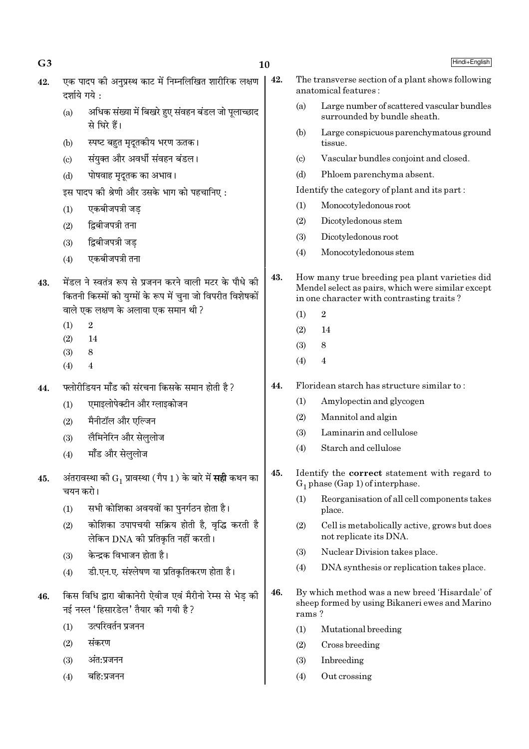42. एक पादप की अनुप्रस्थ काट में निम्नलिखित शारीरिक लक्षण दर्शाये गये :

 (a) अधिक संख्या में बिखरे हुए संवहन बंडल जो पूलाच्छाद से घिरे हैं।

 (b) स्पष्ट बहुत मृदूतकीय भरण ऊतक।

 (c) संयुक्त और अवर्धी संवहन बंडल।

 (d) पोषवाह मृदूतक का अभाव।

 इस पादप की श्रेणी और उसके भाग को पहचानिए :

 (1) एकबीजपत्री जड़
 (2) द्विबीजपत्री तना
 (3) द्विबीजपत्री जड़
 (4) एकबीजपत्री तना

43. मेंडल ने स्वतंत्र रूप से प्रजनन करने वाली मटर के पौधे की कितनी किस्मों को युग्मों के रूप में चुना जो विपरीत विशेषकों वाले एक लक्षण के अलावा एक समान थी ?

 (1) 2
 (2) 14
 (3) 8
 (4) 4

44. फ्लोरीडियन मॉंड की संरचना किसके समान होती है ?

 (1) एमाइलोपेक्टीन और ग्लाइकोजन
 (2) मैनीटॉल और एल्जिन
 (3) लैमिनेरिन और सेलुलोज
 (4) मॉंड और सेलुलोज

45. अंतरावस्था की $G_1$ प्रावस्था (गैप 1) के बारे में **सही** कथन का चयन करो।

 (1) सभी कोशिका अवयवों का पुनर्गठन होता है।
 (2) कोशिका उपापचयी सक्रिय होती है, वृद्धि करती है लेकिन DNA की प्रतिकृति नहीं करती।
 (3) केन्द्रक विभाजन होता है।
 (4) डी.एन.ए. संश्लेषण या प्रतिकृतिकरण होता है।

46. किस विधि द्वारा बीकानेरी ऐवीज एवं मैरीनो रेम्स से भेड़ की नई नस्ल 'हिसारडेल' तैयार की गयी है ?

 (1) उत्परिवर्तन प्रजनन
 (2) संकरण
 (3) अंत:प्रजनन
 (4) बहि:प्रजनन

42. The transverse section of a plant shows following anatomical features :

 (a) Large number of scattered vascular bundles surrounded by bundle sheath.

 (b) Large conspicuous parenchymatous ground tissue.

 (c) Vascular bundles conjoint and closed.

 (d) Phloem parenchyma absent.

 Identify the category of plant and its part :

 (1) Monocotyledonous root
 (2) Dicotyledonous stem
 (3) Dicotyledonous root
 (4) Monocotyledonous stem

43. How many true breeding pea plant varieties did Mendel select as pairs, which were similar except in one character with contrasting traits ?

 (1) 2
 (2) 14
 (3) 8
 (4) 4

44. Floridean starch has structure similar to :

 (1) Amylopectin and glycogen
 (2) Mannitol and algin
 (3) Laminarin and cellulose
 (4) Starch and cellulose

45. Identify the **correct** statement with regard to $G_1$ phase (Gap 1) of interphase.

 (1) Reorganisation of all cell components takes place.
 (2) Cell is metabolically active, grows but does not replicate its DNA.
 (3) Nuclear Division takes place.
 (4) DNA synthesis or replication takes place.

46. By which method was a new breed 'Hisardale' of sheep formed by using Bikaneri ewes and Marino rams ?

 (1) Mutational breeding
 (2) Cross breeding
 (3) Inbreeding
 (4) Out crossing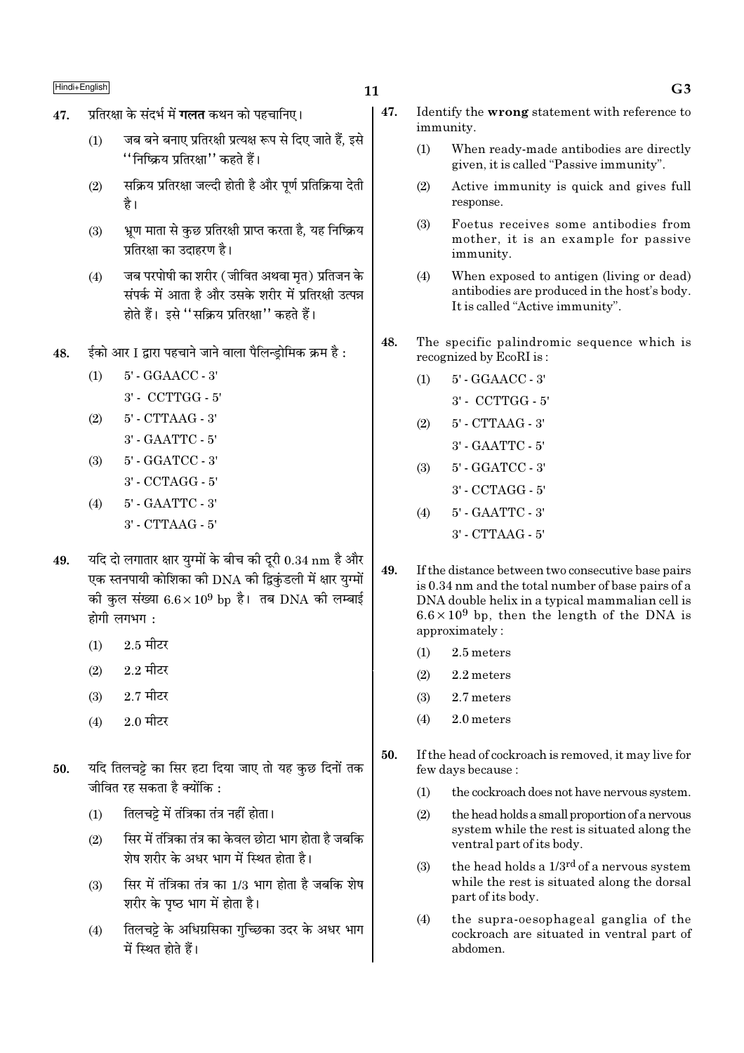47. प्रतिरक्षा के संदर्भ में **गलत** कथन को पहचानिए।

(1) जब बने बनाए प्रतिरक्षी प्रत्यक्ष रूप से दिए जाते हैं, इसे ''निष्क्रिय प्रतिरक्षा'' कहते हैं।

(2) सक्रिय प्रतिरक्षा जल्दी होती है और पूर्ण प्रतिक्रिया देती है।

(3) भ्रूण माता से कुछ प्रतिरक्षी प्राप्त करता है, यह निष्क्रिय प्रतिरक्षा का उदाहरण है।

(4) जब परपोषी का शरीर (जीवित अथवा मृत) प्रतिजन के संपर्क में आता है और उसके शरीर में प्रतिरक्षी उत्पन्न होते हैं। इसे ''सक्रिय प्रतिरक्षा'' कहते हैं।

48. ईको आर I द्वारा पहचाने जाने वाला पैलिन्ड्रोमिक क्रम है :

(1) 5' - GGAACC - 3'
3' - CCTTGG - 5'

(2) 5' - CTTAAG - 3'
3' - GAATTC - 5'

(3) 5' - GGATCC - 3'
3' - CCTAGG - 5'

(4) 5' - GAATTC - 3'
3' - CTTAAG - 5'

49. यदि दो लगातार क्षार युग्मों के बीच की दूरी 0.34 nm है और एक स्तनपायी कोशिका की DNA की द्विकुंडली में क्षार युग्मों की कुल संख्या $6.6 \times 10^9$ bp है। तब DNA की लम्बाई होगी लगभग :

(1) 2.5 मीटर

(2) 2.2 मीटर

(3) 2.7 मीटर

(4) 2.0 मीटर

50. यदि तिलचट्टे का सिर हटा दिया जाए तो यह कुछ दिनों तक जीवित रह सकता है क्योंकि :

(1) तिलचट्टे में तंत्रिका तंत्र नहीं होता।

(2) सिर में तंत्रिका तंत्र का केवल छोटा भाग होता है जबकि शेष शरीर के अधर भाग में स्थित होता है।

(3) सिर में तंत्रिका तंत्र का 1/3 भाग होता है जबकि शेष शरीर के पृष्ठ भाग में होता है।

(4) तिलचट्टे के अधिग्रसिका गुच्छिका उदर के अधर भाग में स्थित होते हैं।

47. Identify the **wrong** statement with reference to immunity.

(1) When ready-made antibodies are directly given, it is called "Passive immunity".

(2) Active immunity is quick and gives full response.

(3) Foetus receives some antibodies from mother, it is an example for passive immunity.

(4) When exposed to antigen (living or dead) antibodies are produced in the host's body. It is called "Active immunity".

48. The specific palindromic sequence which is recognized by EcoRI is :

(1) 5' - GGAACC - 3'
3' - CCTTGG - 5'

(2) 5' - CTTAAG - 3'
3' - GAATTC - 5'

(3) 5' - GGATCC - 3'
3' - CCTAGG - 5'

(4) 5' - GAATTC - 3'
3' - CTTAAG - 5'

49. If the distance between two consecutive base pairs is 0.34 nm and the total number of base pairs of a DNA double helix in a typical mammalian cell is $6.6 \times 10^9$ bp, then the length of the DNA is approximately :

(1) 2.5 meters

(2) 2.2 meters

(3) 2.7 meters

(4) 2.0 meters

50. If the head of cockroach is removed, it may live for few days because :

(1) the cockroach does not have nervous system.

(2) the head holds a small proportion of a nervous system while the rest is situated along the ventral part of its body.

(3) the head holds a 1/3rd of a nervous system while the rest is situated along the dorsal part of its body.

(4) the supra-oesophageal ganglia of the cockroach are situated in ventral part of abdomen.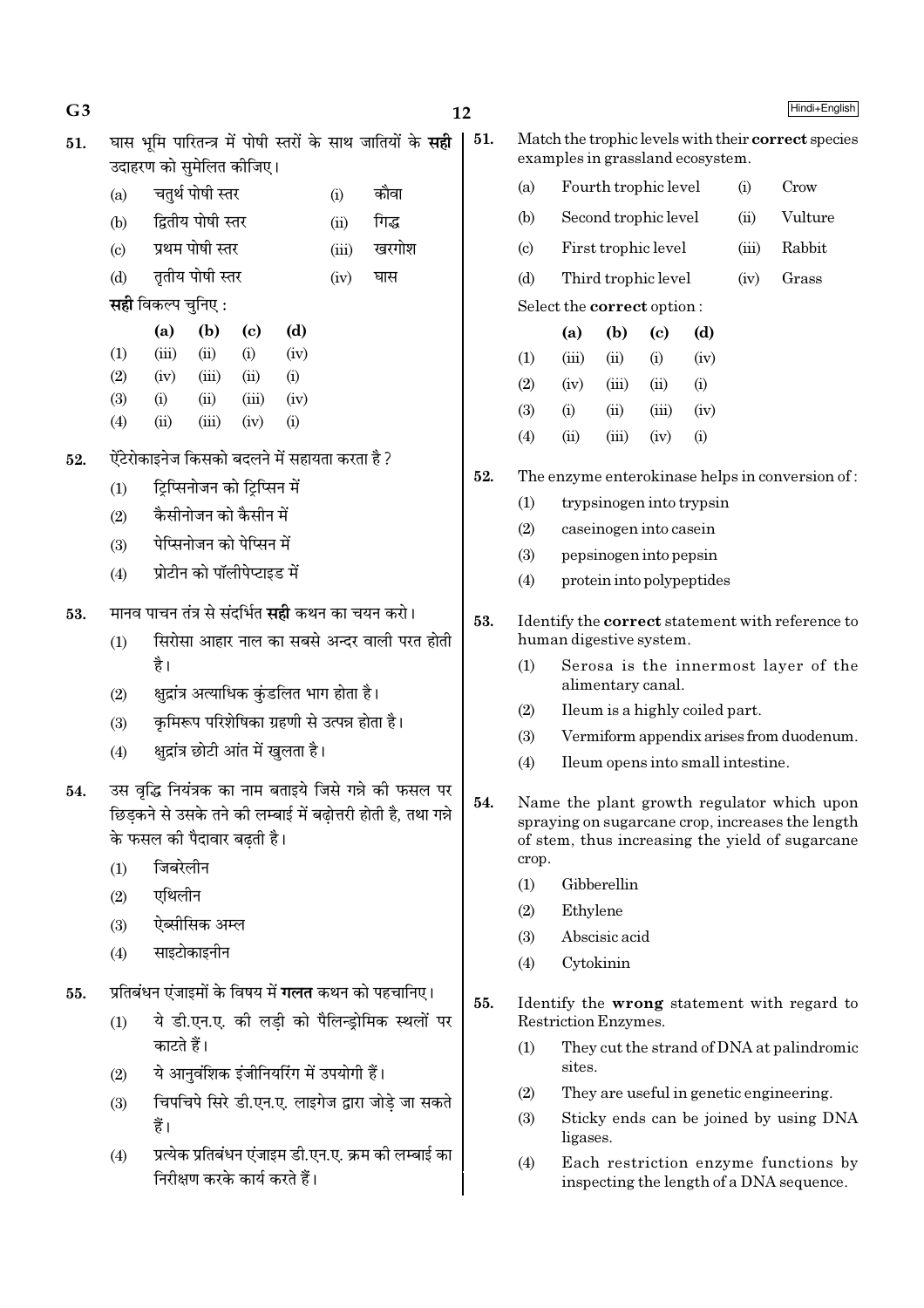51. घास भूमि पारितन्त्र में पोषी स्तरों के साथ जातियों के **सही** उदाहरण को सुमेलित कीजिए।

| | | | |
|---|---|---|---|
| (a) | चतुर्थ पोषी स्तर | (i) | कौवा |
| (b) | द्वितीय पोषी स्तर | (ii) | गिद्ध |
| (c) | प्रथम पोषी स्तर | (iii) | खरगोश |
| (d) | तृतीय पोषी स्तर | (iv) | घास |

**सही** विकल्प चुनिए :

| | (a) | (b) | (c) | (d) |
|---|---|---|---|---|
| (1) | (iii) | (ii) | (i) | (iv) |
| (2) | (iv) | (iii) | (ii) | (i) |
| (3) | (i) | (ii) | (iii) | (iv) |
| (4) | (ii) | (iii) | (iv) | (i) |

52. ऐंटेरोकाइनेज किसको बदलने में सहायता करता है ?
(1) ट्रिप्सिनोजन को ट्रिप्सिन में
(2) कैसीनोजन को कैसीन में
(3) पेप्सिनोजन को पेप्सिन में
(4) प्रोटीन को पॉलीपेप्टाइड में

53. मानव पाचन तंत्र से संदर्भित **सही** कथन का चयन करो।
(1) सिरोसा आहार नाल का सबसे अन्दर वाली परत होती है।
(2) क्षुद्रांत्र अत्याधिक कुंडलित भाग होता है।
(3) कृमिरूप परिशेषिका ग्रहणी से उत्पन्न होता है।
(4) क्षुद्रांत्र छोटी आंत में खुलता है।

54. उस वृद्धि नियंत्रक का नाम बताइये जिसे गन्ने की फसल पर छिड़कने से उसके तने की लम्बाई में बढ़ोत्तरी होती है, तथा गन्ने के फसल की पैदावार बढ़ती है।
(1) जिबरेलीन
(2) एथिलीन
(3) ऐब्सीसिक अम्ल
(4) साइटोकाइनीन

55. प्रतिबंधन एंजाइमों के विषय में **गलत** कथन को पहचानिए।
(1) ये डी.एन.ए. की लड़ी को पैलिन्ड्रोमिक स्थलों पर काटते हैं।
(2) ये आनुवंशिक इंजीनियरिंग में उपयोगी हैं।
(3) चिपचिपे सिरे डी.एन.ए. लाइगेज द्वारा जोड़े जा सकते हैं।
(4) प्रत्येक प्रतिबंधन एंजाइम डी.एन.ए. क्रम की लम्बाई का निरीक्षण करके कार्य करते हैं।

51. Match the trophic levels with their **correct** species examples in grassland ecosystem.

| | | | |
|---|---|---|---|
| (a) | Fourth trophic level | (i) | Crow |
| (b) | Second trophic level | (ii) | Vulture |
| (c) | First trophic level | (iii) | Rabbit |
| (d) | Third trophic level | (iv) | Grass |

Select the **correct** option :

| | (a) | (b) | (c) | (d) |
|---|---|---|---|---|
| (1) | (iii) | (ii) | (i) | (iv) |
| (2) | (iv) | (iii) | (ii) | (i) |
| (3) | (i) | (ii) | (iii) | (iv) |
| (4) | (ii) | (iii) | (iv) | (i) |

52. The enzyme enterokinase helps in conversion of :
(1) trypsinogen into trypsin
(2) caseinogen into casein
(3) pepsinogen into pepsin
(4) protein into polypeptides

53. Identify the **correct** statement with reference to human digestive system.
(1) Serosa is the innermost layer of the alimentary canal.
(2) Ileum is a highly coiled part.
(3) Vermiform appendix arises from duodenum.
(4) Ileum opens into small intestine.

54. Name the plant growth regulator which upon spraying on sugarcane crop, increases the length of stem, thus increasing the yield of sugarcane crop.
(1) Gibberellin
(2) Ethylene
(3) Abscisic acid
(4) Cytokinin

55. Identify the **wrong** statement with regard to Restriction Enzymes.
(1) They cut the strand of DNA at palindromic sites.
(2) They are useful in genetic engineering.
(3) Sticky ends can be joined by using DNA ligases.
(4) Each restriction enzyme functions by inspecting the length of a DNA sequence.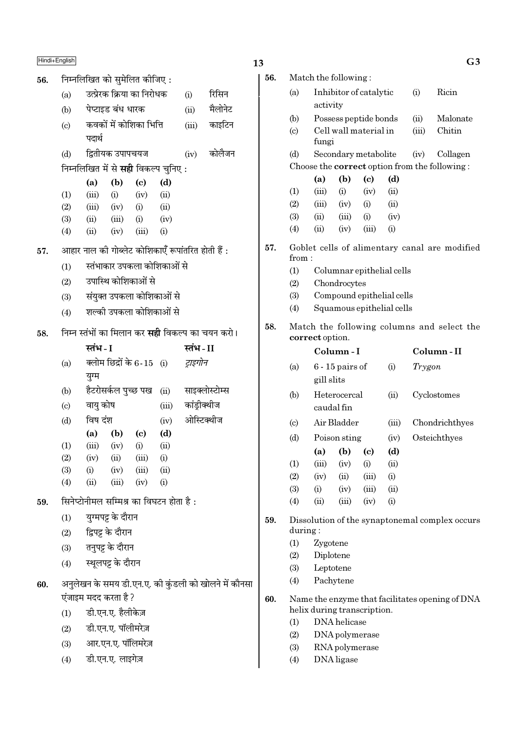56. निम्नलिखित को सुमेलित कीजिए :

| | | | |
|---|---|---|---|
| (a) | उत्प्रेरक क्रिया का निरोधक | (i) | रिसिन |
| (b) | पेप्टाइड बंध धारक | (ii) | मैलोनेट |
| (c) | कवकों में कोशिका भित्ति पदार्थ | (iii) | काइटिन |
| (d) | द्वितीयक उपापचयज | (iv) | कोलैजन |

निम्नलिखित में से **सही** विकल्प चुनिए :

| | (a) | (b) | (c) | (d) |
|---|---|---|---|---|
| (1) | (iii) | (i) | (iv) | (ii) |
| (2) | (iii) | (iv) | (i) | (ii) |
| (3) | (ii) | (iii) | (i) | (iv) |
| (4) | (ii) | (iv) | (iii) | (i) |

57. आहार नाल की गोब्लेट कोशिकाएँ रूपांतरित होती हैं :

(1) स्तंभाकार उपकला कोशिकाओं से
(2) उपास्थि कोशिकाओं से
(3) संयुक्त उपकला कोशिकाओं से
(4) शल्की उपकला कोशिकाओं से

58. निम्न स्तंभों का मिलान कर **सही** विकल्प का चयन करो।

| | स्तंभ - I | | स्तंभ - II |
|---|---|---|---|
| (a) | क्लोम छिद्रों के 6 - 15 युग्म | (i) | *ट्राइगोन* |
| (b) | हैटरोसर्कल पुच्छ पख | (ii) | साइक्लोस्टोम्स |
| (c) | वायु कोष | (iii) | कांड्रीक्थीज |
| (d) | विष दंश | (iv) | ओस्टिक्थीज |

| | (a) | (b) | (c) | (d) |
|---|---|---|---|---|
| (1) | (iii) | (iv) | (i) | (ii) |
| (2) | (iv) | (ii) | (iii) | (i) |
| (3) | (i) | (iv) | (iii) | (ii) |
| (4) | (ii) | (iii) | (iv) | (i) |

59. सिनेप्टोनीमल सम्मिश्र का विघटन होता है :

(1) युग्मपट्ट के दौरान
(2) द्विपट्ट के दौरान
(3) तनुपट्ट के दौरान
(4) स्थूलपट्ट के दौरान

60. अनुलेखन के समय डी.एन.ए. की कुंडली को खोलने में कौनसा एंजाइम मदद करता है ?

(1) डी.एन.ए. हैलीकेज़
(2) डी.एन.ए. पॉलीमरेज़
(3) आर.एन.ए. पॉलिमरेज़
(4) डी.एन.ए. लाइगेज़

56. Match the following :

| | | | |
|---|---|---|---|
| (a) | Inhibitor of catalytic activity | (i) | Ricin |
| (b) | Possess peptide bonds | (ii) | Malonate |
| (c) | Cell wall material in fungi | (iii) | Chitin |
| (d) | Secondary metabolite | (iv) | Collagen |

Choose the **correct** option from the following :

| | (a) | (b) | (c) | (d) |
|---|---|---|---|---|
| (1) | (iii) | (i) | (iv) | (ii) |
| (2) | (iii) | (iv) | (i) | (ii) |
| (3) | (ii) | (iii) | (i) | (iv) |
| (4) | (ii) | (iv) | (iii) | (i) |

57. Goblet cells of alimentary canal are modified from :

(1) Columnar epithelial cells
(2) Chondrocytes
(3) Compound epithelial cells
(4) Squamous epithelial cells

58. Match the following columns and select the **correct** option.

| | Column - I | | Column - II |
|---|---|---|---|
| (a) | 6 - 15 pairs of gill slits | (i) | *Trygon* |
| (b) | Heterocercal caudal fin | (ii) | Cyclostomes |
| (c) | Air Bladder | (iii) | Chondrichthyes |
| (d) | Poison sting | (iv) | Osteichthyes |

| | (a) | (b) | (c) | (d) |
|---|---|---|---|---|
| (1) | (iii) | (iv) | (i) | (ii) |
| (2) | (iv) | (ii) | (iii) | (i) |
| (3) | (i) | (iv) | (iii) | (ii) |
| (4) | (ii) | (iii) | (iv) | (i) |

59. Dissolution of the synaptonemal complex occurs during :

(1) Zygotene
(2) Diplotene
(3) Leptotene
(4) Pachytene

60. Name the enzyme that facilitates opening of DNA helix during transcription.

(1) DNA helicase
(2) DNA polymerase
(3) RNA polymerase
(4) DNA ligase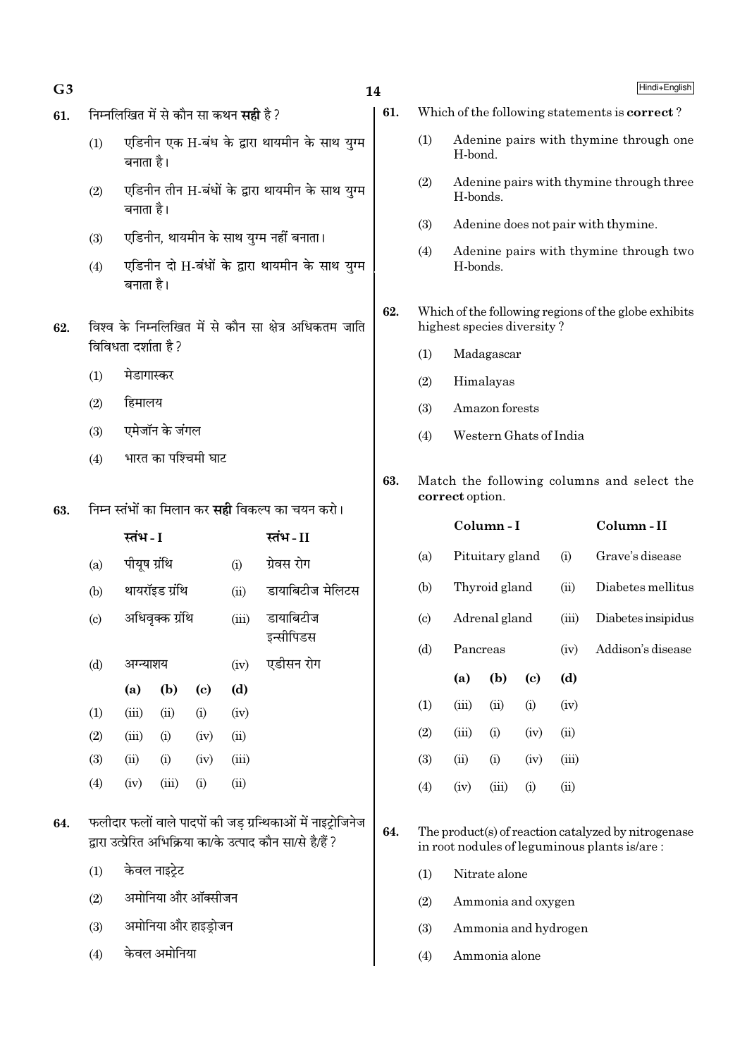61. निम्नलिखित में से कौन सा कथन **सही** है ?

(1) एडिनीन एक H-बंध के द्वारा थायमीन के साथ युग्म बनाता है।

(2) एडिनीन तीन H-बंधों के द्वारा थायमीन के साथ युग्म बनाता है।

(3) एडिनीन, थायमीन के साथ युग्म नहीं बनाता।

(4) एडिनीन दो H-बंधों के द्वारा थायमीन के साथ युग्म बनाता है।

62. विश्व के निम्नलिखित में से कौन सा क्षेत्र अधिकतम जाति विविधता दर्शाता है ?

(1) मेडागास्कर

(2) हिमालय

(3) एमेजॉन के जंगल

(4) भारत का पश्चिमी घाट

63. निम्न स्तंभों का मिलान कर **सही** विकल्प का चयन करो।

| | स्तंभ - I | | स्तंभ - II |
|---|---|---|---|
| (a) | पीयूष ग्रंथि | (i) | ग्रेवस रोग |
| (b) | थायरॉइड ग्रंथि | (ii) | डायाबिटीज मेलिटस |
| (c) | अधिवृक्क ग्रंथि | (iii) | डायाबिटीज इन्सीपिडस |
| (d) | अग्न्याशय | (iv) | एडीसन रोग |

| | (a) | (b) | (c) | (d) |
|---|---|---|---|---|
| (1) | (iii) | (ii) | (i) | (iv) |
| (2) | (iii) | (i) | (iv) | (ii) |
| (3) | (ii) | (i) | (iv) | (iii) |
| (4) | (iv) | (iii) | (i) | (ii) |

64. फलीदार फलों वाले पादपों की जड़ ग्रन्थिकाओं में नाइट्रोजिनेज द्वारा उत्प्रेरित अभिक्रिया का/के उत्पाद कौन सा/से है/हैं ?

(1) केवल नाइट्रेट

(2) अमोनिया और ऑक्सीजन

(3) अमोनिया और हाइड्रोजन

(4) केवल अमोनिया

61. Which of the following statements is **correct** ?

(1) Adenine pairs with thymine through one H-bond.

(2) Adenine pairs with thymine through three H-bonds.

(3) Adenine does not pair with thymine.

(4) Adenine pairs with thymine through two H-bonds.

62. Which of the following regions of the globe exhibits highest species diversity ?

(1) Madagascar

(2) Himalayas

(3) Amazon forests

(4) Western Ghats of India

63. Match the following columns and select the **correct** option.

| | Column - I | | Column - II |
|---|---|---|---|
| (a) | Pituitary gland | (i) | Grave's disease |
| (b) | Thyroid gland | (ii) | Diabetes mellitus |
| (c) | Adrenal gland | (iii) | Diabetes insipidus |
| (d) | Pancreas | (iv) | Addison's disease |

| | (a) | (b) | (c) | (d) |
|---|---|---|---|---|
| (1) | (iii) | (ii) | (i) | (iv) |
| (2) | (iii) | (i) | (iv) | (ii) |
| (3) | (ii) | (i) | (iv) | (iii) |
| (4) | (iv) | (iii) | (i) | (ii) |

64. The product(s) of reaction catalyzed by nitrogenase in root nodules of leguminous plants is/are :

(1) Nitrate alone

(2) Ammonia and oxygen

(3) Ammonia and hydrogen

(4) Ammonia alone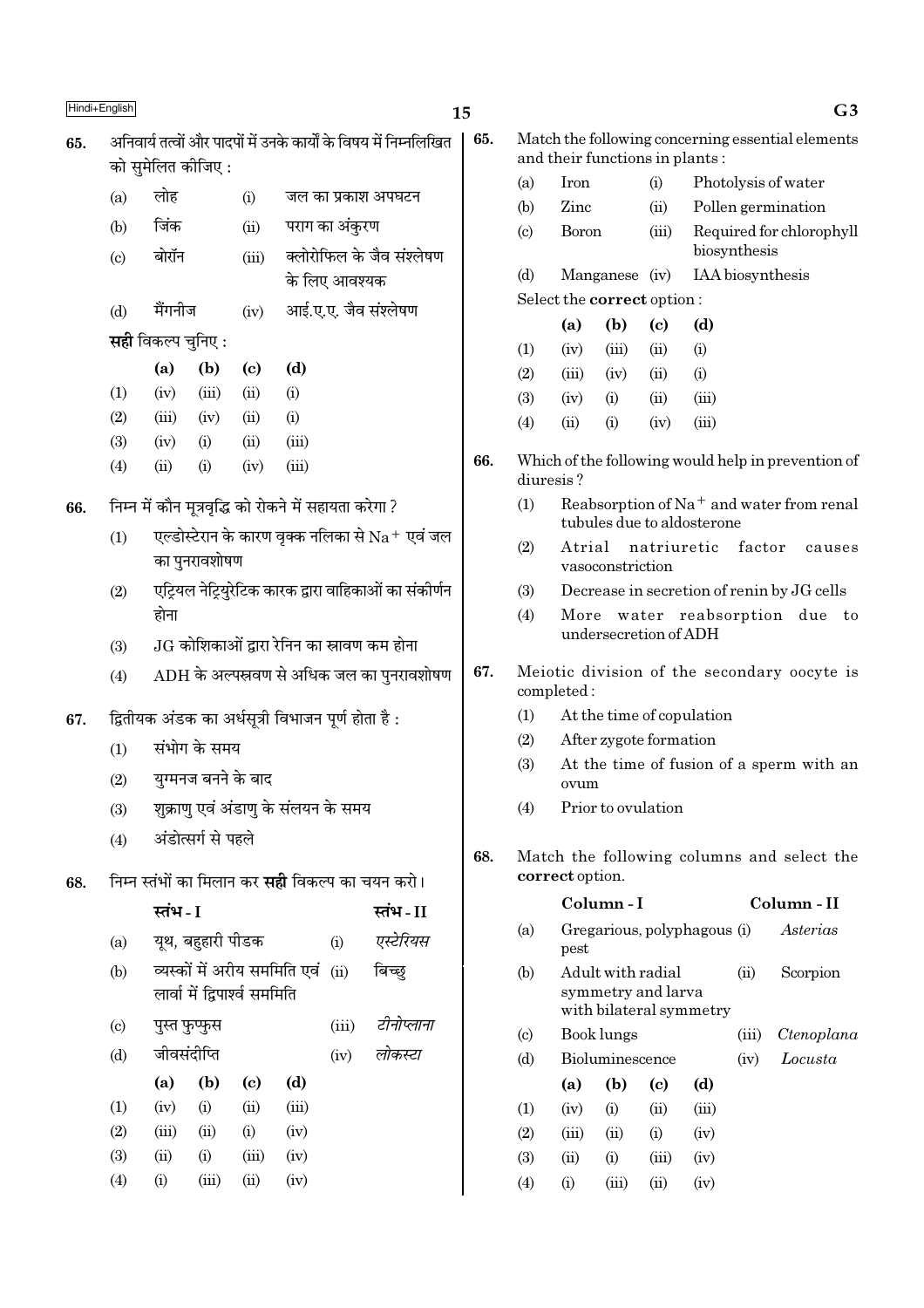65. अनिवार्य तत्वों और पादपों में उनके कार्यों के विषय में निम्नलिखित को सुमेलित कीजिए :

| | | | |
|---|---|---|---|
| (a) | लोह | (i) | जल का प्रकाश अपघटन |
| (b) | जिंक | (ii) | पराग का अंकुरण |
| (c) | बोरॉन | (iii) | क्लोरोफिल के जैव संश्लेषण के लिए आवश्यक |
| (d) | मैंगनीज | (iv) | आई.ए.ए. जैव संश्लेषण |

**सही** विकल्प चुनिए :

| | (a) | (b) | (c) | (d) |
|---|---|---|---|---|
| (1) | (iv) | (iii) | (ii) | (i) |
| (2) | (iii) | (iv) | (ii) | (i) |
| (3) | (iv) | (i) | (ii) | (iii) |
| (4) | (ii) | (i) | (iv) | (iii) |

66. निम्न में कौन मूत्रवृद्धि को रोकने में सहायता करेगा ?

(1) एल्डोस्टेरान के कारण वृक्क नलिका से $Na^+$ एवं जल का पुनरावशोषण

(2) एट्रियल नेट्रियुरेटिक कारक द्वारा वाहिकाओं का संकीर्णन होना

(3) JG कोशिकाओं द्वारा रेनिन का स्रावण कम होना

(4) ADH के अल्पस्रवण से अधिक जल का पुनरावशोषण

67. द्वितीयक अंडक का अर्धसूत्री विभाजन पूर्ण होता है :

(1) संभोग के समय

(2) युग्मनज बनने के बाद

(3) शुक्राणु एवं अंडाणु के संलयन के समय

(4) अंडोत्सर्ग से पहले

68. निम्न स्तंभों का मिलान कर **सही** विकल्प का चयन करो।

| | स्तंभ - I | | स्तंभ - II |
|---|---|---|---|
| (a) | यूथ, बहुहारी पीडक | (i) | *एस्टेरियस* |
| (b) | व्यस्कों में अरीय सममिति एवं लार्वा में द्विपार्श्व सममिति | (ii) | बिच्छु |
| (c) | पुस्त फुप्फुस | (iii) | *टीनोप्लाना* |
| (d) | जीवसंदीप्ति | (iv) | *लोकस्टा* |

| | (a) | (b) | (c) | (d) |
|---|---|---|---|---|
| (1) | (iv) | (i) | (ii) | (iii) |
| (2) | (iii) | (ii) | (i) | (iv) |
| (3) | (ii) | (i) | (iii) | (iv) |
| (4) | (i) | (iii) | (ii) | (iv) |

65. Match the following concerning essential elements and their functions in plants :

| | | | |
|---|---|---|---|
| (a) | Iron | (i) | Photolysis of water |
| (b) | Zinc | (ii) | Pollen germination |
| (c) | Boron | (iii) | Required for chlorophyll biosynthesis |
| (d) | Manganese | (iv) | IAA biosynthesis |

Select the **correct** option :

| | (a) | (b) | (c) | (d) |
|---|---|---|---|---|
| (1) | (iv) | (iii) | (ii) | (i) |
| (2) | (iii) | (iv) | (ii) | (i) |
| (3) | (iv) | (i) | (ii) | (iii) |
| (4) | (ii) | (i) | (iv) | (iii) |

66. Which of the following would help in prevention of diuresis ?

(1) Reabsorption of $Na^+$ and water from renal tubules due to aldosterone

(2) Atrial natriuretic factor causes vasoconstriction

(3) Decrease in secretion of renin by JG cells

(4) More water reabsorption due to undersecretion of ADH

67. Meiotic division of the secondary oocyte is completed :

(1) At the time of copulation

(2) After zygote formation

(3) At the time of fusion of a sperm with an ovum

(4) Prior to ovulation

68. Match the following columns and select the **correct** option.

| | Column - I | | Column - II |
|---|---|---|---|
| (a) | Gregarious, polyphagous pest | (i) | *Asterias* |
| (b) | Adult with radial symmetry and larva with bilateral symmetry | (ii) | Scorpion |
| (c) | Book lungs | (iii) | *Ctenoplana* |
| (d) | Bioluminescence | (iv) | *Locusta* |

| | (a) | (b) | (c) | (d) |
|---|---|---|---|---|
| (1) | (iv) | (i) | (ii) | (iii) |
| (2) | (iii) | (ii) | (i) | (iv) |
| (3) | (ii) | (i) | (iii) | (iv) |
| (4) | (i) | (iii) | (ii) | (iv) |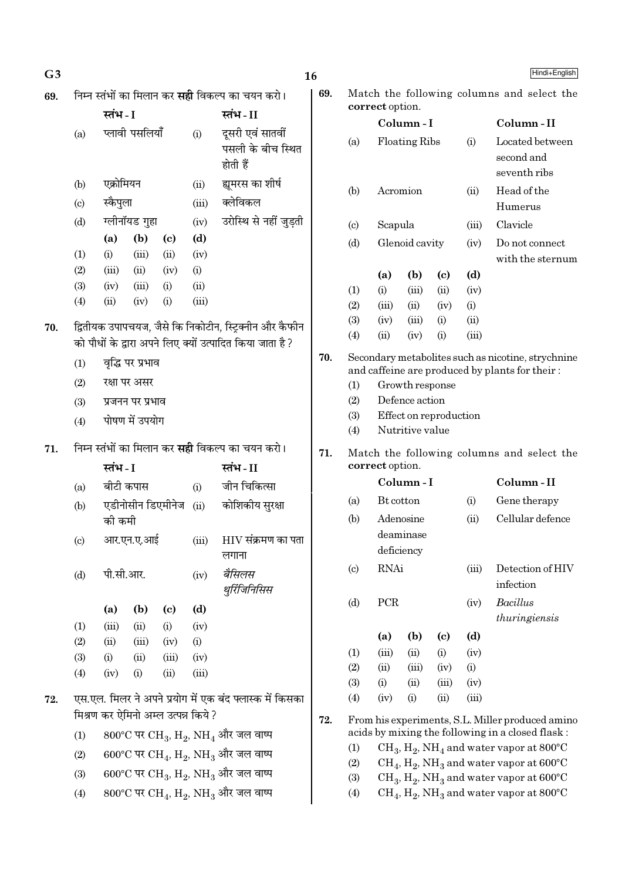69. निम्न स्तंभों का मिलान कर **सही** विकल्प का चयन करो।

| | स्तंभ - I | | स्तंभ - II |
|---|---|---|---|
| (a) | प्लावी पसलियाँ | (i) | दूसरी एवं सातवीं पसली के बीच स्थित होती हैं |
| (b) | एक्रोमियन | (ii) | ह्यूमरस का शीर्ष |
| (c) | स्कैपुला | (iii) | क्लेविकल |
| (d) | ग्लीनॉयड गुहा | (iv) | उरोस्थि से नहीं जुड़ती |

| | (a) | (b) | (c) | (d) |
|---|---|---|---|---|
| (1) | (i) | (iii) | (ii) | (iv) |
| (2) | (iii) | (ii) | (iv) | (i) |
| (3) | (iv) | (iii) | (i) | (ii) |
| (4) | (ii) | (iv) | (i) | (iii) |

70. द्वितीयक उपापचयज, जैसे कि निकोटीन, स्ट्रिक्नीन और कैफीन को पौधों के द्वारा अपने लिए क्यों उत्पादित किया जाता है ?

(1) वृद्धि पर प्रभाव
(2) रक्षा पर असर
(3) प्रजनन पर प्रभाव
(4) पोषण में उपयोग

71. निम्न स्तंभों का मिलान कर **सही** विकल्प का चयन करो।

| | स्तंभ - I | | स्तंभ - II |
|---|---|---|---|
| (a) | बीटी कपास | (i) | जीन चिकित्सा |
| (b) | एडीनोसीन डिएमीनेज की कमी | (ii) | कोशिकीय सुरक्षा |
| (c) | आर.एन.ए.आई | (iii) | HIV संक्रमण का पता लगाना |
| (d) | पी.सी.आर. | (iv) | *बैसिलस थुरिंजिनिसिस* |

| | (a) | (b) | (c) | (d) |
|---|---|---|---|---|
| (1) | (iii) | (ii) | (i) | (iv) |
| (2) | (ii) | (iii) | (iv) | (i) |
| (3) | (i) | (ii) | (iii) | (iv) |
| (4) | (iv) | (i) | (ii) | (iii) |

72. एस.एल. मिलर ने अपने प्रयोग में एक बंद फ्लास्क में किसका मिश्रण कर ऐमिनो अम्ल उत्पन्न किये ?

(1) 800°C पर $CH_3$, $H_2$, $NH_4$ और जल वाष्प
(2) 600°C पर $CH_4$, $H_2$, $NH_3$ और जल वाष्प
(3) 600°C पर $CH_3$, $H_2$, $NH_3$ और जल वाष्प
(4) 800°C पर $CH_4$, $H_2$, $NH_3$ और जल वाष्प

69. Match the following columns and select the **correct** option.

| | Column - I | | Column - II |
|---|---|---|---|
| (a) | Floating Ribs | (i) | Located between second and seventh ribs |
| (b) | Acromion | (ii) | Head of the Humerus |
| (c) | Scapula | (iii) | Clavicle |
| (d) | Glenoid cavity | (iv) | Do not connect with the sternum |

| | (a) | (b) | (c) | (d) |
|---|---|---|---|---|
| (1) | (i) | (iii) | (ii) | (iv) |
| (2) | (iii) | (ii) | (iv) | (i) |
| (3) | (iv) | (iii) | (i) | (ii) |
| (4) | (ii) | (iv) | (i) | (iii) |

70. Secondary metabolites such as nicotine, strychnine and caffeine are produced by plants for their :

(1) Growth response
(2) Defence action
(3) Effect on reproduction
(4) Nutritive value

71. Match the following columns and select the **correct** option.

| | Column - I | | Column - II |
|---|---|---|---|
| (a) | Bt cotton | (i) | Gene therapy |
| (b) | Adenosine deaminase deficiency | (ii) | Cellular defence |
| (c) | RNAi | (iii) | Detection of HIV infection |
| (d) | PCR | (iv) | *Bacillus thuringiensis* |

| | (a) | (b) | (c) | (d) |
|---|---|---|---|---|
| (1) | (iii) | (ii) | (i) | (iv) |
| (2) | (ii) | (iii) | (iv) | (i) |
| (3) | (i) | (ii) | (iii) | (iv) |
| (4) | (iv) | (i) | (ii) | (iii) |

72. From his experiments, S.L. Miller produced amino acids by mixing the following in a closed flask :

(1) $CH_3$, $H_2$, $NH_4$ and water vapor at 800°C
(2) $CH_4$, $H_2$, $NH_3$ and water vapor at 600°C
(3) $CH_3$, $H_2$, $NH_3$ and water vapor at 600°C
(4) $CH_4$, $H_2$, $NH_3$ and water vapor at 800°C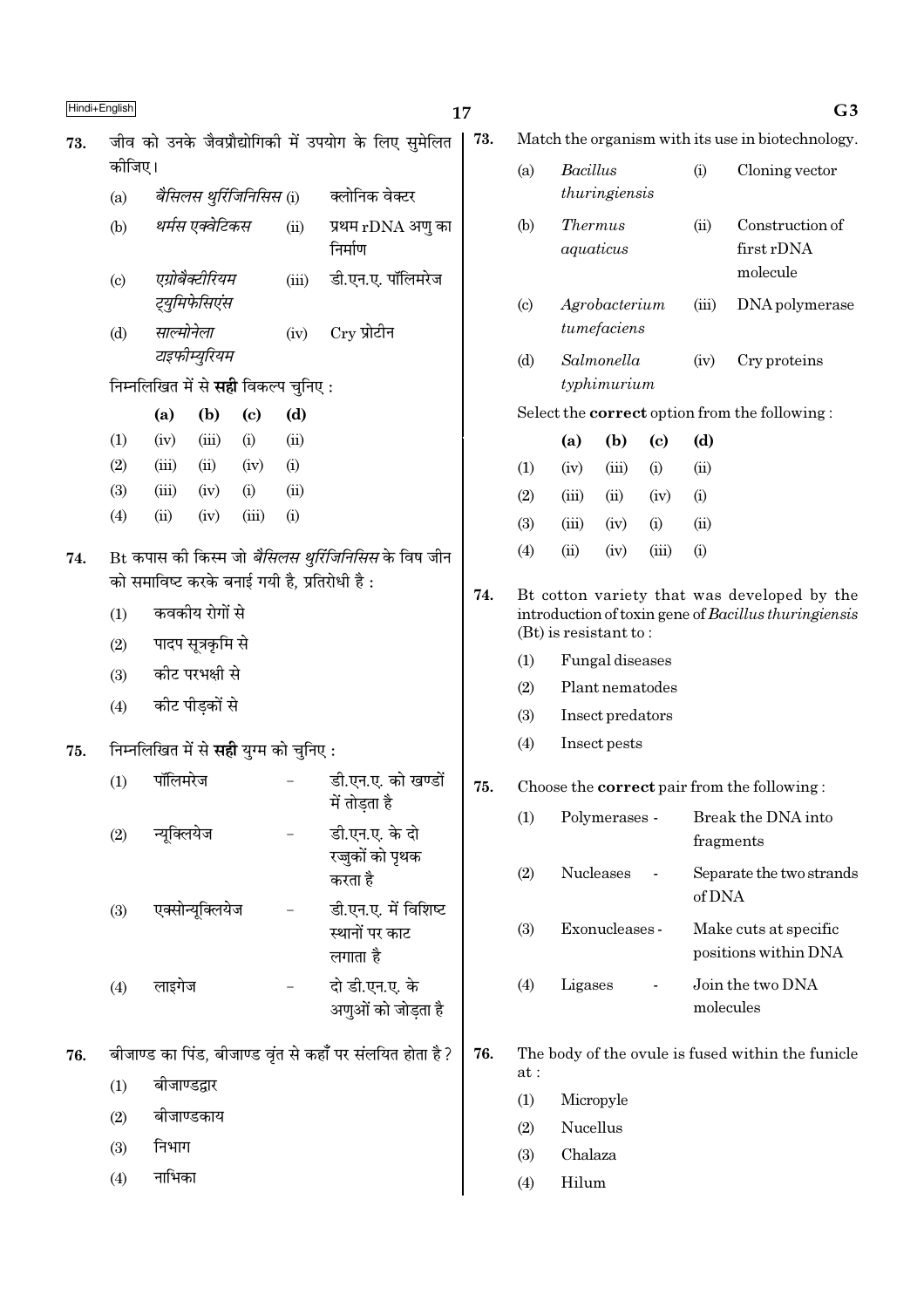**73.** जीव को उनके जैवप्रौद्योगिकी में उपयोग के लिए सुमेलित कीजिए।

| | | | |
|---|---|---|---|
| (a) | *बैसिलस थुरिंजिनिसिस* | (i) | क्लोनिक वेक्टर |
| (b) | *थर्मस एक्वेटिकस* | (ii) | प्रथम rDNA अणु का निर्माण |
| (c) | *एग्रोबैक्टीरियम ट्युमिफेसिएंस* | (iii) | डी.एन.ए. पॉलिमरेज |
| (d) | *साल्मोनेला टाइफीम्युरियम* | (iv) | Cry प्रोटीन |

निम्नलिखित में से **सही** विकल्प चुनिए :

| | (a) | (b) | (c) | (d) |
|---|---|---|---|---|
| (1) | (iv) | (iii) | (i) | (ii) |
| (2) | (iii) | (ii) | (iv) | (i) |
| (3) | (iii) | (iv) | (i) | (ii) |
| (4) | (ii) | (iv) | (iii) | (i) |

**74.** Bt कपास की किस्म जो *बैसिलस थुरिंजिनिसिस* के विष जीन को समाविष्ट करके बनाई गयी है, प्रतिरोधी है :

(1) कवकीय रोगों से
(2) पादप सूत्रकृमि से
(3) कीट परभक्षी से
(4) कीट पीड़कों से

**75.** निम्नलिखित में से **सही** युग्म को चुनिए :

(1) पॉलिमरेज - डी.एन.ए. को खण्डों में तोड़ता है
(2) न्यूक्लियेज - डी.एन.ए. के दो रज्जुकों को पृथक करता है
(3) एक्सोन्यूक्लियेज - डी.एन.ए. में विशिष्ट स्थानों पर काट लगाता है
(4) लाइगेज - दो डी.एन.ए. के अणुओं को जोड़ता है

**76.** बीजाण्ड का पिंड, बीजाण्ड वृंत से कहाँ पर संलयित होता है?

(1) बीजाण्डद्वार
(2) बीजाण्डकाय
(3) निभाग
(4) नाभिका

**73.** Match the organism with its use in biotechnology.

| | | | |
|---|---|---|---|
| (a) | *Bacillus thuringiensis* | (i) | Cloning vector |
| (b) | *Thermus aquaticus* | (ii) | Construction of first rDNA molecule |
| (c) | *Agrobacterium tumefaciens* | (iii) | DNA polymerase |
| (d) | *Salmonella typhimurium* | (iv) | Cry proteins |

Select the **correct** option from the following :

| | (a) | (b) | (c) | (d) |
|---|---|---|---|---|
| (1) | (iv) | (iii) | (i) | (ii) |
| (2) | (iii) | (ii) | (iv) | (i) |
| (3) | (iii) | (iv) | (i) | (ii) |
| (4) | (ii) | (iv) | (iii) | (i) |

**74.** Bt cotton variety that was developed by the introduction of toxin gene of *Bacillus thuringiensis* (Bt) is resistant to :

(1) Fungal diseases
(2) Plant nematodes
(3) Insect predators
(4) Insect pests

**75.** Choose the **correct** pair from the following :

(1) Polymerases - Break the DNA into fragments
(2) Nucleases - Separate the two strands of DNA
(3) Exonucleases - Make cuts at specific positions within DNA
(4) Ligases - Join the two DNA molecules

**76.** The body of the ovule is fused within the funicle at :

(1) Micropyle
(2) Nucellus
(3) Chalaza
(4) Hilum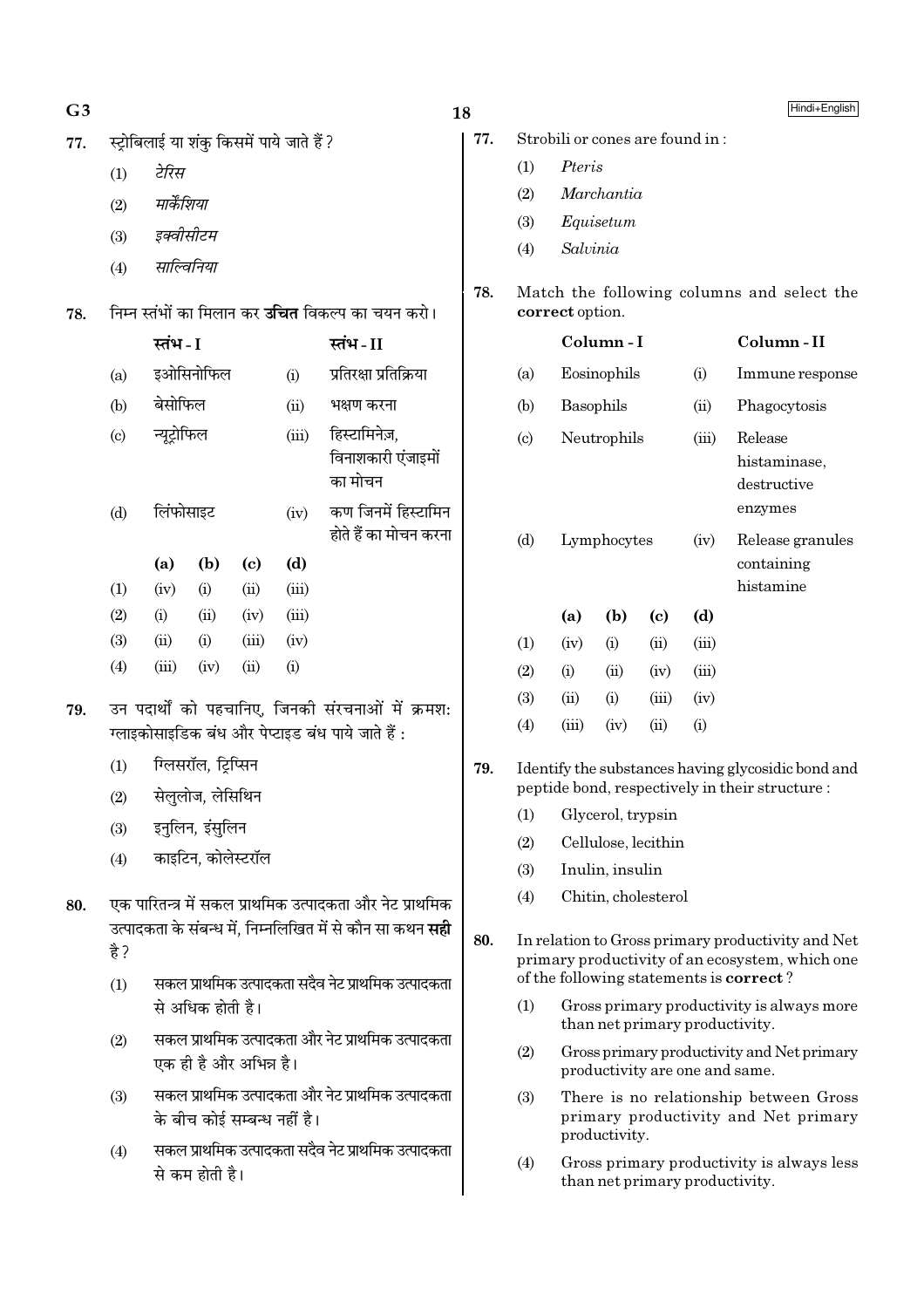77. स्ट्रोबिलाई या शंकु किसमें पाये जाते हैं ?

(1) *टेरिस*

(2) *मार्केंशिया*

(3) *इक्वीसीटम*

(4) *साल्विनिया*

78. निम्न स्तंभों का मिलान कर **उचित** विकल्प का चयन करो।

| | स्तंभ - I | | स्तंभ - II |
|---|---|---|---|
| (a) | इओसिनोफिल | (i) | प्रतिरक्षा प्रतिक्रिया |
| (b) | बेसोफिल | (ii) | भक्षण करना |
| (c) | न्यूट्रोफिल | (iii) | हिस्टामिनेज़, विनाशकारी एंजाइमों का मोचन |
| (d) | लिंफोसाइट | (iv) | कण जिनमें हिस्टामिन होते हैं का मोचन करना |

| | (a) | (b) | (c) | (d) |
|---|---|---|---|---|
| (1) | (iv) | (i) | (ii) | (iii) |
| (2) | (i) | (ii) | (iv) | (iii) |
| (3) | (ii) | (i) | (iii) | (iv) |
| (4) | (iii) | (iv) | (ii) | (i) |

79. उन पदार्थों को पहचानिए, जिनकी संरचनाओं में क्रमश: ग्लाइकोसाइडिक बंध और पेप्टाइड बंध पाये जाते हैं :

(1) ग्लिसरॉल, ट्रिप्सिन

(2) सेलुलोज, लेसिथिन

(3) इनुलिन, इंसुलिन

(4) काइटिन, कोलेस्टरॉल

80. एक पारितन्त्र में सकल प्राथमिक उत्पादकता और नेट प्राथमिक उत्पादकता के संबन्ध में, निम्नलिखित में से कौन सा कथन **सही** है ?

(1) सकल प्राथमिक उत्पादकता सदैव नेट प्राथमिक उत्पादकता से अधिक होती है।

(2) सकल प्राथमिक उत्पादकता और नेट प्राथमिक उत्पादकता एक ही है और अभिन्न है।

(3) सकल प्राथमिक उत्पादकता और नेट प्राथमिक उत्पादकता के बीच कोई सम्बन्ध नहीं है।

(4) सकल प्राथमिक उत्पादकता सदैव नेट प्राथमिक उत्पादकता से कम होती है।

77. Strobili or cones are found in :

(1) *Pteris*

(2) *Marchantia*

(3) *Equisetum*

(4) *Salvinia*

78. Match the following columns and select the **correct** option.

| | Column - I | | Column - II |
|---|---|---|---|
| (a) | Eosinophils | (i) | Immune response |
| (b) | Basophils | (ii) | Phagocytosis |
| (c) | Neutrophils | (iii) | Release histaminase, destructive enzymes |
| (d) | Lymphocytes | (iv) | Release granules containing histamine |

| | (a) | (b) | (c) | (d) |
|---|---|---|---|---|
| (1) | (iv) | (i) | (ii) | (iii) |
| (2) | (i) | (ii) | (iv) | (iii) |
| (3) | (ii) | (i) | (iii) | (iv) |
| (4) | (iii) | (iv) | (ii) | (i) |

79. Identify the substances having glycosidic bond and peptide bond, respectively in their structure :

(1) Glycerol, trypsin

(2) Cellulose, lecithin

(3) Inulin, insulin

(4) Chitin, cholesterol

80. In relation to Gross primary productivity and Net primary productivity of an ecosystem, which one of the following statements is **correct** ?

(1) Gross primary productivity is always more than net primary productivity.

(2) Gross primary productivity and Net primary productivity are one and same.

(3) There is no relationship between Gross primary productivity and Net primary productivity.

(4) Gross primary productivity is always less than net primary productivity.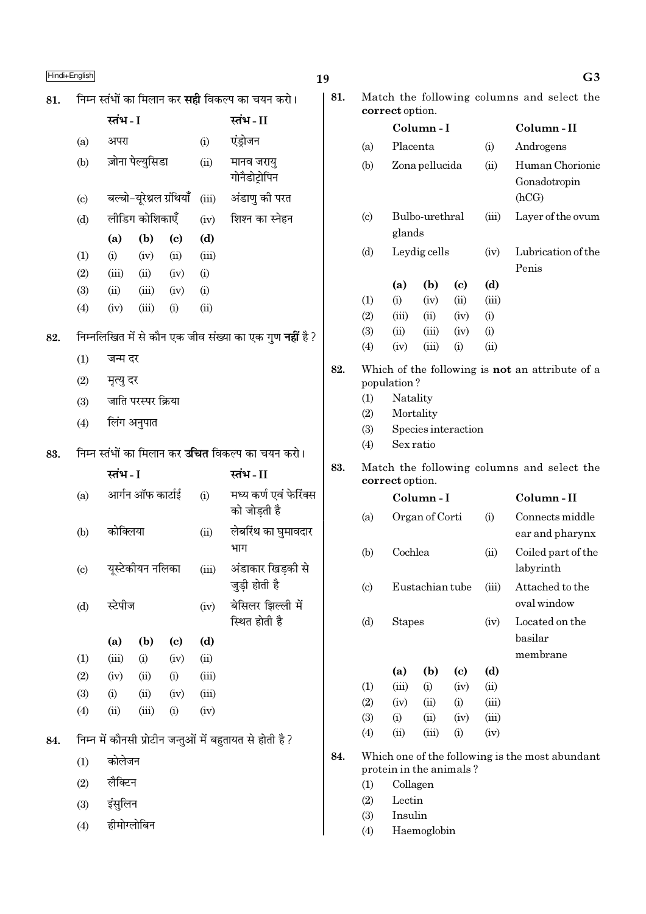81. निम्न स्तंभों का मिलान कर **सही** विकल्प का चयन करो।

| | स्तंभ - I | | स्तंभ - II |
|---|---|---|---|
| (a) | अपरा | (i) | एंड्रोजन |
| (b) | ज़ोना पेल्युसिडा | (ii) | मानव जरायु गोनैडोट्रोपिन |
| (c) | बल्बो-यूरेथ्रल ग्रंथियाँ | (iii) | अंडाणु की परत |
| (d) | लीडिग कोशिकाएँ | (iv) | शिश्न का स्नेहन |

| | (a) | (b) | (c) | (d) |
|---|---|---|---|---|
| (1) | (i) | (iv) | (ii) | (iii) |
| (2) | (iii) | (ii) | (iv) | (i) |
| (3) | (ii) | (iii) | (iv) | (i) |
| (4) | (iv) | (iii) | (i) | (ii) |

82. निम्नलिखित में से कौन एक जीव संख्या का एक गुण **नहीं** है ?

(1) जन्म दर
(2) मृत्यु दर
(3) जाति परस्पर क्रिया
(4) लिंग अनुपात

83. निम्न स्तंभों का मिलान कर **उचित** विकल्प का चयन करो।

| | स्तंभ - I | | स्तंभ - II |
|---|---|---|---|
| (a) | आर्गन ऑफ कार्टाई | (i) | मध्य कर्ण एवं फेरिंक्स को जोड़ती है |
| (b) | कोक्लिया | (ii) | लेबरिंथ का घुमावदार भाग |
| (c) | यूस्टेकीयन नलिका | (iii) | अंडाकार खिड़की से जुड़ी होती है |
| (d) | स्टेपीज | (iv) | बेसिलर झिल्ली में स्थित होती है |

| | (a) | (b) | (c) | (d) |
|---|---|---|---|---|
| (1) | (iii) | (i) | (iv) | (ii) |
| (2) | (iv) | (ii) | (i) | (iii) |
| (3) | (i) | (ii) | (iv) | (iii) |
| (4) | (ii) | (iii) | (i) | (iv) |

84. निम्न में कौनसी प्रोटीन जन्तुओं में बहुतायत से होती है ?

(1) कोलेजन
(2) लैक्टिन
(3) इंसुलिन
(4) हीमोग्लोबिन

81. Match the following columns and select the **correct** option.

| | Column - I | | Column - II |
|---|---|---|---|
| (a) | Placenta | (i) | Androgens |
| (b) | Zona pellucida | (ii) | Human Chorionic Gonadotropin (hCG) |
| (c) | Bulbo-urethral glands | (iii) | Layer of the ovum |
| (d) | Leydig cells | (iv) | Lubrication of the Penis |

| | (a) | (b) | (c) | (d) |
|---|---|---|---|---|
| (1) | (i) | (iv) | (ii) | (iii) |
| (2) | (iii) | (ii) | (iv) | (i) |
| (3) | (ii) | (iii) | (iv) | (i) |
| (4) | (iv) | (iii) | (i) | (ii) |

82. Which of the following is **not** an attribute of a population ?

(1) Natality
(2) Mortality
(3) Species interaction
(4) Sex ratio

83. Match the following columns and select the **correct** option.

| | Column - I | | Column - II |
|---|---|---|---|
| (a) | Organ of Corti | (i) | Connects middle ear and pharynx |
| (b) | Cochlea | (ii) | Coiled part of the labyrinth |
| (c) | Eustachian tube | (iii) | Attached to the oval window |
| (d) | Stapes | (iv) | Located on the basilar membrane |

| | (a) | (b) | (c) | (d) |
|---|---|---|---|---|
| (1) | (iii) | (i) | (iv) | (ii) |
| (2) | (iv) | (ii) | (i) | (iii) |
| (3) | (i) | (ii) | (iv) | (iii) |
| (4) | (ii) | (iii) | (i) | (iv) |

84. Which one of the following is the most abundant protein in the animals ?

(1) Collagen
(2) Lectin
(3) Insulin
(4) Haemoglobin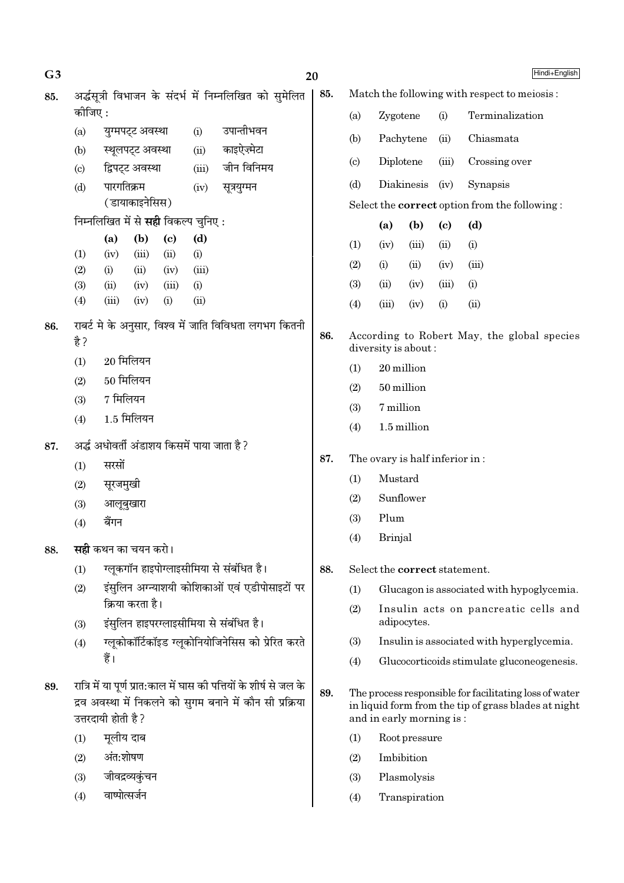85. अर्द्धसूत्री विभाजन के संदर्भ में निम्नलिखित को सुमेलित कीजिए :

| | | | |
|---|---|---|---|
| (a) | युग्मपट्ट अवस्था | (i) | उपान्तीभवन |
| (b) | स्थूलपट्ट अवस्था | (ii) | काइऐज़्मेटा |
| (c) | द्विपट्ट अवस्था | (iii) | जीन विनिमय |
| (d) | पारगतिक्रम (डायाकाइनेसिस) | (iv) | सूत्रयुग्मन |

निम्नलिखित में से **सही** विकल्प चुनिए :

| | (a) | (b) | (c) | (d) |
|---|---|---|---|---|
| (1) | (iv) | (iii) | (ii) | (i) |
| (2) | (i) | (ii) | (iv) | (iii) |
| (3) | (ii) | (iv) | (iii) | (i) |
| (4) | (iii) | (iv) | (i) | (ii) |

86. राबर्ट मे के अनुसार, विश्व में जाति विविधता लगभग कितनी है ?

(1) 20 मिलियन
(2) 50 मिलियन
(3) 7 मिलियन
(4) 1.5 मिलियन

87. अर्द्ध अधोवर्ती अंडाशय किसमें पाया जाता है ?

(1) सरसों
(2) सूरजमुखी
(3) आलूबुखारा
(4) बैंगन

88. **सही** कथन का चयन करो।

(1) ग्लूकगॉन हाइपोग्लाइसीमिया से संबंधित है।
(2) इंसुलिन अग्न्याशयी कोशिकाओं एवं एडीपोसाइटों पर क्रिया करता है।
(3) इंसुलिन हाइपरग्लाइसीमिया से संबंधित है।
(4) ग्लूकोकॉर्टिकॉइड ग्लूकोनियोजिनेसिस को प्रेरित करते हैं।

89. रात्रि में या पूर्ण प्रात:काल में घास की पत्तियों के शीर्ष से जल के द्रव अवस्था में निकलने को सुगम बनाने में कौन सी प्रक्रिया उत्तरदायी होती है ?

(1) मूलीय दाब
(2) अंत:शोषण
(3) जीवद्रव्यकुंचन
(4) वाष्पोत्सर्जन

85. Match the following with respect to meiosis :

| | | | |
|---|---|---|---|
| (a) | Zygotene | (i) | Terminalization |
| (b) | Pachytene | (ii) | Chiasmata |
| (c) | Diplotene | (iii) | Crossing over |
| (d) | Diakinesis | (iv) | Synapsis |

Select the **correct** option from the following :

| | (a) | (b) | (c) | (d) |
|---|---|---|---|---|
| (1) | (iv) | (iii) | (ii) | (i) |
| (2) | (i) | (ii) | (iv) | (iii) |
| (3) | (ii) | (iv) | (iii) | (i) |
| (4) | (iii) | (iv) | (i) | (ii) |

86. According to Robert May, the global species diversity is about :

(1) 20 million
(2) 50 million
(3) 7 million
(4) 1.5 million

87. The ovary is half inferior in :

(1) Mustard
(2) Sunflower
(3) Plum
(4) Brinjal

88. Select the **correct** statement.

(1) Glucagon is associated with hypoglycemia.
(2) Insulin acts on pancreatic cells and adipocytes.
(3) Insulin is associated with hyperglycemia.
(4) Glucocorticoids stimulate gluconeogenesis.

89. The process responsible for facilitating loss of water in liquid form from the tip of grass blades at night and in early morning is :

(1) Root pressure
(2) Imbibition
(3) Plasmolysis
(4) Transpiration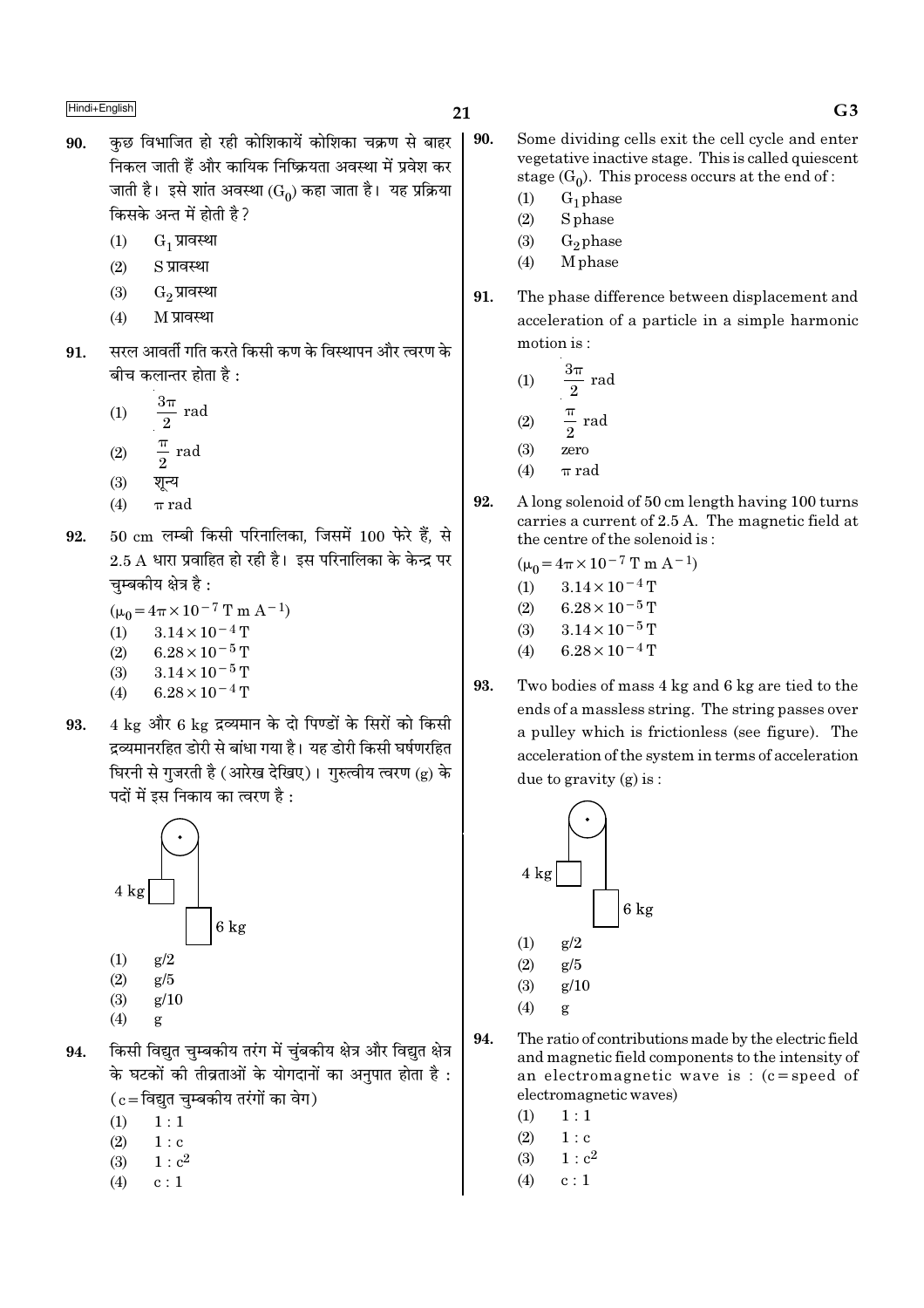90. कुछ विभाजित हो रही कोशिकायें कोशिका चक्रण से बाहर निकल जाती हैं और कायिक निष्क्रियता अवस्था में प्रवेश कर जाती है। इसे शांत अवस्था ($G_0$) कहा जाता है। यह प्रक्रिया किसके अन्त में होती है ?

   (1) $G_1$ प्रावस्था
   (2) S प्रावस्था
   (3) $G_2$ प्रावस्था
   (4) M प्रावस्था

91. सरल आवर्ती गति करते किसी कण के विस्थापन और त्वरण के बीच कलान्तर होता है :

   (1) $\frac{3\pi}{2}$ rad
   (2) $\frac{\pi}{2}$ rad
   (3) शून्य
   (4) $\pi$ rad

92. 50 cm लम्बी किसी परिनालिका, जिसमें 100 फेरे हैं, से 2.5 A धारा प्रवाहित हो रही है। इस परिनालिका के केन्द्र पर चुम्बकीय क्षेत्र है :

   ($\mu_0 = 4\pi \times 10^{-7}$ T m $A^{-1}$)
   (1) $3.14 \times 10^{-4}$ T
   (2) $6.28 \times 10^{-5}$ T
   (3) $3.14 \times 10^{-5}$ T
   (4) $6.28 \times 10^{-4}$ T

93. 4 kg और 6 kg द्रव्यमान के दो पिण्डों के सिरों को किसी द्रव्यमानरहित डोरी से बांधा गया है। यह डोरी किसी घर्षणरहित घिरनी से गुजरती है (आरेख देखिए)। गुरुत्वीय त्वरण (g) के पदों में इस निकाय का त्वरण है :

   (1) g/2
   (2) g/5
   (3) g/10
   (4) g

94. किसी विद्युत चुम्बकीय तरंग में चुंबकीय क्षेत्र और विद्युत क्षेत्र के घटकों की तीव्रताओं के योगदानों का अनुपात होता है : (c = विद्युत चुम्बकीय तरंगों का वेग)

   (1) 1 : 1
   (2) 1 : c
   (3) 1 : $c^2$
   (4) c : 1

90. Some dividing cells exit the cell cycle and enter vegetative inactive stage. This is called quiescent stage ($G_0$). This process occurs at the end of :

   (1) $G_1$ phase
   (2) S phase
   (3) $G_2$ phase
   (4) M phase

91. The phase difference between displacement and acceleration of a particle in a simple harmonic motion is :

   (1) $\frac{3\pi}{2}$ rad
   (2) $\frac{\pi}{2}$ rad
   (3) zero
   (4) $\pi$ rad

92. A long solenoid of 50 cm length having 100 turns carries a current of 2.5 A. The magnetic field at the centre of the solenoid is :

   ($\mu_0 = 4\pi \times 10^{-7}$ T m $A^{-1}$)
   (1) $3.14 \times 10^{-4}$ T
   (2) $6.28 \times 10^{-5}$ T
   (3) $3.14 \times 10^{-5}$ T
   (4) $6.28 \times 10^{-4}$ T

93. Two bodies of mass 4 kg and 6 kg are tied to the ends of a massless string. The string passes over a pulley which is frictionless (see figure). The acceleration of the system in terms of acceleration due to gravity (g) is :

   (1) g/2
   (2) g/5
   (3) g/10
   (4) g

94. The ratio of contributions made by the electric field and magnetic field components to the intensity of an electromagnetic wave is : (c = speed of electromagnetic waves)

   (1) 1 : 1
   (2) 1 : c
   (3) 1 : $c^2$
   (4) c : 1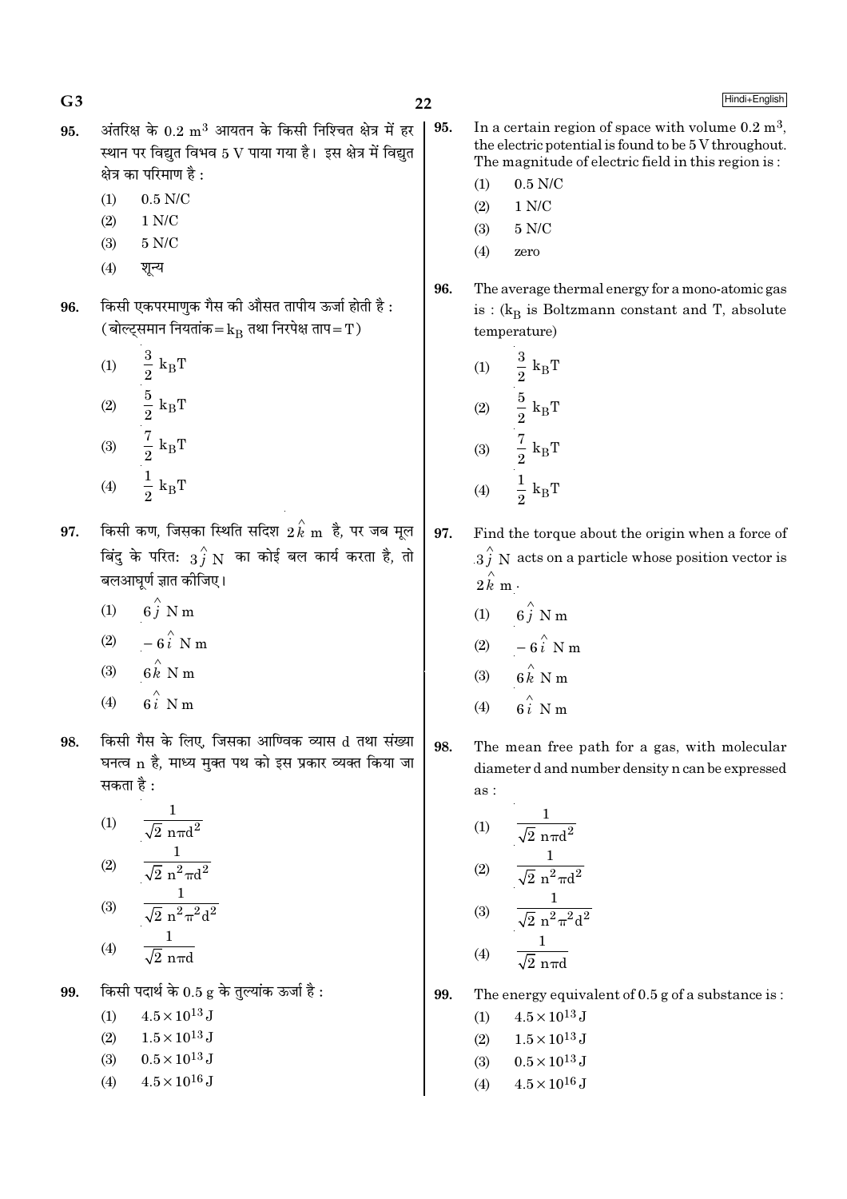95. अंतरिक्ष के $0.2 \text{ m}^3$ आयतन के किसी निश्चित क्षेत्र में हर स्थान पर विद्युत विभव 5 V पाया गया है। इस क्षेत्र में विद्युत क्षेत्र का परिमाण है :

(1) 0.5 N/C
(2) 1 N/C
(3) 5 N/C
(4) शून्य

96. किसी एकपरमाणुक गैस की औसत तापीय ऊर्जा होती है : (बोल्ट्समान नियतांक = $k_B$ तथा निरपेक्ष ताप = T)

(1) $\frac{3}{2} k_B T$
(2) $\frac{5}{2} k_B T$
(3) $\frac{7}{2} k_B T$
(4) $\frac{1}{2} k_B T$

97. किसी कण, जिसका स्थिति सदिश $2\hat{k}$ m है, पर जब मूल बिंदु के परितः $3\hat{j}$ N का कोई बल कार्य करता है, तो बलआघूर्ण ज्ञात कीजिए।

(1) $6\hat{j}$ N m
(2) $-6\hat{i}$ N m
(3) $6\hat{k}$ N m
(4) $6\hat{i}$ N m

98. किसी गैस के लिए, जिसका आण्विक व्यास d तथा संख्या घनत्व n है, माध्य मुक्त पथ को इस प्रकार व्यक्त किया जा सकता है :

(1) $\frac{1}{\sqrt{2}\, n\pi d^2}$
(2) $\frac{1}{\sqrt{2}\, n^2 \pi d^2}$
(3) $\frac{1}{\sqrt{2}\, n^2 \pi^2 d^2}$
(4) $\frac{1}{\sqrt{2}\, n\pi d}$

99. किसी पदार्थ के 0.5 g के तुल्यांक ऊर्जा है :

(1) $4.5 \times 10^{13}$ J
(2) $1.5 \times 10^{13}$ J
(3) $0.5 \times 10^{13}$ J
(4) $4.5 \times 10^{16}$ J

95. In a certain region of space with volume $0.2 \text{ m}^3$, the electric potential is found to be 5 V throughout. The magnitude of electric field in this region is :

(1) 0.5 N/C
(2) 1 N/C
(3) 5 N/C
(4) zero

96. The average thermal energy for a mono-atomic gas is : ($k_B$ is Boltzmann constant and T, absolute temperature)

(1) $\frac{3}{2} k_B T$
(2) $\frac{5}{2} k_B T$
(3) $\frac{7}{2} k_B T$
(4) $\frac{1}{2} k_B T$

97. Find the torque about the origin when a force of $3\hat{j}$ N acts on a particle whose position vector is $2\hat{k}$ m.

(1) $6\hat{j}$ N m
(2) $-6\hat{i}$ N m
(3) $6\hat{k}$ N m
(4) $6\hat{i}$ N m

98. The mean free path for a gas, with molecular diameter d and number density n can be expressed as :

(1) $\frac{1}{\sqrt{2}\, n\pi d^2}$
(2) $\frac{1}{\sqrt{2}\, n^2 \pi d^2}$
(3) $\frac{1}{\sqrt{2}\, n^2 \pi^2 d^2}$
(4) $\frac{1}{\sqrt{2}\, n\pi d}$

99. The energy equivalent of 0.5 g of a substance is :

(1) $4.5 \times 10^{13}$ J
(2) $1.5 \times 10^{13}$ J
(3) $0.5 \times 10^{13}$ J
(4) $4.5 \times 10^{16}$ J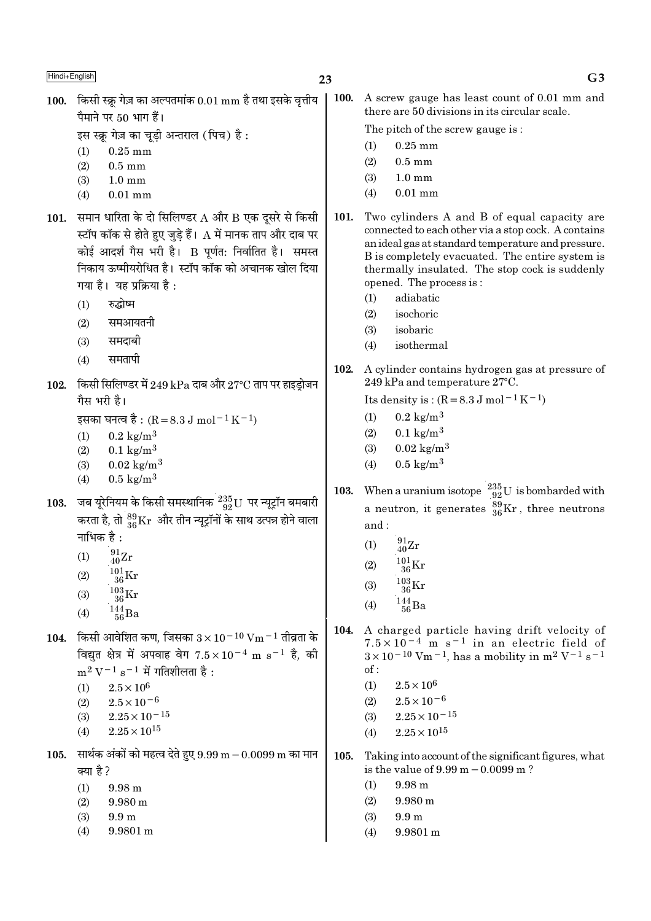**100.** किसी स्क्रू गेज़ का अल्पतमांक 0.01 mm है तथा इसके वृत्तीय पैमाने पर 50 भाग हैं।

इस स्क्रू गेज़ का चूड़ी अन्तराल (पिच) है :

(1) 0.25 mm
(2) 0.5 mm
(3) 1.0 mm
(4) 0.01 mm

**101.** समान धारिता के दो सिलिण्डर A और B एक दूसरे से किसी स्टॉप कॉक से होते हुए जुड़े हैं। A में मानक ताप और दाब पर कोई आदर्श गैस भरी है। B पूर्णतः निर्वातित है। समस्त निकाय ऊष्मीयरोधित है। स्टॉप कॉक को अचानक खोल दिया गया है। यह प्रक्रिया है :

(1) रुद्धोष्म
(2) समआयतनी
(3) समदाबी
(4) समतापी

**102.** किसी सिलिण्डर में 249 kPa दाब और 27°C ताप पर हाइड्रोजन गैस भरी है।

इसका घनत्व है : $(R = 8.3 \text{ J mol}^{-1} \text{K}^{-1})$

(1) $0.2 \text{ kg/m}^3$
(2) $0.1 \text{ kg/m}^3$
(3) $0.02 \text{ kg/m}^3$
(4) $0.5 \text{ kg/m}^3$

**103.** जब यूरेनियम के किसी समस्थानिक $^{235}_{92}\text{U}$ पर न्यूट्रॉन बमबारी करता है, तो $^{89}_{36}\text{Kr}$ और तीन न्यूट्रॉनों के साथ उत्पन्न होने वाला नाभिक है :

(1) $^{91}_{40}\text{Zr}$
(2) $^{101}_{36}\text{Kr}$
(3) $^{103}_{36}\text{Kr}$
(4) $^{144}_{56}\text{Ba}$

**104.** किसी आवेशित कण, जिसका $3 \times 10^{-10} \text{ Vm}^{-1}$ तीव्रता के विद्युत क्षेत्र में अपवाह वेग $7.5 \times 10^{-4} \text{ m s}^{-1}$ है, की $\text{m}^2 \text{V}^{-1} \text{s}^{-1}$ में गतिशीलता है :

(1) $2.5 \times 10^{6}$
(2) $2.5 \times 10^{-6}$
(3) $2.25 \times 10^{-15}$
(4) $2.25 \times 10^{15}$

**105.** सार्थक अंकों को महत्व देते हुए 9.99 m − 0.0099 m का मान क्या है ?

(1) 9.98 m
(2) 9.980 m
(3) 9.9 m
(4) 9.9801 m

**100.** A screw gauge has least count of 0.01 mm and there are 50 divisions in its circular scale.

The pitch of the screw gauge is :

(1) 0.25 mm
(2) 0.5 mm
(3) 1.0 mm
(4) 0.01 mm

**101.** Two cylinders A and B of equal capacity are connected to each other via a stop cock. A contains an ideal gas at standard temperature and pressure. B is completely evacuated. The entire system is thermally insulated. The stop cock is suddenly opened. The process is :

(1) adiabatic
(2) isochoric
(3) isobaric
(4) isothermal

**102.** A cylinder contains hydrogen gas at pressure of 249 kPa and temperature 27°C.

Its density is : $(R = 8.3 \text{ J mol}^{-1} \text{K}^{-1})$

(1) $0.2 \text{ kg/m}^3$
(2) $0.1 \text{ kg/m}^3$
(3) $0.02 \text{ kg/m}^3$
(4) $0.5 \text{ kg/m}^3$

**103.** When a uranium isotope $^{235}_{92}\text{U}$ is bombarded with a neutron, it generates $^{89}_{36}\text{Kr}$, three neutrons and :

(1) $^{91}_{40}\text{Zr}$
(2) $^{101}_{36}\text{Kr}$
(3) $^{103}_{36}\text{Kr}$
(4) $^{144}_{56}\text{Ba}$

**104.** A charged particle having drift velocity of $7.5 \times 10^{-4} \text{ m s}^{-1}$ in an electric field of $3 \times 10^{-10} \text{ Vm}^{-1}$, has a mobility in $\text{m}^2 \text{V}^{-1} \text{s}^{-1}$ of :

(1) $2.5 \times 10^{6}$
(2) $2.5 \times 10^{-6}$
(3) $2.25 \times 10^{-15}$
(4) $2.25 \times 10^{15}$

**105.** Taking into account of the significant figures, what is the value of 9.99 m − 0.0099 m ?

(1) 9.98 m
(2) 9.980 m
(3) 9.9 m
(4) 9.9801 m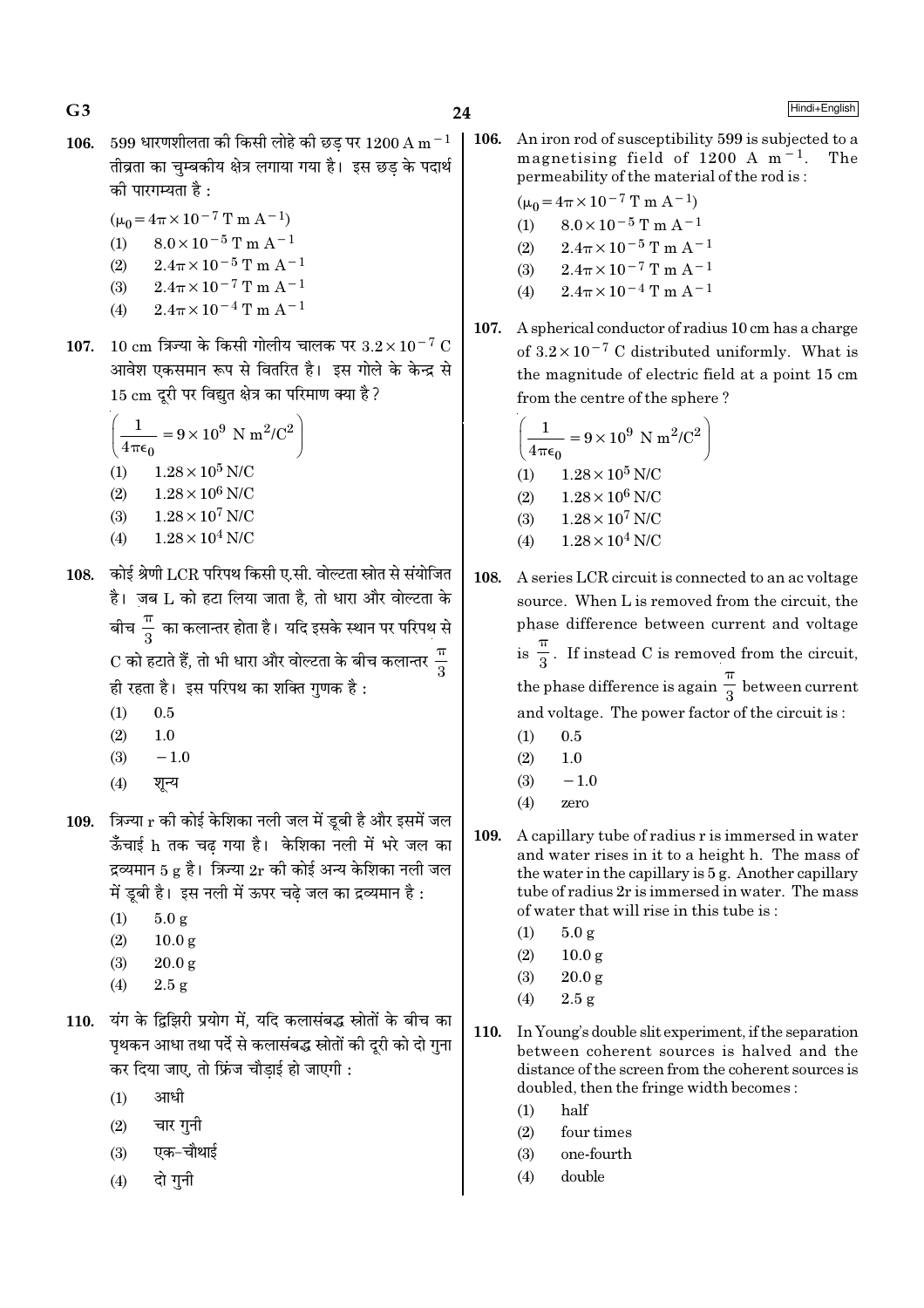106. 599 धारणशीलता की किसी लोहे की छड़ पर $1200 \text{ A m}^{-1}$ तीव्रता का चुम्बकीय क्षेत्र लगाया गया है। इस छड़ के पदार्थ की पारगम्यता है :

$(\mu_0 = 4\pi \times 10^{-7} \text{ T m A}^{-1})$

(1) $8.0 \times 10^{-5} \text{ T m A}^{-1}$
(2) $2.4\pi \times 10^{-5} \text{ T m A}^{-1}$
(3) $2.4\pi \times 10^{-7} \text{ T m A}^{-1}$
(4) $2.4\pi \times 10^{-4} \text{ T m A}^{-1}$

107. 10 cm त्रिज्या के किसी गोलीय चालक पर $3.2 \times 10^{-7}$ C आवेश एकसमान रूप से वितरित है। इस गोले के केन्द्र से 15 cm दूरी पर विद्युत क्षेत्र का परिमाण क्या है?

$\left(\frac{1}{4\pi\epsilon_0} = 9 \times 10^9 \text{ N m}^2/\text{C}^2\right)$

(1) $1.28 \times 10^5$ N/C
(2) $1.28 \times 10^6$ N/C
(3) $1.28 \times 10^7$ N/C
(4) $1.28 \times 10^4$ N/C

108. कोई श्रेणी LCR परिपथ किसी ए.सी. वोल्टता स्रोत से संयोजित है। जब L को हटा लिया जाता है, तो धारा और वोल्टता के बीच $\frac{\pi}{3}$ का कलान्तर होता है। यदि इसके स्थान पर परिपथ से C को हटाते हैं, तो भी धारा और वोल्टता के बीच कलान्तर $\frac{\pi}{3}$ ही रहता है। इस परिपथ का शक्ति गुणक है :

(1) 0.5
(2) 1.0
(3) −1.0
(4) शून्य

109. त्रिज्या r की कोई केशिका नली जल में डूबी है और इसमें जल ऊँचाई h तक चढ़ गया है। केशिका नली में भरे जल का द्रव्यमान 5 g है। त्रिज्या 2r की कोई अन्य केशिका नली जल में डूबी है। इस नली में ऊपर चढ़े जल का द्रव्यमान है :

(1) 5.0 g
(2) 10.0 g
(3) 20.0 g
(4) 2.5 g

110. यंग के द्विझिरी प्रयोग में, यदि कलासंबद्ध स्रोतों के बीच का पृथकन आधा तथा पर्दे से कलासंबद्ध स्रोतों की दूरी को दो गुना कर दिया जाए, तो फ्रिंज चौड़ाई हो जाएगी :

(1) आधी
(2) चार गुनी
(3) एक-चौथाई
(4) दो गुनी

106. An iron rod of susceptibility 599 is subjected to a magnetising field of $1200 \text{ A m}^{-1}$. The permeability of the material of the rod is :

$(\mu_0 = 4\pi \times 10^{-7} \text{ T m A}^{-1})$

(1) $8.0 \times 10^{-5} \text{ T m A}^{-1}$
(2) $2.4\pi \times 10^{-5} \text{ T m A}^{-1}$
(3) $2.4\pi \times 10^{-7} \text{ T m A}^{-1}$
(4) $2.4\pi \times 10^{-4} \text{ T m A}^{-1}$

107. A spherical conductor of radius 10 cm has a charge of $3.2 \times 10^{-7}$ C distributed uniformly. What is the magnitude of electric field at a point 15 cm from the centre of the sphere ?

$\left(\frac{1}{4\pi\epsilon_0} = 9 \times 10^9 \text{ N m}^2/\text{C}^2\right)$

(1) $1.28 \times 10^5$ N/C
(2) $1.28 \times 10^6$ N/C
(3) $1.28 \times 10^7$ N/C
(4) $1.28 \times 10^4$ N/C

108. A series LCR circuit is connected to an ac voltage source. When L is removed from the circuit, the phase difference between current and voltage is $\frac{\pi}{3}$. If instead C is removed from the circuit, the phase difference is again $\frac{\pi}{3}$ between current and voltage. The power factor of the circuit is :

(1) 0.5
(2) 1.0
(3) −1.0
(4) zero

109. A capillary tube of radius r is immersed in water and water rises in it to a height h. The mass of the water in the capillary is 5 g. Another capillary tube of radius 2r is immersed in water. The mass of water that will rise in this tube is :

(1) 5.0 g
(2) 10.0 g
(3) 20.0 g
(4) 2.5 g

110. In Young's double slit experiment, if the separation between coherent sources is halved and the distance of the screen from the coherent sources is doubled, then the fringe width becomes :

(1) half
(2) four times
(3) one-fourth
(4) double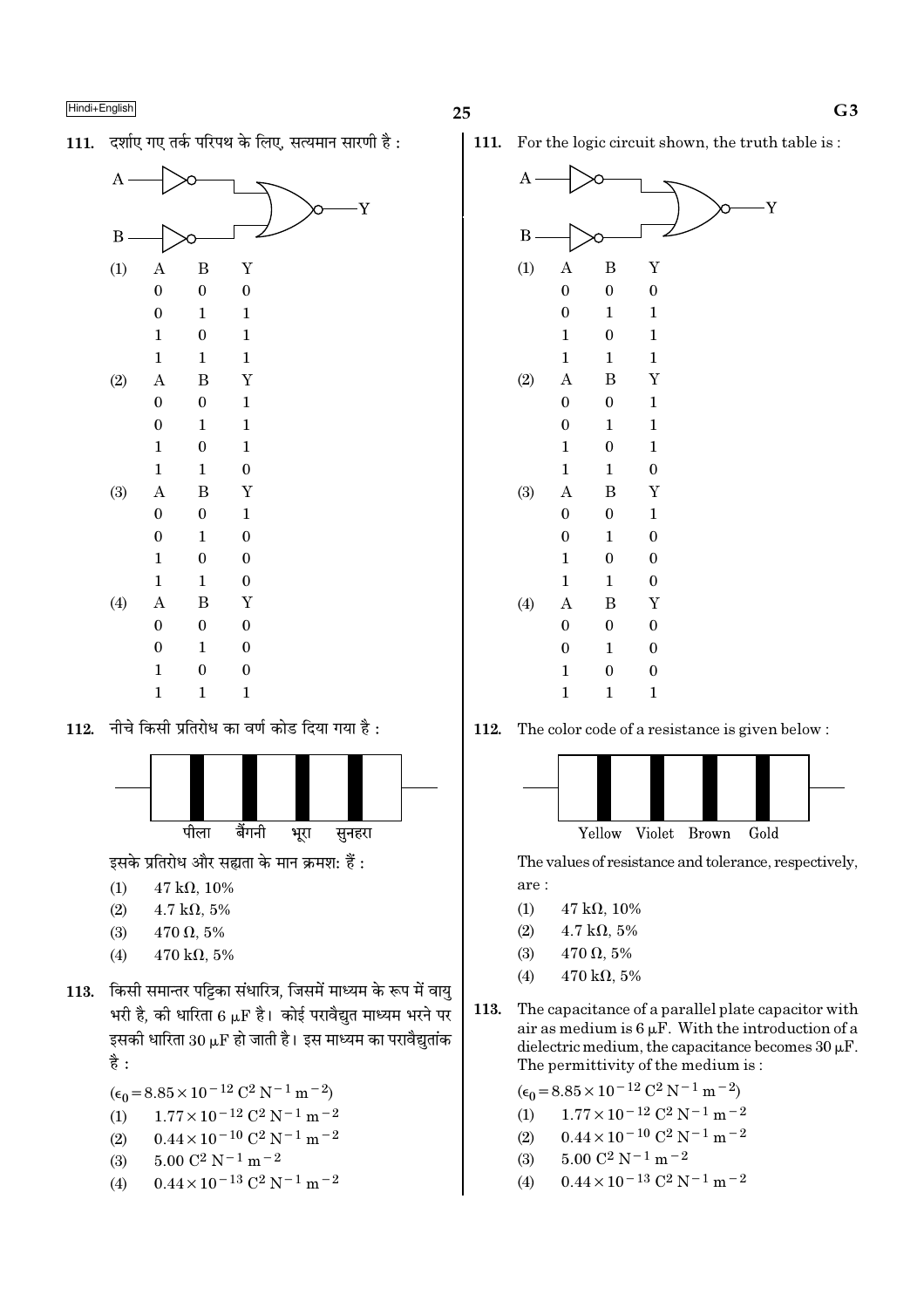111. दर्शाए गए तर्क परिपथ के लिए, सत्यमान सारणी है :

(1)

| A | B | Y |
|---|---|---|
| 0 | 0 | 0 |
| 0 | 1 | 1 |
| 1 | 0 | 1 |
| 1 | 1 | 1 |

(2)

| A | B | Y |
|---|---|---|
| 0 | 0 | 1 |
| 0 | 1 | 1 |
| 1 | 0 | 1 |
| 1 | 1 | 0 |

(3)

| A | B | Y |
|---|---|---|
| 0 | 0 | 1 |
| 0 | 1 | 0 |
| 1 | 0 | 0 |
| 1 | 1 | 0 |

(4)

| A | B | Y |
|---|---|---|
| 0 | 0 | 0 |
| 0 | 1 | 0 |
| 1 | 0 | 0 |
| 1 | 1 | 1 |

112. नीचे किसी प्रतिरोध का वर्ण कोड दिया गया है :

पीला बैंगनी भूरा सुनहरा

इसके प्रतिरोध और सह्यता के मान क्रमश: हैं :

(1) 47 kΩ, 10%
(2) 4.7 kΩ, 5%
(3) 470 Ω, 5%
(4) 470 kΩ, 5%

113. किसी समान्तर पट्टिका संधारित्र, जिसमें माध्यम के रूप में वायु भरी है, की धारिता 6 μF है। कोई परावैद्युत माध्यम भरने पर इसकी धारिता 30 μF हो जाती है। इस माध्यम का परावैद्युतांक है :

($\epsilon_0 = 8.85 \times 10^{-12}$ $C^2 N^{-1} m^{-2}$)

(1) $1.77 \times 10^{-12}$ $C^2 N^{-1} m^{-2}$
(2) $0.44 \times 10^{-10}$ $C^2 N^{-1} m^{-2}$
(3) $5.00$ $C^2 N^{-1} m^{-2}$
(4) $0.44 \times 10^{-13}$ $C^2 N^{-1} m^{-2}$

111. For the logic circuit shown, the truth table is :

(1)

| A | B | Y |
|---|---|---|
| 0 | 0 | 0 |
| 0 | 1 | 1 |
| 1 | 0 | 1 |
| 1 | 1 | 1 |

(2)

| A | B | Y |
|---|---|---|
| 0 | 0 | 1 |
| 0 | 1 | 1 |
| 1 | 0 | 1 |
| 1 | 1 | 0 |

(3)

| A | B | Y |
|---|---|---|
| 0 | 0 | 1 |
| 0 | 1 | 0 |
| 1 | 0 | 0 |
| 1 | 1 | 0 |

(4)

| A | B | Y |
|---|---|---|
| 0 | 0 | 0 |
| 0 | 1 | 0 |
| 1 | 0 | 0 |
| 1 | 1 | 1 |

112. The color code of a resistance is given below :

Yellow Violet Brown Gold

The values of resistance and tolerance, respectively, are :

(1) 47 kΩ, 10%
(2) 4.7 kΩ, 5%
(3) 470 Ω, 5%
(4) 470 kΩ, 5%

113. The capacitance of a parallel plate capacitor with air as medium is 6 μF. With the introduction of a dielectric medium, the capacitance becomes 30 μF. The permittivity of the medium is :

($\epsilon_0 = 8.85 \times 10^{-12}$ $C^2 N^{-1} m^{-2}$)

(1) $1.77 \times 10^{-12}$ $C^2 N^{-1} m^{-2}$
(2) $0.44 \times 10^{-10}$ $C^2 N^{-1} m^{-2}$
(3) $5.00$ $C^2 N^{-1} m^{-2}$
(4) $0.44 \times 10^{-13}$ $C^2 N^{-1} m^{-2}$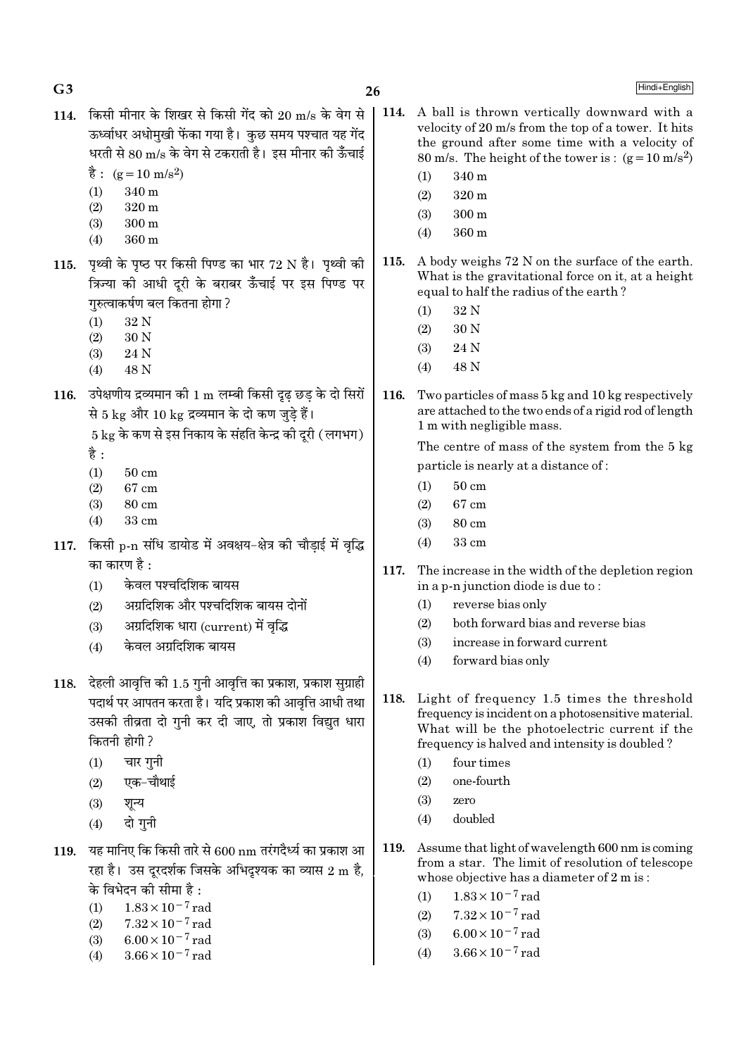114. किसी मीनार के शिखर से किसी गेंद को 20 m/s के वेग से ऊर्ध्वाधर अधोमुखी फेंका गया है। कुछ समय पश्चात यह गेंद धरती से 80 m/s के वेग से टकराती है। इस मीनार की ऊँचाई है : $(g = 10\ m/s^2)$

(1) 340 m
(2) 320 m
(3) 300 m
(4) 360 m

115. पृथ्वी के पृष्ठ पर किसी पिण्ड का भार 72 N है। पृथ्वी की त्रिज्या की आधी दूरी के बराबर ऊँचाई पर इस पिण्ड पर गुरुत्वाकर्षण बल कितना होगा ?

(1) 32 N
(2) 30 N
(3) 24 N
(4) 48 N

116. उपेक्षणीय द्रव्यमान की 1 m लम्बी किसी दृढ़ छड़ के दो सिरों से 5 kg और 10 kg द्रव्यमान के दो कण जुड़े हैं। 5 kg के कण से इस निकाय के संहति केन्द्र की दूरी (लगभग) है :

(1) 50 cm
(2) 67 cm
(3) 80 cm
(4) 33 cm

117. किसी p-n संधि डायोड में अवक्षय-क्षेत्र की चौड़ाई में वृद्धि का कारण है :

(1) केवल पश्चदिशिक बायस
(2) अग्रदिशिक और पश्चदिशिक बायस दोनों
(3) अग्रदिशिक धारा (current) में वृद्धि
(4) केवल अग्रदिशिक बायस

118. देहली आवृत्ति की 1.5 गुनी आवृत्ति का प्रकाश, प्रकाश सुग्राही पदार्थ पर आपतन करता है। यदि प्रकाश की आवृत्ति आधी तथा उसकी तीव्रता दो गुनी कर दी जाए, तो प्रकाश विद्युत धारा कितनी होगी ?

(1) चार गुनी
(2) एक-चौथाई
(3) शून्य
(4) दो गुनी

119. यह मानिए कि किसी तारे से 600 nm तरंगदैर्ध्य का प्रकाश आ रहा है। उस दूरदर्शक जिसके अभिदृश्यक का व्यास 2 m है, के विभेदन की सीमा है :

(1) $1.83 \times 10^{-7}$ rad
(2) $7.32 \times 10^{-7}$ rad
(3) $6.00 \times 10^{-7}$ rad
(4) $3.66 \times 10^{-7}$ rad

114. A ball is thrown vertically downward with a velocity of 20 m/s from the top of a tower. It hits the ground after some time with a velocity of 80 m/s. The height of the tower is : $(g = 10\ m/s^2)$

(1) 340 m
(2) 320 m
(3) 300 m
(4) 360 m

115. A body weighs 72 N on the surface of the earth. What is the gravitational force on it, at a height equal to half the radius of the earth ?

(1) 32 N
(2) 30 N
(3) 24 N
(4) 48 N

116. Two particles of mass 5 kg and 10 kg respectively are attached to the two ends of a rigid rod of length 1 m with negligible mass.

The centre of mass of the system from the 5 kg particle is nearly at a distance of :

(1) 50 cm
(2) 67 cm
(3) 80 cm
(4) 33 cm

117. The increase in the width of the depletion region in a p-n junction diode is due to :

(1) reverse bias only
(2) both forward bias and reverse bias
(3) increase in forward current
(4) forward bias only

118. Light of frequency 1.5 times the threshold frequency is incident on a photosensitive material. What will be the photoelectric current if the frequency is halved and intensity is doubled ?

(1) four times
(2) one-fourth
(3) zero
(4) doubled

119. Assume that light of wavelength 600 nm is coming from a star. The limit of resolution of telescope whose objective has a diameter of 2 m is :

(1) $1.83 \times 10^{-7}$ rad
(2) $7.32 \times 10^{-7}$ rad
(3) $6.00 \times 10^{-7}$ rad
(4) $3.66 \times 10^{-7}$ rad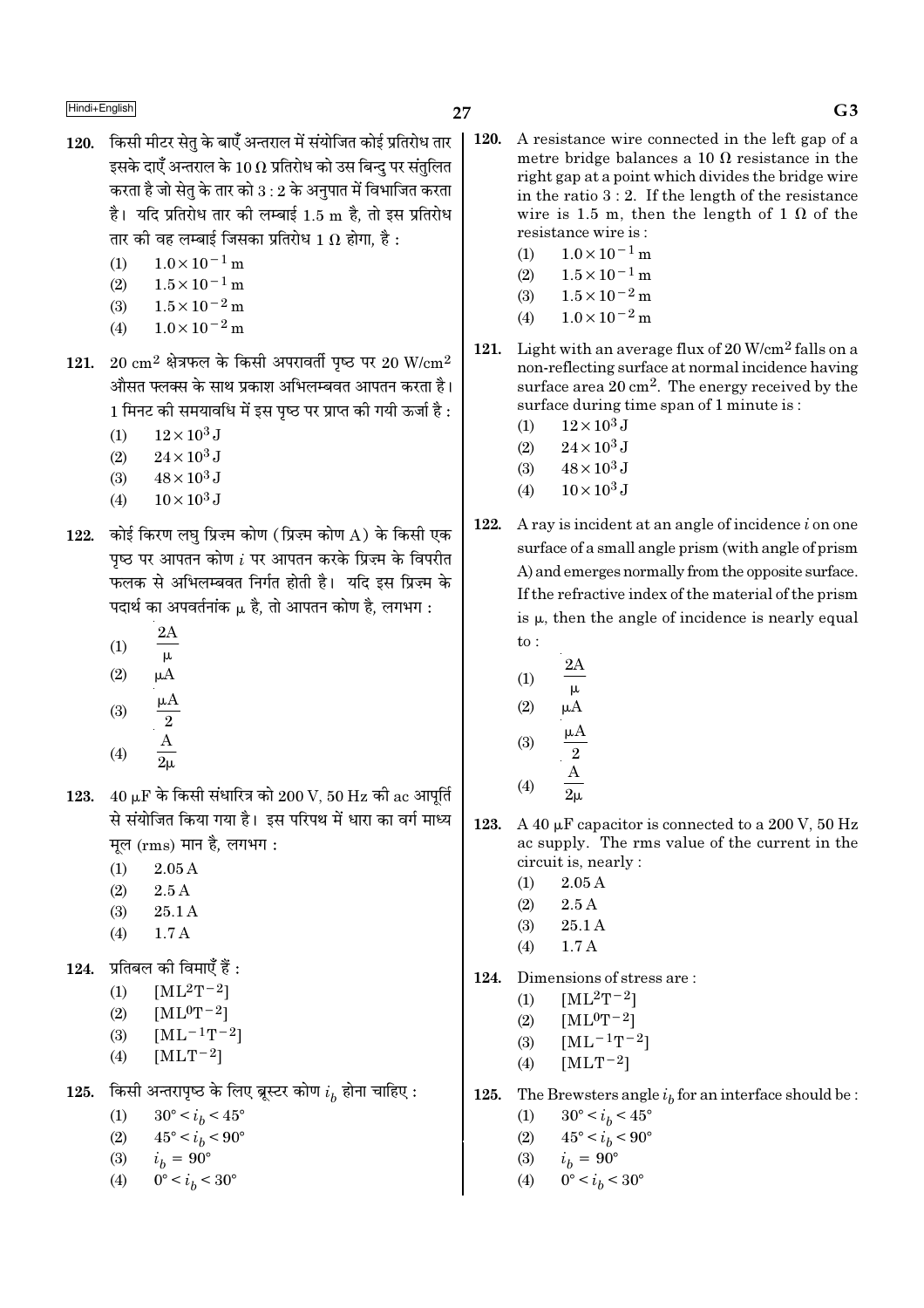120. किसी मीटर सेतु के बाएँ अन्तराल में संयोजित कोई प्रतिरोध तार इसके दाएँ अन्तराल के $10\ \Omega$ प्रतिरोध को उस बिन्दु पर संतुलित करता है जो सेतु के तार को $3:2$ के अनुपात में विभाजित करता है। यदि प्रतिरोध तार की लम्बाई $1.5$ m है, तो इस प्रतिरोध तार की वह लम्बाई जिसका प्रतिरोध $1\ \Omega$ होगा, है :

(1) $1.0 \times 10^{-1}$ m
(2) $1.5 \times 10^{-1}$ m
(3) $1.5 \times 10^{-2}$ m
(4) $1.0 \times 10^{-2}$ m

121. $20\ \text{cm}^2$ क्षेत्रफल के किसी अपरावर्ती पृष्ठ पर $20\ \text{W/cm}^2$ औसत फ्लक्स के साथ प्रकाश अभिलम्बवत आपतन करता है। 1 मिनट की समयावधि में इस पृष्ठ पर प्राप्त की गयी ऊर्जा है :

(1) $12 \times 10^3$ J
(2) $24 \times 10^3$ J
(3) $48 \times 10^3$ J
(4) $10 \times 10^3$ J

122. कोई किरण लघु प्रिज़्म कोण (प्रिज़्म कोण A) के किसी एक पृष्ठ पर आपतन कोण $i$ पर आपतन करके प्रिज़्म के विपरीत फलक से अभिलम्बवत निर्गत होती है। यदि इस प्रिज़्म के पदार्थ का अपवर्तनांक $\mu$ है, तो आपतन कोण है, लगभग :

(1) $\frac{2A}{\mu}$
(2) $\mu A$
(3) $\frac{\mu A}{2}$
(4) $\frac{A}{2\mu}$

123. $40\ \mu$F के किसी संधारित्र को $200$ V, $50$ Hz की ac आपूर्ति से संयोजित किया गया है। इस परिपथ में धारा का वर्ग माध्य मूल (rms) मान है, लगभग :

(1) 2.05 A
(2) 2.5 A
(3) 25.1 A
(4) 1.7 A

124. प्रतिबल की विमाएँ हैं :

(1) $[ML^2T^{-2}]$
(2) $[ML^0T^{-2}]$
(3) $[ML^{-1}T^{-2}]$
(4) $[MLT^{-2}]$

125. किसी अन्तरापृष्ठ के लिए ब्रूस्टर कोण $i_b$ होना चाहिए :

(1) $30° < i_b < 45°$
(2) $45° < i_b < 90°$
(3) $i_b = 90°$
(4) $0° < i_b < 30°$

120. A resistance wire connected in the left gap of a metre bridge balances a $10\ \Omega$ resistance in the right gap at a point which divides the bridge wire in the ratio $3:2$. If the length of the resistance wire is $1.5$ m, then the length of $1\ \Omega$ of the resistance wire is :

(1) $1.0 \times 10^{-1}$ m
(2) $1.5 \times 10^{-1}$ m
(3) $1.5 \times 10^{-2}$ m
(4) $1.0 \times 10^{-2}$ m

121. Light with an average flux of $20\ \text{W/cm}^2$ falls on a non-reflecting surface at normal incidence having surface area $20\ \text{cm}^2$. The energy received by the surface during time span of 1 minute is :

(1) $12 \times 10^3$ J
(2) $24 \times 10^3$ J
(3) $48 \times 10^3$ J
(4) $10 \times 10^3$ J

122. A ray is incident at an angle of incidence $i$ on one surface of a small angle prism (with angle of prism A) and emerges normally from the opposite surface. If the refractive index of the material of the prism is $\mu$, then the angle of incidence is nearly equal to :

(1) $\frac{2A}{\mu}$
(2) $\mu A$
(3) $\frac{\mu A}{2}$
(4) $\frac{A}{2\mu}$

123. A $40\ \mu$F capacitor is connected to a $200$ V, $50$ Hz ac supply. The rms value of the current in the circuit is, nearly :

(1) 2.05 A
(2) 2.5 A
(3) 25.1 A
(4) 1.7 A

124. Dimensions of stress are :

(1) $[ML^2T^{-2}]$
(2) $[ML^0T^{-2}]$
(3) $[ML^{-1}T^{-2}]$
(4) $[MLT^{-2}]$

125. The Brewsters angle $i_b$ for an interface should be :

(1) $30° < i_b < 45°$
(2) $45° < i_b < 90°$
(3) $i_b = 90°$
(4) $0° < i_b < 30°$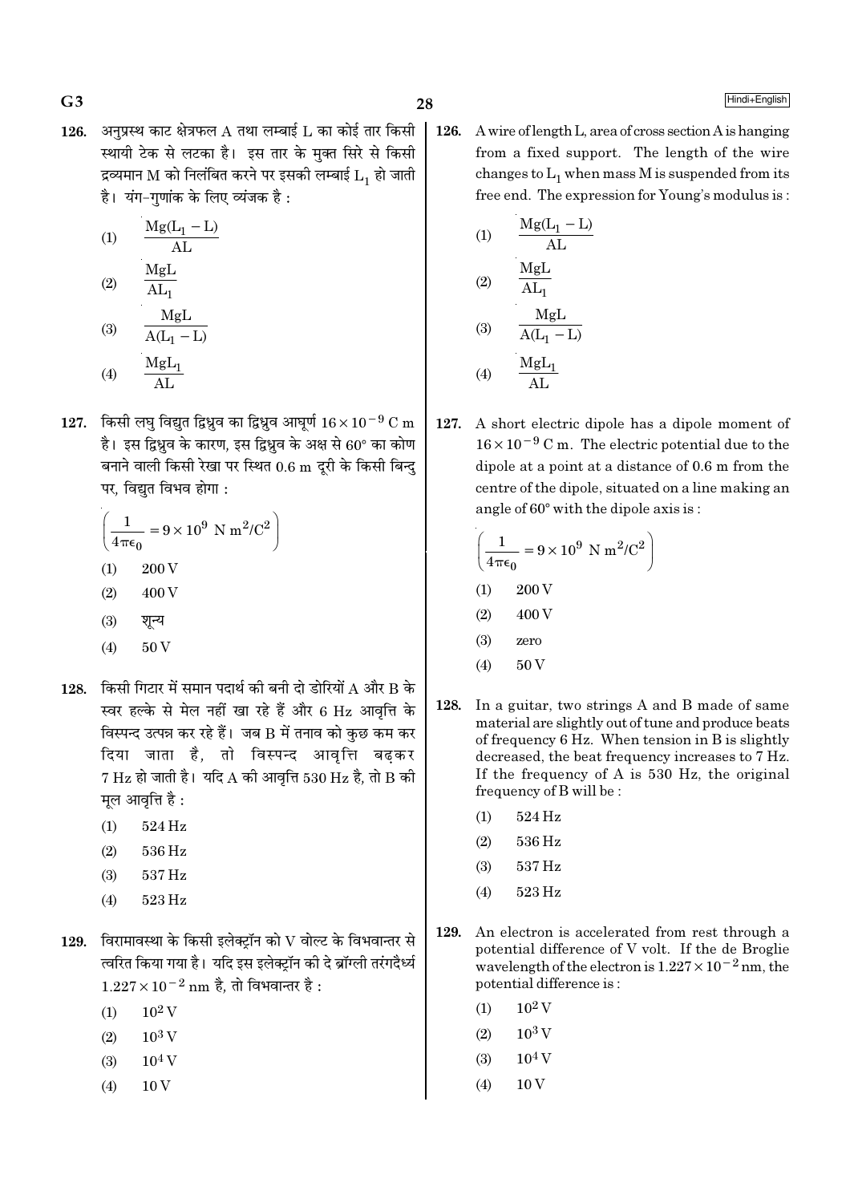126. अनुप्रस्थ काट क्षेत्रफल A तथा लम्बाई L का कोई तार किसी स्थायी टेक से लटका है। इस तार के मुक्त सिरे से किसी द्रव्यमान M को निलंबित करने पर इसकी लम्बाई $L_1$ हो जाती है। यंग-गुणांक के लिए व्यंजक है :

(1) $\frac{Mg(L_1 - L)}{AL}$

(2) $\frac{MgL}{AL_1}$

(3) $\frac{MgL}{A(L_1 - L)}$

(4) $\frac{MgL_1}{AL}$

127. किसी लघु विद्युत द्विध्रुव का द्विध्रुव आघूर्ण $16 \times 10^{-9}$ C m है। इस द्विध्रुव के कारण, इस द्विध्रुव के अक्ष से 60° का कोण बनाने वाली किसी रेखा पर स्थित 0.6 m दूरी के किसी बिन्दु पर, विद्युत विभव होगा :

$\left(\frac{1}{4\pi\epsilon_0} = 9 \times 10^9 \text{ N m}^2/\text{C}^2\right)$

(1) 200 V

(2) 400 V

(3) शून्य

(4) 50 V

128. किसी गिटार में समान पदार्थ की बनी दो डोरियों A और B के स्वर हल्के से मेल नहीं खा रहे हैं और 6 Hz आवृत्ति के विस्पन्द उत्पन्न कर रहे हैं। जब B में तनाव को कुछ कम कर दिया जाता है, तो विस्पन्द आवृत्ति बढ़कर 7 Hz हो जाती है। यदि A की आवृत्ति 530 Hz है, तो B की मूल आवृत्ति है :

(1) 524 Hz

(2) 536 Hz

(3) 537 Hz

(4) 523 Hz

129. विरामावस्था के किसी इलेक्ट्रॉन को V वोल्ट के विभवान्तर से त्वरित किया गया है। यदि इस इलेक्ट्रॉन की दे ब्रॉग्ली तरंगदैर्ध्य $1.227 \times 10^{-2}$ nm है, तो विभवान्तर है :

(1) $10^2$ V

(2) $10^3$ V

(3) $10^4$ V

(4) 10 V

126. A wire of length L, area of cross section A is hanging from a fixed support. The length of the wire changes to $L_1$ when mass M is suspended from its free end. The expression for Young's modulus is :

(1) $\frac{Mg(L_1 - L)}{AL}$

(2) $\frac{MgL}{AL_1}$

(3) $\frac{MgL}{A(L_1 - L)}$

(4) $\frac{MgL_1}{AL}$

127. A short electric dipole has a dipole moment of $16 \times 10^{-9}$ C m. The electric potential due to the dipole at a point at a distance of 0.6 m from the centre of the dipole, situated on a line making an angle of 60° with the dipole axis is :

$\left(\frac{1}{4\pi\epsilon_0} = 9 \times 10^9 \text{ N m}^2/\text{C}^2\right)$

(1) 200 V

(2) 400 V

(3) zero

(4) 50 V

128. In a guitar, two strings A and B made of same material are slightly out of tune and produce beats of frequency 6 Hz. When tension in B is slightly decreased, the beat frequency increases to 7 Hz. If the frequency of A is 530 Hz, the original frequency of B will be :

(1) 524 Hz

(2) 536 Hz

(3) 537 Hz

(4) 523 Hz

129. An electron is accelerated from rest through a potential difference of V volt. If the de Broglie wavelength of the electron is $1.227 \times 10^{-2}$ nm, the potential difference is :

(1) $10^2$ V

(2) $10^3$ V

(3) $10^4$ V

(4) 10 V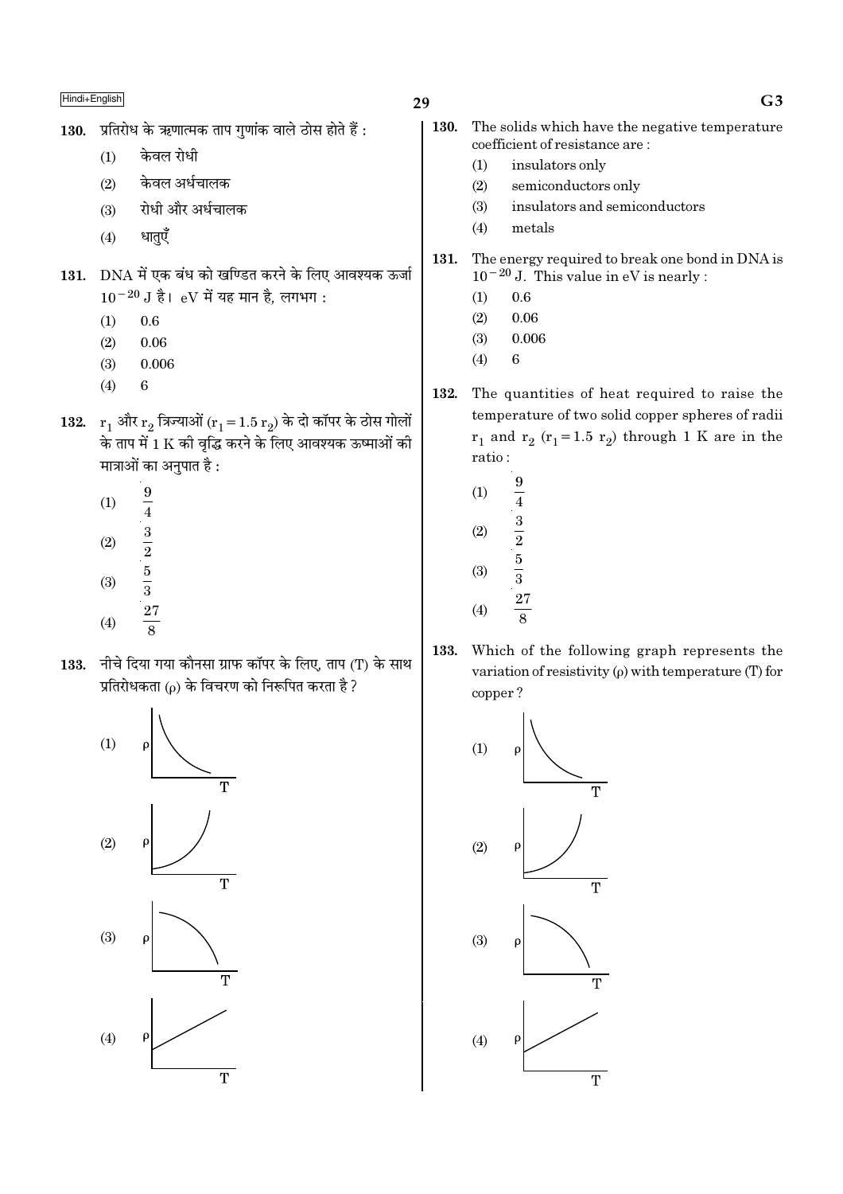130. प्रतिरोध के ऋणात्मक ताप गुणांक वाले ठोस होते हैं :

(1) केवल रोधी

(2) केवल अर्धचालक

(3) रोधी और अर्धचालक

(4) धातुएँ

131. DNA में एक बंध को खण्डित करने के लिए आवश्यक ऊर्जा $10^{-20}$ J है। eV में यह मान है, लगभग :

(1) 0.6

(2) 0.06

(3) 0.006

(4) 6

132. $r_1$ और $r_2$ त्रिज्याओं ($r_1 = 1.5\, r_2$) के दो कॉपर के ठोस गोलों के ताप में 1 K की वृद्धि करने के लिए आवश्यक ऊष्माओं की मात्राओं का अनुपात है :

(1) $\frac{9}{4}$

(2) $\frac{3}{2}$

(3) $\frac{5}{3}$

(4) $\frac{27}{8}$

133. नीचे दिया गया कौनसा ग्राफ कॉपर के लिए, ताप (T) के साथ प्रतिरोधकता ($\rho$) के विचरण को निरूपित करता है ?

(1)

(2)

(3)

(4)

130. The solids which have the negative temperature coefficient of resistance are :

(1) insulators only

(2) semiconductors only

(3) insulators and semiconductors

(4) metals

131. The energy required to break one bond in DNA is $10^{-20}$ J. This value in eV is nearly :

(1) 0.6

(2) 0.06

(3) 0.006

(4) 6

132. The quantities of heat required to raise the temperature of two solid copper spheres of radii $r_1$ and $r_2$ ($r_1 = 1.5\, r_2$) through 1 K are in the ratio :

(1) $\frac{9}{4}$

(2) $\frac{3}{2}$

(3) $\frac{5}{3}$

(4) $\frac{27}{8}$

133. Which of the following graph represents the variation of resistivity ($\rho$) with temperature (T) for copper ?

(1)

(2)

(3)

(4)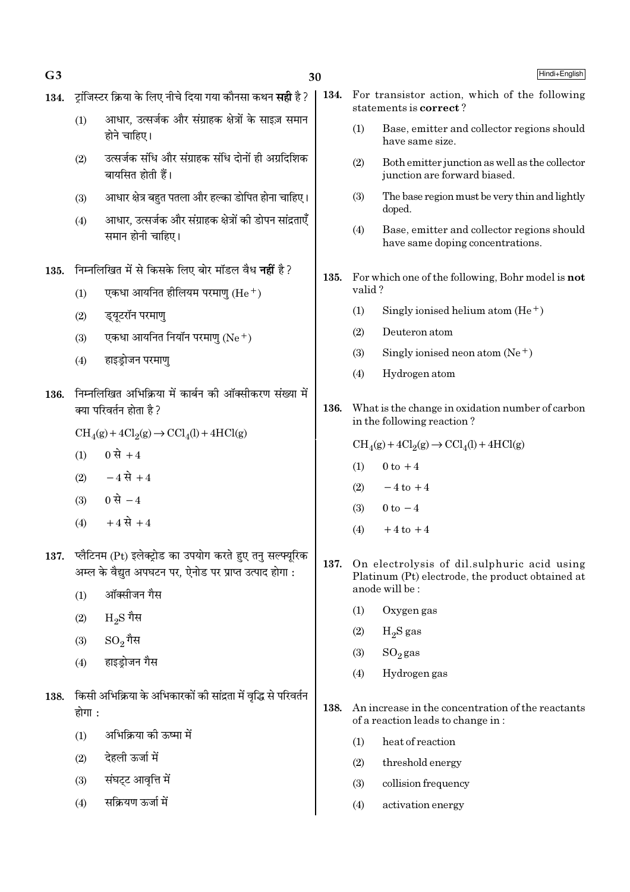134. ट्रांजिस्टर क्रिया के लिए नीचे दिया गया कौनसा कथन **सही** है ?

(1) आधार, उत्सर्जक और संग्राहक क्षेत्रों के साइज़ समान होने चाहिए।

(2) उत्सर्जक संधि और संग्राहक संधि दोनों ही अग्रदिशिक बायसित होती हैं।

(3) आधार क्षेत्र बहुत पतला और हल्का डोपित होना चाहिए।

(4) आधार, उत्सर्जक और संग्राहक क्षेत्रों की डोपन सांद्रताएँ समान होनी चाहिए।

135. निम्नलिखित में से किसके लिए बोर मॉडल वैध **नहीं** है ?

(1) एकधा आयनित हीलियम परमाणु ($He^+$)

(2) ड्यूटरॉन परमाणु

(3) एकधा आयनित नियॉन परमाणु ($Ne^+$)

(4) हाइड्रोजन परमाणु

136. निम्नलिखित अभिक्रिया में कार्बन की ऑक्सीकरण संख्या में क्या परिवर्तन होता है ?

$CH_4(g) + 4Cl_2(g) \rightarrow CCl_4(l) + 4HCl(g)$

(1) 0 से +4

(2) −4 से +4

(3) 0 से −4

(4) +4 से +4

137. प्लैटिनम (Pt) इलेक्ट्रोड का उपयोग करते हुए तनु सल्फ्यूरिक अम्ल के वैद्युत अपघटन पर, ऐनोड पर प्राप्त उत्पाद होगा :

(1) ऑक्सीजन गैस

(2) $H_2S$ गैस

(3) $SO_2$ गैस

(4) हाइड्रोजन गैस

138. किसी अभिक्रिया के अभिकारकों की सांद्रता में वृद्धि से परिवर्तन होगा :

(1) अभिक्रिया की ऊष्मा में

(2) देहली ऊर्जा में

(3) संघट्ट आवृत्ति में

(4) सक्रियण ऊर्जा में

134. For transistor action, which of the following statements is **correct** ?

(1) Base, emitter and collector regions should have same size.

(2) Both emitter junction as well as the collector junction are forward biased.

(3) The base region must be very thin and lightly doped.

(4) Base, emitter and collector regions should have same doping concentrations.

135. For which one of the following, Bohr model is **not** valid ?

(1) Singly ionised helium atom ($He^+$)

(2) Deuteron atom

(3) Singly ionised neon atom ($Ne^+$)

(4) Hydrogen atom

136. What is the change in oxidation number of carbon in the following reaction ?

$CH_4(g) + 4Cl_2(g) \rightarrow CCl_4(l) + 4HCl(g)$

(1) 0 to +4

(2) −4 to +4

(3) 0 to −4

(4) +4 to +4

137. On electrolysis of dil.sulphuric acid using Platinum (Pt) electrode, the product obtained at anode will be :

(1) Oxygen gas

(2) $H_2S$ gas

(3) $SO_2$ gas

(4) Hydrogen gas

138. An increase in the concentration of the reactants of a reaction leads to change in :

(1) heat of reaction

(2) threshold energy

(3) collision frequency

(4) activation energy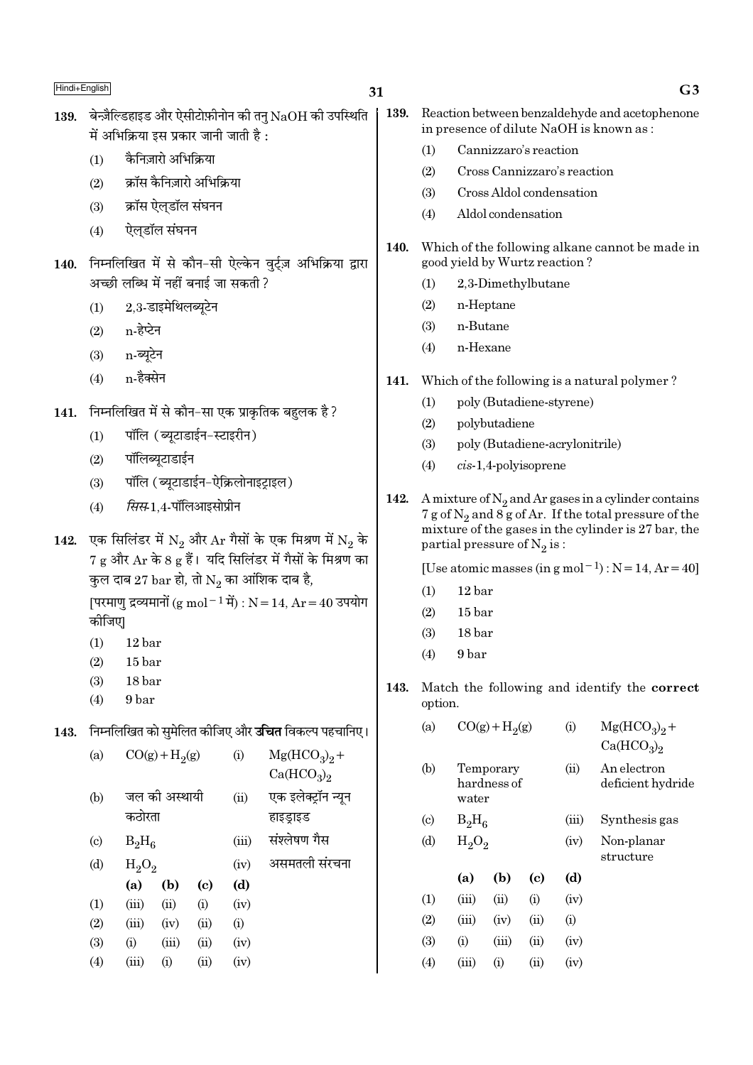139. बेन्ज़ैल्डिहाइड और ऐसीटोफ़ीनोन की तनु NaOH की उपस्थिति में अभिक्रिया इस प्रकार जानी जाती है :

(1) कैनिज़ारो अभिक्रिया
(2) क्रॉस कैनिज़ारो अभिक्रिया
(3) क्रॉस ऐल्डॉल संघनन
(4) ऐल्डॉल संघनन

140. निम्नलिखित में से कौन-सी ऐल्केन वुर्ट्ज़ अभिक्रिया द्वारा अच्छी लब्धि में नहीं बनाई जा सकती ?

(1) 2,3-डाइमेथिलब्यूटेन
(2) n-हेप्टेन
(3) n-ब्यूटेन
(4) n-हैक्सेन

141. निम्नलिखित में से कौन-सा एक प्राकृतिक बहुलक है ?

(1) पॉलि (ब्यूटाडाईन-स्टाइरीन)
(2) पॉलिब्यूटाडाईन
(3) पॉलि (ब्यूटाडाईन-ऐक्रिलोनाइट्राइल)
(4) *सिस*-1,4-पॉलिआइसोप्रीन

142. एक सिलिंडर में $N_2$ और Ar गैसों के एक मिश्रण में $N_2$ के 7 g और Ar के 8 g हैं। यदि सिलिंडर में गैसों के मिश्रण का कुल दाब 27 bar हो, तो $N_2$ का आंशिक दाब है,

[परमाणु द्रव्यमानों ($g\ mol^{-1}$ में) : N = 14, Ar = 40 उपयोग कीजिए]

(1) 12 bar
(2) 15 bar
(3) 18 bar
(4) 9 bar

143. निम्नलिखित को सुमेलित कीजिए और **उचित** विकल्प पहचानिए।

| | | | |
|---|---|---|---|
| (a) | $CO(g) + H_2(g)$ | (i) | $Mg(HCO_3)_2 + Ca(HCO_3)_2$ |
| (b) | जल की अस्थायी कठोरता | (ii) | एक इलेक्ट्रॉन न्यून हाइड्राइड |
| (c) | $B_2H_6$ | (iii) | संश्लेषण गैस |
| (d) | $H_2O_2$ | (iv) | असमतली संरचना |

| | (a) | (b) | (c) | (d) |
|---|---|---|---|---|
| (1) | (iii) | (ii) | (i) | (iv) |
| (2) | (iii) | (iv) | (ii) | (i) |
| (3) | (i) | (iii) | (ii) | (iv) |
| (4) | (iii) | (i) | (ii) | (iv) |

139. Reaction between benzaldehyde and acetophenone in presence of dilute NaOH is known as :

(1) Cannizzaro's reaction
(2) Cross Cannizzaro's reaction
(3) Cross Aldol condensation
(4) Aldol condensation

140. Which of the following alkane cannot be made in good yield by Wurtz reaction ?

(1) 2,3-Dimethylbutane
(2) n-Heptane
(3) n-Butane
(4) n-Hexane

141. Which of the following is a natural polymer ?

(1) poly (Butadiene-styrene)
(2) polybutadiene
(3) poly (Butadiene-acrylonitrile)
(4) *cis*-1,4-polyisoprene

142. A mixture of $N_2$ and Ar gases in a cylinder contains 7 g of $N_2$ and 8 g of Ar. If the total pressure of the mixture of the gases in the cylinder is 27 bar, the partial pressure of $N_2$ is :

[Use atomic masses (in $g\ mol^{-1}$) : N = 14, Ar = 40]

(1) 12 bar
(2) 15 bar
(3) 18 bar
(4) 9 bar

143. Match the following and identify the **correct** option.

| | | | |
|---|---|---|---|
| (a) | $CO(g) + H_2(g)$ | (i) | $Mg(HCO_3)_2 + Ca(HCO_3)_2$ |
| (b) | Temporary hardness of water | (ii) | An electron deficient hydride |
| (c) | $B_2H_6$ | (iii) | Synthesis gas |
| (d) | $H_2O_2$ | (iv) | Non-planar structure |

| | (a) | (b) | (c) | (d) |
|---|---|---|---|---|
| (1) | (iii) | (ii) | (i) | (iv) |
| (2) | (iii) | (iv) | (ii) | (i) |
| (3) | (i) | (iii) | (ii) | (iv) |
| (4) | (iii) | (i) | (ii) | (iv) |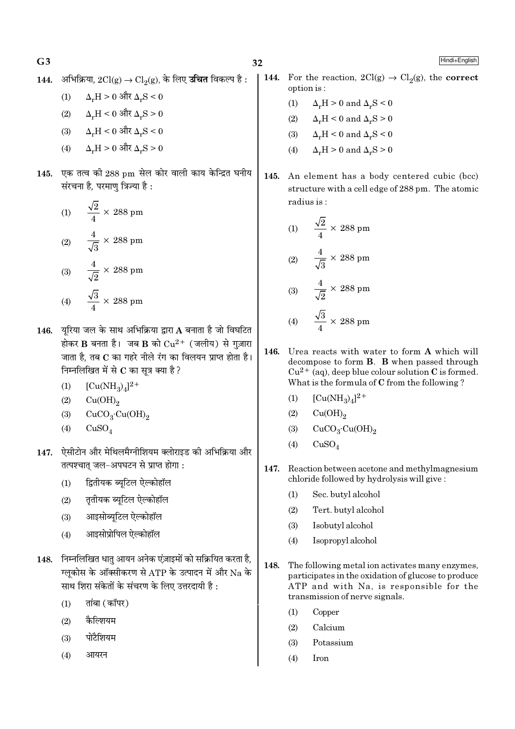144. अभिक्रिया, $2Cl(g) \rightarrow Cl_2(g)$, के लिए **उचित** विकल्प है :

(1) $\Delta_r H > 0$ और $\Delta_r S < 0$

(2) $\Delta_r H < 0$ और $\Delta_r S > 0$

(3) $\Delta_r H < 0$ और $\Delta_r S < 0$

(4) $\Delta_r H > 0$ और $\Delta_r S > 0$

145. एक तत्व की 288 pm सेल कोर वाली काय केन्द्रित घनीय संरचना है, परमाणु त्रिज्या है :

(1) $\frac{\sqrt{2}}{4} \times 288$ pm

(2) $\frac{4}{\sqrt{3}} \times 288$ pm

(3) $\frac{4}{\sqrt{2}} \times 288$ pm

(4) $\frac{\sqrt{3}}{4} \times 288$ pm

146. यूरिया जल के साथ अभिक्रिया द्वारा **A** बनाता है जो विघटित होकर **B** बनता है। जब **B** को $Cu^{2+}$ (जलीय) से गुज़ारा जाता है, तब **C** का गहरे नीले रंग का विलयन प्राप्त होता है। निम्नलिखित में से **C** का सूत्र क्या है ?

(1) $[Cu(NH_3)_4]^{2+}$

(2) $Cu(OH)_2$

(3) $CuCO_3 \cdot Cu(OH)_2$

(4) $CuSO_4$

147. ऐसीटोन और मेथिलमैग्नीशियम क्लोराइड की अभिक्रिया और तत्पश्चात् जल-अपघटन से प्राप्त होगा :

(1) द्वितीयक ब्यूटिल ऐल्कोहॉल

(2) तृतीयक ब्यूटिल ऐल्कोहॉल

(3) आइसोब्यूटिल ऐल्कोहॉल

(4) आइसोप्रोपिल ऐल्कोहॉल

148. निम्नलिखित धातु आयन अनेक एंज़ाइमों को सक्रियित करता है, ग्लूकोस के ऑक्सीकरण से ATP के उत्पादन में और Na के साथ शिरा संकेतों के संचरण के लिए उत्तरदायी है :

(1) तांबा (कॉपर)

(2) कैल्शियम

(3) पोटैशियम

(4) आयरन

144. For the reaction, $2Cl(g) \rightarrow Cl_2(g)$, the **correct** option is :

(1) $\Delta_r H > 0$ and $\Delta_r S < 0$

(2) $\Delta_r H < 0$ and $\Delta_r S > 0$

(3) $\Delta_r H < 0$ and $\Delta_r S < 0$

(4) $\Delta_r H > 0$ and $\Delta_r S > 0$

145. An element has a body centered cubic (bcc) structure with a cell edge of 288 pm. The atomic radius is :

(1) $\frac{\sqrt{2}}{4} \times 288$ pm

(2) $\frac{4}{\sqrt{3}} \times 288$ pm

(3) $\frac{4}{\sqrt{2}} \times 288$ pm

(4) $\frac{\sqrt{3}}{4} \times 288$ pm

146. Urea reacts with water to form **A** which will decompose to form **B**. **B** when passed through $Cu^{2+}$ (aq), deep blue colour solution **C** is formed. What is the formula of **C** from the following ?

(1) $[Cu(NH_3)_4]^{2+}$

(2) $Cu(OH)_2$

(3) $CuCO_3 \cdot Cu(OH)_2$

(4) $CuSO_4$

147. Reaction between acetone and methylmagnesium chloride followed by hydrolysis will give :

(1) Sec. butyl alcohol

(2) Tert. butyl alcohol

(3) Isobutyl alcohol

(4) Isopropyl alcohol

148. The following metal ion activates many enzymes, participates in the oxidation of glucose to produce ATP and with Na, is responsible for the transmission of nerve signals.

(1) Copper

(2) Calcium

(3) Potassium

(4) Iron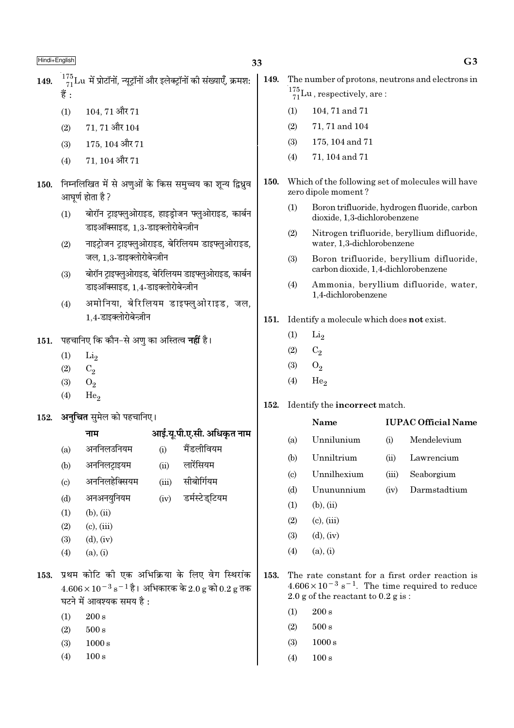149. $^{175}_{71}Lu$ में प्रोटॉनों, न्यूट्रॉनों और इलेक्ट्रॉनों की संख्याएँ, क्रमशः हैं :

(1) 104, 71 और 71

(2) 71, 71 और 104

(3) 175, 104 और 71

(4) 71, 104 और 71

150. निम्नलिखित में से अणुओं के किस समुच्चय का शून्य द्विध्रुव आघूर्ण होता है ?

(1) बोरॉन ट्राइफ्लुओराइड, हाइड्रोजन फ्लुओराइड, कार्बन डाइऑक्साइड, 1,3-डाइक्लोरोबेन्ज़ीन

(2) नाइट्रोजन ट्राइफ्लुओराइड, बेरिलियम डाइफ्लुओराइड, जल, 1,3-डाइक्लोरोबेन्ज़ीन

(3) बोरॉन ट्राइफ्लुओराइड, बेरिलियम डाइफ्लुओराइड, कार्बन डाइऑक्साइड, 1,4-डाइक्लोरोबेन्ज़ीन

(4) अमोनिया, बेरिलियम डाइफ्लुओराइड, जल, 1,4-डाइक्लोरोबेन्ज़ीन

151. पहचानिए कि कौन-से अणु का अस्तित्व **नहीं** है।

(1) $Li_2$

(2) $C_2$

(3) $O_2$

(4) $He_2$

152. **अनुचित** सुमेल को पहचानिए।

| | नाम | | आई.यू.पी.ए.सी. अधिकृत नाम |
|---|---|---|---|
| (a) | अननिलउनियम | (i) | मैंडलीवियम |
| (b) | अननिलट्राइयम | (ii) | लारेंसियम |
| (c) | अननिलहेक्सियम | (iii) | सीबोर्गियम |
| (d) | अनअनयुनियम | (iv) | डर्मस्टेड्टियम |

(1) (b), (ii)

(2) (c), (iii)

(3) (d), (iv)

(4) (a), (i)

153. प्रथम कोटि की एक अभिक्रिया के लिए वेग स्थिरांक $4.606 \times 10^{-3}\ s^{-1}$ है। अभिकारक के 2.0 g को 0.2 g तक घटने में आवश्यक समय है :

(1) 200 s

(2) 500 s

(3) 1000 s

(4) 100 s

149. The number of protons, neutrons and electrons in $^{175}_{71}Lu$, respectively, are :

(1) 104, 71 and 71

(2) 71, 71 and 104

(3) 175, 104 and 71

(4) 71, 104 and 71

150. Which of the following set of molecules will have zero dipole moment ?

(1) Boron trifluoride, hydrogen fluoride, carbon dioxide, 1,3-dichlorobenzene

(2) Nitrogen trifluoride, beryllium difluoride, water, 1,3-dichlorobenzene

(3) Boron trifluoride, beryllium difluoride, carbon dioxide, 1,4-dichlorobenzene

(4) Ammonia, beryllium difluoride, water, 1,4-dichlorobenzene

151. Identify a molecule which does **not** exist.

(1) $Li_2$

(2) $C_2$

(3) $O_2$

(4) $He_2$

152. Identify the **incorrect** match.

| | Name | | IUPAC Official Name |
|---|---|---|---|
| (a) | Unnilunium | (i) | Mendelevium |
| (b) | Unniltrium | (ii) | Lawrencium |
| (c) | Unnilhexium | (iii) | Seaborgium |
| (d) | Unununnium | (iv) | Darmstadtium |

(1) (b), (ii)

(2) (c), (iii)

(3) (d), (iv)

(4) (a), (i)

153. The rate constant for a first order reaction is $4.606 \times 10^{-3}\ s^{-1}$. The time required to reduce 2.0 g of the reactant to 0.2 g is :

(1) 200 s

(2) 500 s

(3) 1000 s

(4) 100 s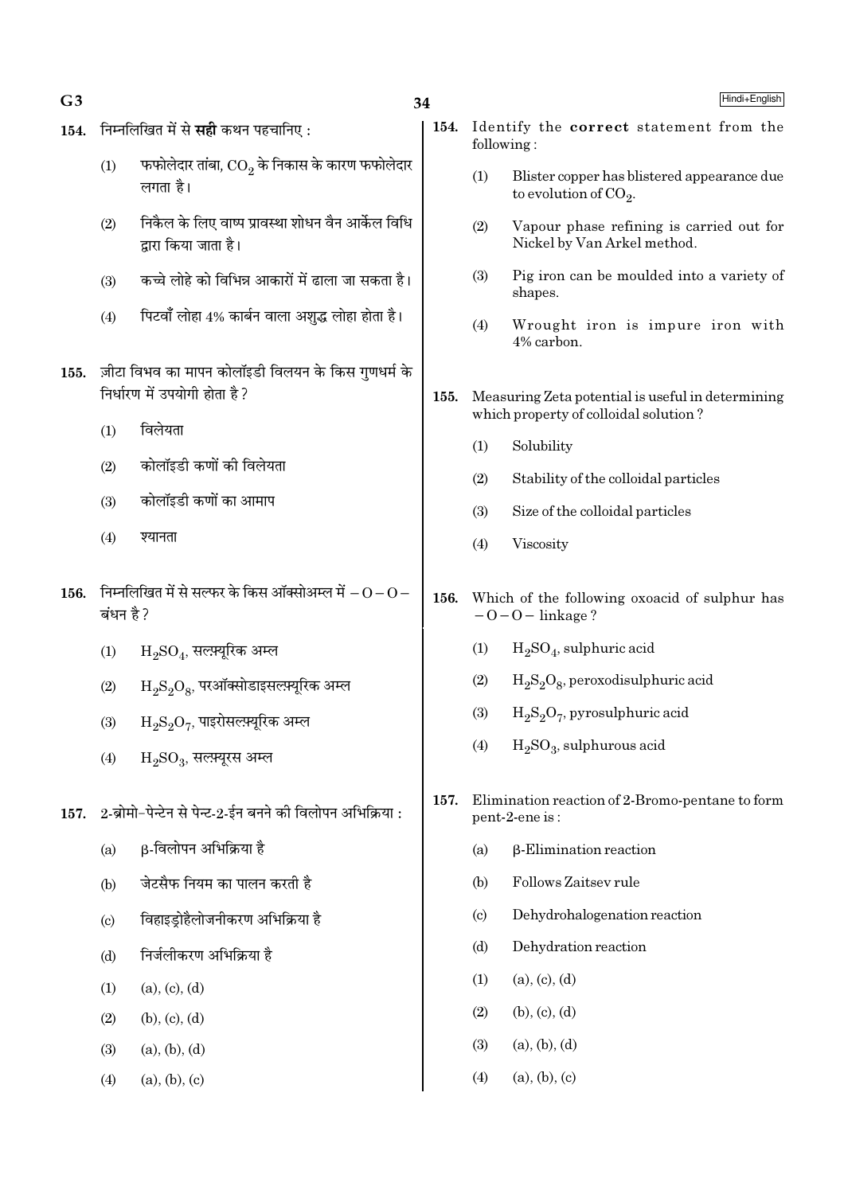154. निम्नलिखित में से **सही** कथन पहचानिए :

(1) फफोलेदार तांबा, $CO_2$ के निकास के कारण फफोलेदार लगता है।

(2) निकैल के लिए वाष्प प्रावस्था शोधन वैन आर्केल विधि द्वारा किया जाता है।

(3) कच्चे लोहे को विभिन्न आकारों में ढाला जा सकता है।

(4) पिटवाँ लोहा 4% कार्बन वाला अशुद्ध लोहा होता है।

155. ज़ीटा विभव का मापन कोलॉइडी विलयन के किस गुणधर्म के निर्धारण में उपयोगी होता है ?

(1) विलेयता

(2) कोलॉइडी कणों की विलेयता

(3) कोलॉइडी कणों का आमाप

(4) श्यानता

156. निम्नलिखित में से सल्फर के किस ऑक्सोअम्ल में $-O-O-$ बंधन है ?

(1) $H_2SO_4$, सल्फ़्यूरिक अम्ल

(2) $H_2S_2O_8$, परऑक्सोडाइसल्फ़्यूरिक अम्ल

(3) $H_2S_2O_7$, पाइरोसल्फ़्यूरिक अम्ल

(4) $H_2SO_3$, सल्फ़्यूरस अम्ल

157. 2-ब्रोमो-पेन्टेन से पेन्ट-2-ईन बनने की विलोपन अभिक्रिया :

(a) β-विलोपन अभिक्रिया है

(b) जेटसैफ नियम का पालन करती है

(c) विहाइड्रोहैलोजनीकरण अभिक्रिया है

(d) निर्जलीकरण अभिक्रिया है

(1) (a), (c), (d)

(2) (b), (c), (d)

(3) (a), (b), (d)

(4) (a), (b), (c)

154. Identify the **correct** statement from the following :

(1) Blister copper has blistered appearance due to evolution of $CO_2$.

(2) Vapour phase refining is carried out for Nickel by Van Arkel method.

(3) Pig iron can be moulded into a variety of shapes.

(4) Wrought iron is impure iron with 4% carbon.

155. Measuring Zeta potential is useful in determining which property of colloidal solution ?

(1) Solubility

(2) Stability of the colloidal particles

(3) Size of the colloidal particles

(4) Viscosity

156. Which of the following oxoacid of sulphur has $-O-O-$ linkage ?

(1) $H_2SO_4$, sulphuric acid

(2) $H_2S_2O_8$, peroxodisulphuric acid

(3) $H_2S_2O_7$, pyrosulphuric acid

(4) $H_2SO_3$, sulphurous acid

157. Elimination reaction of 2-Bromo-pentane to form pent-2-ene is :

(a) β-Elimination reaction

(b) Follows Zaitsev rule

(c) Dehydrohalogenation reaction

(d) Dehydration reaction

(1) (a), (c), (d)

(2) (b), (c), (d)

(3) (a), (b), (d)

(4) (a), (b), (c)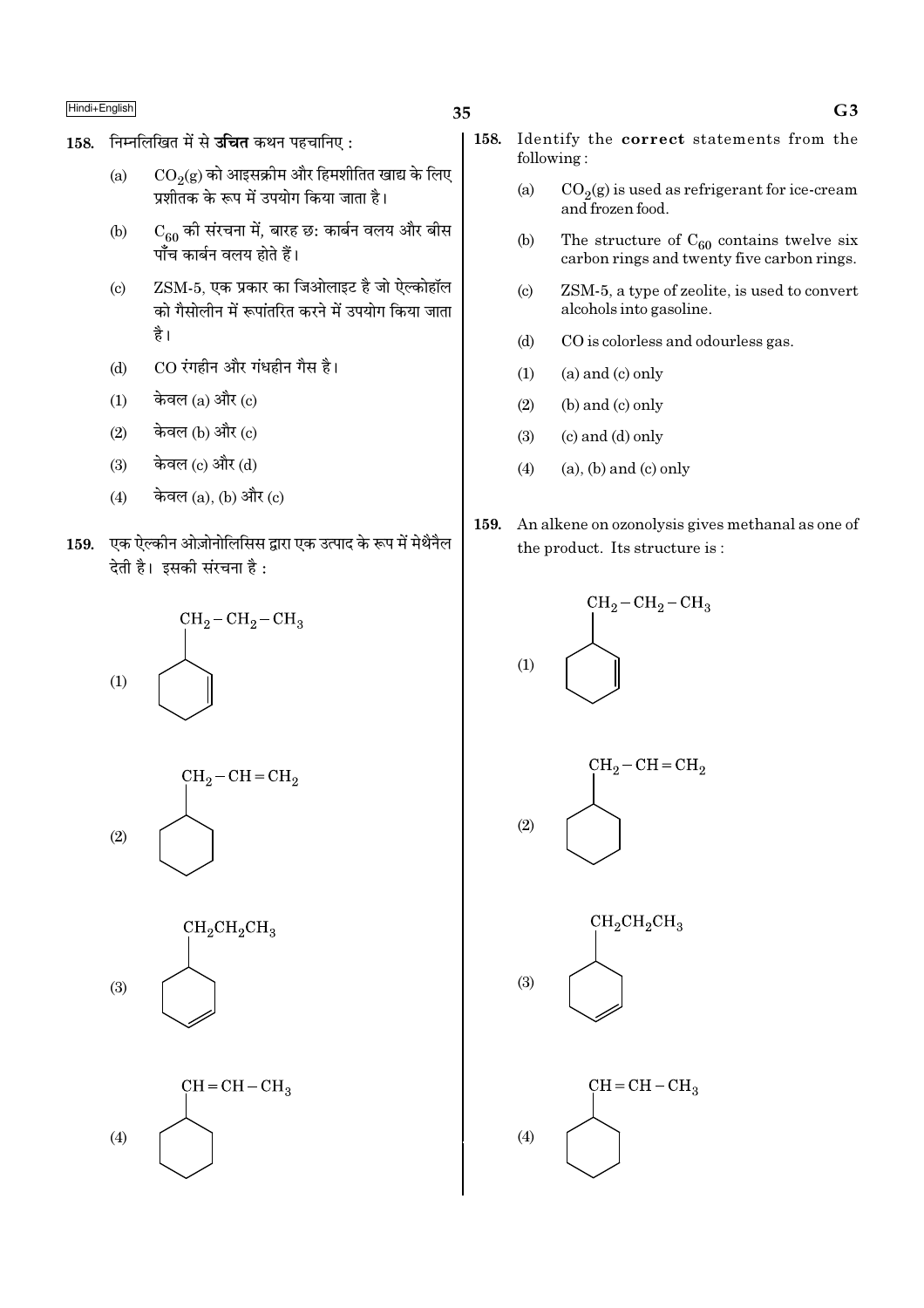158. निम्नलिखित में से **उचित** कथन पहचानिए :

(a) $CO_2$(g) को आइसक्रीम और हिमशीतित खाद्य के लिए प्रशीतक के रूप में उपयोग किया जाता है।

(b) $C_{60}$ की संरचना में, बारह छः कार्बन वलय और बीस पाँच कार्बन वलय होते हैं।

(c) ZSM-5, एक प्रकार का जिओलाइट है जो ऐल्कोहॉल को गैसोलीन में रूपांतरित करने में उपयोग किया जाता है।

(d) CO रंगहीन और गंधहीन गैस है।

(1) केवल (a) और (c)

(2) केवल (b) और (c)

(3) केवल (c) और (d)

(4) केवल (a), (b) और (c)

159. एक ऐल्कीन ओज़ोनोलिसिस द्वारा एक उत्पाद के रूप में मेथैनैल देती है। इसकी संरचना है :

(1) Cyclohexene ring with $CH_2-CH_2-CH_3$ substituent

(2) Cyclohexane ring with $CH_2-CH=CH_2$ substituent

(3) Cyclohexene ring with $CH_2CH_2CH_3$ substituent

(4) Cyclohexane ring with $CH=CH-CH_3$ substituent

158. Identify the **correct** statements from the following :

(a) $CO_2$(g) is used as refrigerant for ice-cream and frozen food.

(b) The structure of $C_{60}$ contains twelve six carbon rings and twenty five carbon rings.

(c) ZSM-5, a type of zeolite, is used to convert alcohols into gasoline.

(d) CO is colorless and odourless gas.

(1) (a) and (c) only

(2) (b) and (c) only

(3) (c) and (d) only

(4) (a), (b) and (c) only

159. An alkene on ozonolysis gives methanal as one of the product. Its structure is :

(1) Cyclohexene ring with $CH_2-CH_2-CH_3$ substituent

(2) Cyclohexane ring with $CH_2-CH=CH_2$ substituent

(3) Cyclohexene ring with $CH_2CH_2CH_3$ substituent

(4) Cyclohexane ring with $CH=CH-CH_3$ substituent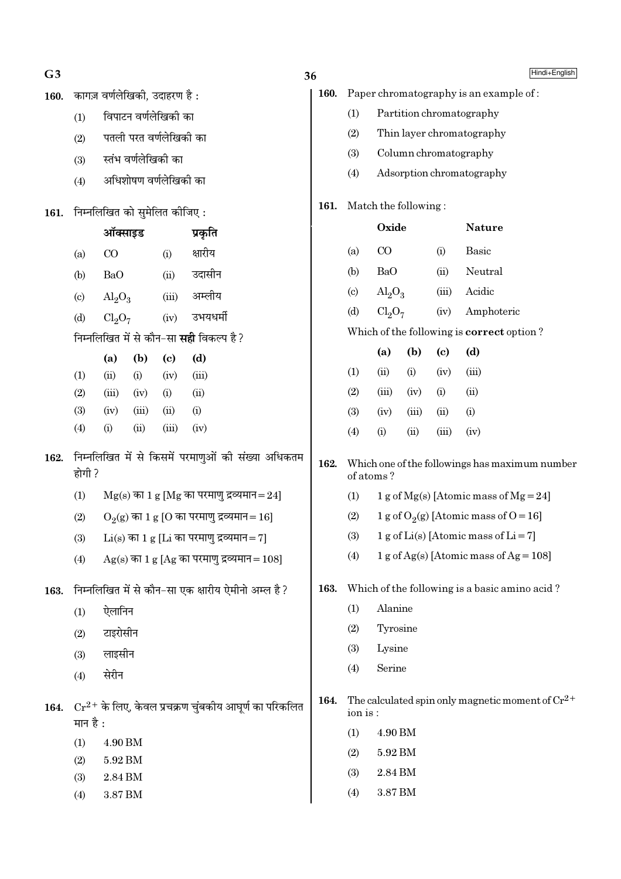160. कागज़ वर्णलेखिकी, उदाहरण है :

(1) विपाटन वर्णलेखिकी का

(2) पतली परत वर्णलेखिकी का

(3) स्तंभ वर्णलेखिकी का

(4) अधिशोषण वर्णलेखिकी का

161. निम्नलिखित को सुमेलित कीजिए :

| | ऑक्साइड | | प्रकृति |
|---|---|---|---|
| (a) | CO | (i) | क्षारीय |
| (b) | BaO | (ii) | उदासीन |
| (c) | $Al_2O_3$ | (iii) | अम्लीय |
| (d) | $Cl_2O_7$ | (iv) | उभयधर्मी |

निम्नलिखित में से कौन-सा **सही** विकल्प है ?

| | (a) | (b) | (c) | (d) |
|---|---|---|---|---|
| (1) | (ii) | (i) | (iv) | (iii) |
| (2) | (iii) | (iv) | (i) | (ii) |
| (3) | (iv) | (iii) | (ii) | (i) |
| (4) | (i) | (ii) | (iii) | (iv) |

162. निम्नलिखित में से किसमें परमाणुओं की संख्या अधिकतम होगी ?

(1) Mg(s) का 1 g [Mg का परमाणु द्रव्यमान = 24]

(2) $O_2$(g) का 1 g [O का परमाणु द्रव्यमान = 16]

(3) Li(s) का 1 g [Li का परमाणु द्रव्यमान = 7]

(4) Ag(s) का 1 g [Ag का परमाणु द्रव्यमान = 108]

163. निम्नलिखित में से कौन-सा एक क्षारीय ऐमीनो अम्ल है ?

(1) ऐलानिन

(2) टाइरोसीन

(3) लाइसीन

(4) सेरीन

164. $Cr^{2+}$ के लिए, केवल प्रचक्रण चुंबकीय आघूर्ण का परिकलित मान है :

(1) 4.90 BM

(2) 5.92 BM

(3) 2.84 BM

(4) 3.87 BM

160. Paper chromatography is an example of :

(1) Partition chromatography

(2) Thin layer chromatography

(3) Column chromatography

(4) Adsorption chromatography

161. Match the following :

| | Oxide | | Nature |
|---|---|---|---|
| (a) | CO | (i) | Basic |
| (b) | BaO | (ii) | Neutral |
| (c) | $Al_2O_3$ | (iii) | Acidic |
| (d) | $Cl_2O_7$ | (iv) | Amphoteric |

Which of the following is **correct** option ?

| | (a) | (b) | (c) | (d) |
|---|---|---|---|---|
| (1) | (ii) | (i) | (iv) | (iii) |
| (2) | (iii) | (iv) | (i) | (ii) |
| (3) | (iv) | (iii) | (ii) | (i) |
| (4) | (i) | (ii) | (iii) | (iv) |

162. Which one of the followings has maximum number of atoms ?

(1) 1 g of Mg(s) [Atomic mass of Mg = 24]

(2) 1 g of $O_2$(g) [Atomic mass of O = 16]

(3) 1 g of Li(s) [Atomic mass of Li = 7]

(4) 1 g of Ag(s) [Atomic mass of Ag = 108]

163. Which of the following is a basic amino acid ?

(1) Alanine

(2) Tyrosine

(3) Lysine

(4) Serine

164. The calculated spin only magnetic moment of $Cr^{2+}$ ion is :

(1) 4.90 BM

(2) 5.92 BM

(3) 2.84 BM

(4) 3.87 BM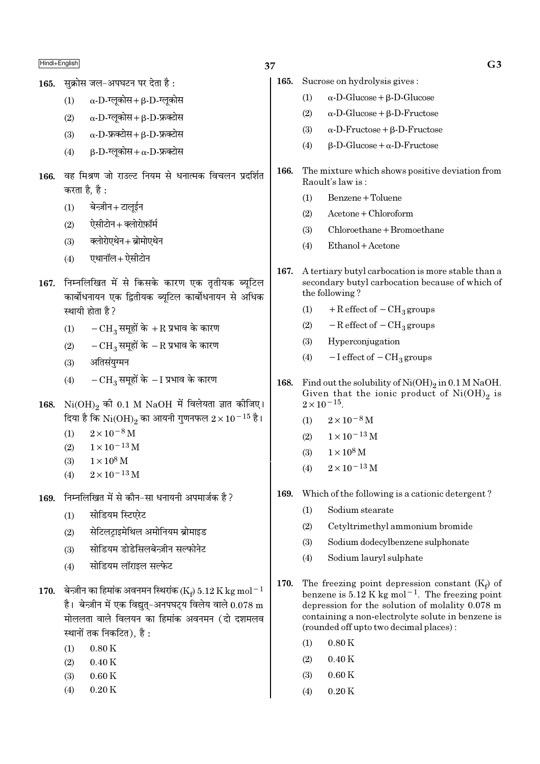165. सुक्रोस जल-अपघटन पर देता है :

(1) α-D-ग्लूकोस + β-D-ग्लूकोस

(2) α-D-ग्लूकोस + β-D-फ्रक्टोस

(3) α-D-फ्रक्टोस + β-D-फ्रक्टोस

(4) β-D-ग्लूकोस + α-D-फ्रक्टोस

166. वह मिश्रण जो राउल्ट नियम से धनात्मक विचलन प्रदर्शित करता है, है :

(1) बेन्ज़ीन + टालूईन

(2) ऐसीटोन + क्लोरोफ़ॉर्म

(3) क्लोरोएथेन + ब्रोमोएथेन

(4) एथानॉल + ऐसीटोन

167. निम्नलिखित में से किसके कारण एक तृतीयक ब्यूटिल कार्बोधनायन एक द्वितीयक ब्यूटिल कार्बोधनायन से अधिक स्थायी होता है ?

(1) $-CH_3$ समूहों के $+R$ प्रभाव के कारण

(2) $-CH_3$ समूहों के $-R$ प्रभाव के कारण

(3) अतिसंयुग्मन

(4) $-CH_3$ समूहों के $-I$ प्रभाव के कारण

168. $Ni(OH)_2$ की 0.1 M NaOH में विलेयता ज्ञात कीजिए। दिया है कि $Ni(OH)_2$ का आयनी गुणनफल $2 \times 10^{-15}$ है।

(1) $2 \times 10^{-8}$ M

(2) $1 \times 10^{-13}$ M

(3) $1 \times 10^{8}$ M

(4) $2 \times 10^{-13}$ M

169. निम्नलिखित में से कौन-सा धनायनी अपमार्जक है ?

(1) सोडियम स्टिएरेट

(2) सेटिलट्राइमेथिल अमोनियम ब्रोमाइड

(3) सोडियम डोडेसिलबेन्ज़ीन सल्फोनेट

(4) सोडियम लॉराइल सल्फेट

170. बेन्ज़ीन का हिमांक अवनमन स्थिरांक ($K_f$) 5.12 K kg mol$^{-1}$ है। बेन्ज़ीन में एक विद्युत्-अनपघट्य विलेय वाले 0.078 m मोललता वाले विलयन का हिमांक अवनमन (दो दशमलव स्थानों तक निकटित), है :

(1) 0.80 K

(2) 0.40 K

(3) 0.60 K

(4) 0.20 K

165. Sucrose on hydrolysis gives :

(1) α-D-Glucose + β-D-Glucose

(2) α-D-Glucose + β-D-Fructose

(3) α-D-Fructose + β-D-Fructose

(4) β-D-Glucose + α-D-Fructose

166. The mixture which shows positive deviation from Raoult's law is :

(1) Benzene + Toluene

(2) Acetone + Chloroform

(3) Chloroethane + Bromoethane

(4) Ethanol + Acetone

167. A tertiary butyl carbocation is more stable than a secondary butyl carbocation because of which of the following ?

(1) $+R$ effect of $-CH_3$ groups

(2) $-R$ effect of $-CH_3$ groups

(3) Hyperconjugation

(4) $-I$ effect of $-CH_3$ groups

168. Find out the solubility of $Ni(OH)_2$ in 0.1 M NaOH. Given that the ionic product of $Ni(OH)_2$ is $2 \times 10^{-15}$.

(1) $2 \times 10^{-8}$ M

(2) $1 \times 10^{-13}$ M

(3) $1 \times 10^{8}$ M

(4) $2 \times 10^{-13}$ M

169. Which of the following is a cationic detergent ?

(1) Sodium stearate

(2) Cetyltrimethyl ammonium bromide

(3) Sodium dodecylbenzene sulphonate

(4) Sodium lauryl sulphate

170. The freezing point depression constant ($K_f$) of benzene is 5.12 K kg mol$^{-1}$. The freezing point depression for the solution of molality 0.078 m containing a non-electrolyte solute in benzene is (rounded off upto two decimal places) :

(1) 0.80 K

(2) 0.40 K

(3) 0.60 K

(4) 0.20 K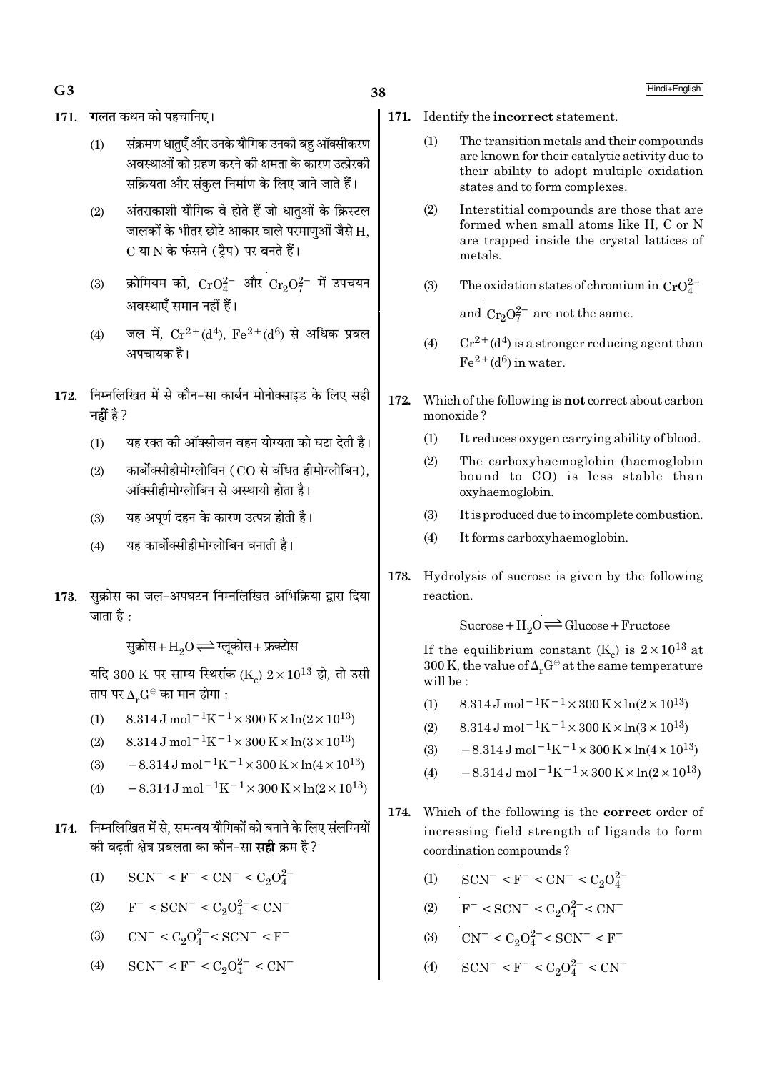171. **गलत** कथन को पहचानिए।

(1) संक्रमण धातुएँ और उनके यौगिक उनकी बहु ऑक्सीकरण अवस्थाओं को ग्रहण करने की क्षमता के कारण उत्प्रेरकी सक्रियता और संकुल निर्माण के लिए जाने जाते हैं।

(2) अंतराकाशी यौगिक वे होते हैं जो धातुओं के क्रिस्टल जालकों के भीतर छोटे आकार वाले परमाणुओं जैसे H, C या N के फंसने (ट्रैप) पर बनते हैं।

(3) क्रोमियम की, $CrO_4^{2-}$ और $Cr_2O_7^{2-}$ में उपचयन अवस्थाएँ समान नहीं हैं।

(4) जल में, $Cr^{2+}(d^4)$, $Fe^{2+}(d^6)$ से अधिक प्रबल अपचायक है।

172. निम्नलिखित में से कौन-सा कार्बन मोनोक्साइड के लिए सही **नहीं** है?

(1) यह रक्त की ऑक्सीजन वहन योग्यता को घटा देती है।

(2) कार्बोक्सीहीमोग्लोबिन (CO से बंधित हीमोग्लोबिन), ऑक्सीहीमोग्लोबिन से अस्थायी होता है।

(3) यह अपूर्ण दहन के कारण उत्पन्न होती है।

(4) यह कार्बोक्सीहीमोग्लोबिन बनाती है।

173. सुक्रोस का जल-अपघटन निम्नलिखित अभिक्रिया द्वारा दिया जाता है :

$$\text{सुक्रोस} + H_2O \rightleftharpoons \text{ग्लूकोस} + \text{फ्रक्टोस}$$

यदि 300 K पर साम्य स्थिरांक ($K_c$) $2 \times 10^{13}$ हो, तो उसी ताप पर $\Delta_r G^{\ominus}$ का मान होगा :

(1) $8.314\ J\ mol^{-1}K^{-1} \times 300\ K \times \ln(2 \times 10^{13})$

(2) $8.314\ J\ mol^{-1}K^{-1} \times 300\ K \times \ln(3 \times 10^{13})$

(3) $-8.314\ J\ mol^{-1}K^{-1} \times 300\ K \times \ln(4 \times 10^{13})$

(4) $-8.314\ J\ mol^{-1}K^{-1} \times 300\ K \times \ln(2 \times 10^{13})$

174. निम्नलिखित में से, समन्वय यौगिकों को बनाने के लिए संलग्नियों की बढ़ती क्षेत्र प्रबलता का कौन-सा **सही** क्रम है?

(1) $SCN^- < F^- < CN^- < C_2O_4^{2-}$

(2) $F^- < SCN^- < C_2O_4^{2-} < CN^-$

(3) $CN^- < C_2O_4^{2-} < SCN^- < F^-$

(4) $SCN^- < F^- < C_2O_4^{2-} < CN^-$

171. Identify the **incorrect** statement.

(1) The transition metals and their compounds are known for their catalytic activity due to their ability to adopt multiple oxidation states and to form complexes.

(2) Interstitial compounds are those that are formed when small atoms like H, C or N are trapped inside the crystal lattices of metals.

(3) The oxidation states of chromium in $CrO_4^{2-}$ and $Cr_2O_7^{2-}$ are not the same.

(4) $Cr^{2+}(d^4)$ is a stronger reducing agent than $Fe^{2+}(d^6)$ in water.

172. Which of the following is **not** correct about carbon monoxide?

(1) It reduces oxygen carrying ability of blood.

(2) The carboxyhaemoglobin (haemoglobin bound to CO) is less stable than oxyhaemoglobin.

(3) It is produced due to incomplete combustion.

(4) It forms carboxyhaemoglobin.

173. Hydrolysis of sucrose is given by the following reaction.

$$\text{Sucrose} + H_2O \rightleftharpoons \text{Glucose} + \text{Fructose}$$

If the equilibrium constant ($K_c$) is $2 \times 10^{13}$ at 300 K, the value of $\Delta_r G^{\ominus}$ at the same temperature will be :

(1) $8.314\ J\ mol^{-1}K^{-1} \times 300\ K \times \ln(2 \times 10^{13})$

(2) $8.314\ J\ mol^{-1}K^{-1} \times 300\ K \times \ln(3 \times 10^{13})$

(3) $-8.314\ J\ mol^{-1}K^{-1} \times 300\ K \times \ln(4 \times 10^{13})$

(4) $-8.314\ J\ mol^{-1}K^{-1} \times 300\ K \times \ln(2 \times 10^{13})$

174. Which of the following is the **correct** order of increasing field strength of ligands to form coordination compounds?

(1) $SCN^- < F^- < CN^- < C_2O_4^{2-}$

(2) $F^- < SCN^- < C_2O_4^{2-} < CN^-$

(3) $CN^- < C_2O_4^{2-} < SCN^- < F^-$

(4) $SCN^- < F^- < C_2O_4^{2-} < CN^-$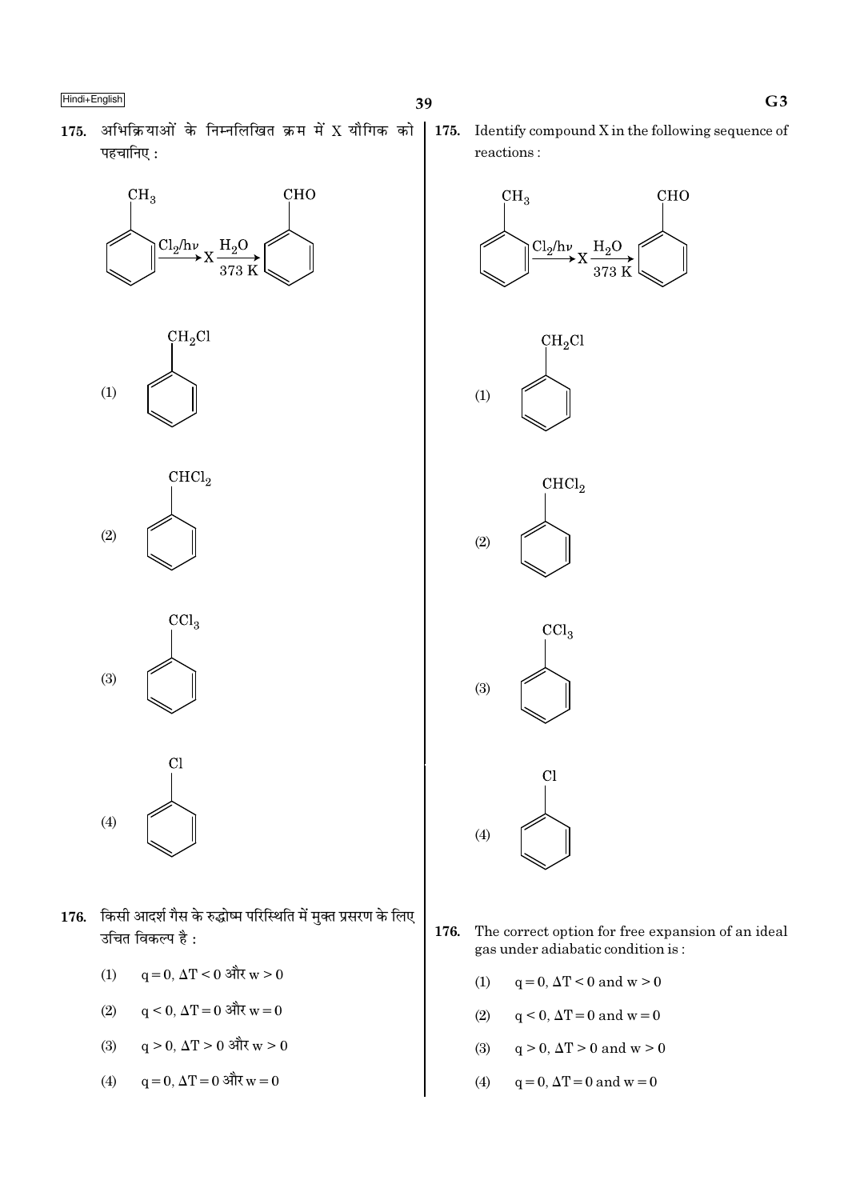175. अभिक्रियाओं के निम्नलिखित क्रम में X यौगिक को पहचानिए :

$$C_6H_5CH_3 \xrightarrow{Cl_2/h\nu} X \xrightarrow[373\ K]{H_2O} C_6H_5CHO$$

(1) $C_6H_5CH_2Cl$

(2) $C_6H_5CHCl_2$

(3) $C_6H_5CCl_3$

(4) $C_6H_5Cl$

176. किसी आदर्श गैस के रुद्धोष्म परिस्थिति में मुक्त प्रसरण के लिए उचित विकल्प है :

(1) $q = 0, \Delta T < 0$ और $w > 0$

(2) $q < 0, \Delta T = 0$ और $w = 0$

(3) $q > 0, \Delta T > 0$ और $w > 0$

(4) $q = 0, \Delta T = 0$ और $w = 0$

175. Identify compound X in the following sequence of reactions :

$$C_6H_5CH_3 \xrightarrow{Cl_2/h\nu} X \xrightarrow[373\ K]{H_2O} C_6H_5CHO$$

(1) $C_6H_5CH_2Cl$

(2) $C_6H_5CHCl_2$

(3) $C_6H_5CCl_3$

(4) $C_6H_5Cl$

176. The correct option for free expansion of an ideal gas under adiabatic condition is :

(1) $q = 0, \Delta T < 0$ and $w > 0$

(2) $q < 0, \Delta T = 0$ and $w = 0$

(3) $q > 0, \Delta T > 0$ and $w > 0$

(4) $q = 0, \Delta T = 0$ and $w = 0$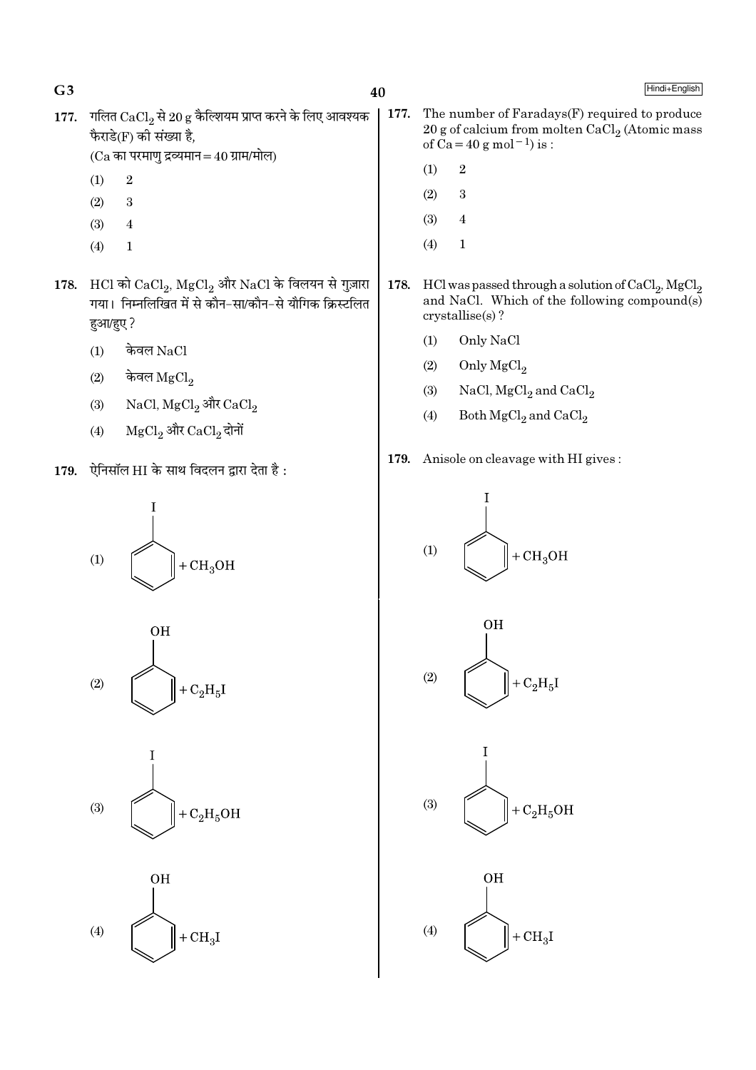177. गलित $CaCl_2$ से 20 g कैल्शियम प्राप्त करने के लिए आवश्यक फैराडे(F) की संख्या है,
(Ca का परमाणु द्रव्यमान = 40 ग्राम/मोल)

(1) 2
(2) 3
(3) 4
(4) 1

178. HCl को $CaCl_2$, $MgCl_2$ और NaCl के विलयन से गुज़ारा गया। निम्नलिखित में से कौन-सा/कौन-से यौगिक क्रिस्टलित हुआ/हुए ?

(1) केवल NaCl
(2) केवल $MgCl_2$
(3) NaCl, $MgCl_2$ और $CaCl_2$
(4) $MgCl_2$ और $CaCl_2$ दोनों

179. ऐनिसॉल HI के साथ विदलन द्वारा देता है :

(1) $C_6H_5I$ (आयोडोबेंज़ीन) $+ CH_3OH$
(2) $C_6H_5OH$ (फीनॉल) $+ C_2H_5I$
(3) $C_6H_5I$ (आयोडोबेंज़ीन) $+ C_2H_5OH$
(4) $C_6H_5OH$ (फीनॉल) $+ CH_3I$

177. The number of Faradays(F) required to produce 20 g of calcium from molten $CaCl_2$ (Atomic mass of Ca = 40 g mol$^{-1}$) is :

(1) 2
(2) 3
(3) 4
(4) 1

178. HCl was passed through a solution of $CaCl_2$, $MgCl_2$ and NaCl. Which of the following compound(s) crystallise(s) ?

(1) Only NaCl
(2) Only $MgCl_2$
(3) NaCl, $MgCl_2$ and $CaCl_2$
(4) Both $MgCl_2$ and $CaCl_2$

179. Anisole on cleavage with HI gives :

(1) $C_6H_5I$ (iodobenzene) $+ CH_3OH$
(2) $C_6H_5OH$ (phenol) $+ C_2H_5I$
(3) $C_6H_5I$ (iodobenzene) $+ C_2H_5OH$
(4) $C_6H_5OH$ (phenol) $+ CH_3I$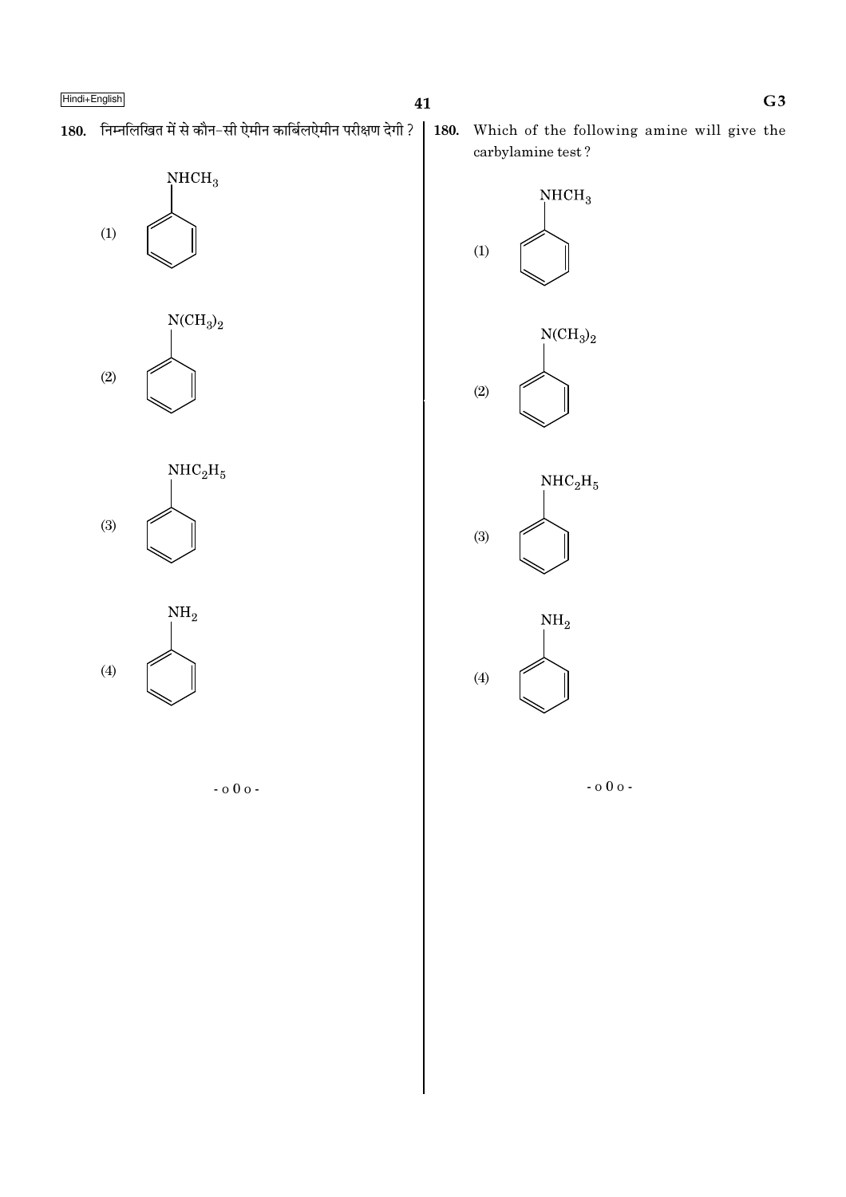**180.** निम्नलिखित में से कौन-सी ऐमीन कार्बिलऐमीन परीक्षण देगी ?

(1) $C_6H_5NHCH_3$

(2) $C_6H_5N(CH_3)_2$

(3) $C_6H_5NHC_2H_5$

(4) $C_6H_5NH_2$

- o 0 o -

**180.** Which of the following amine will give the carbylamine test ?

(1) $C_6H_5NHCH_3$

(2) $C_6H_5N(CH_3)_2$

(3) $C_6H_5NHC_2H_5$

(4) $C_6H_5NH_2$

- o 0 o -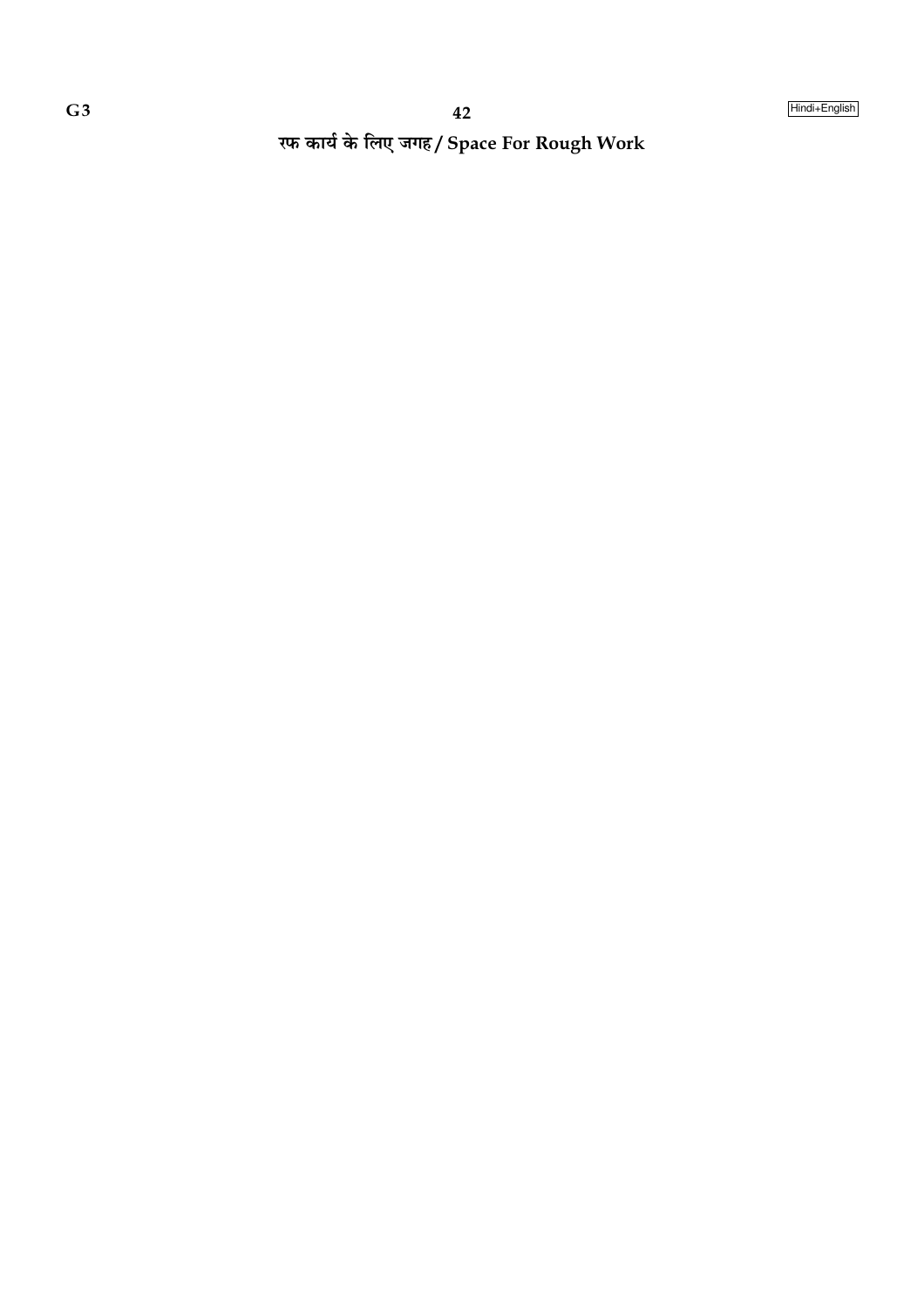रफ कार्य के लिए जगह / Space For Rough Work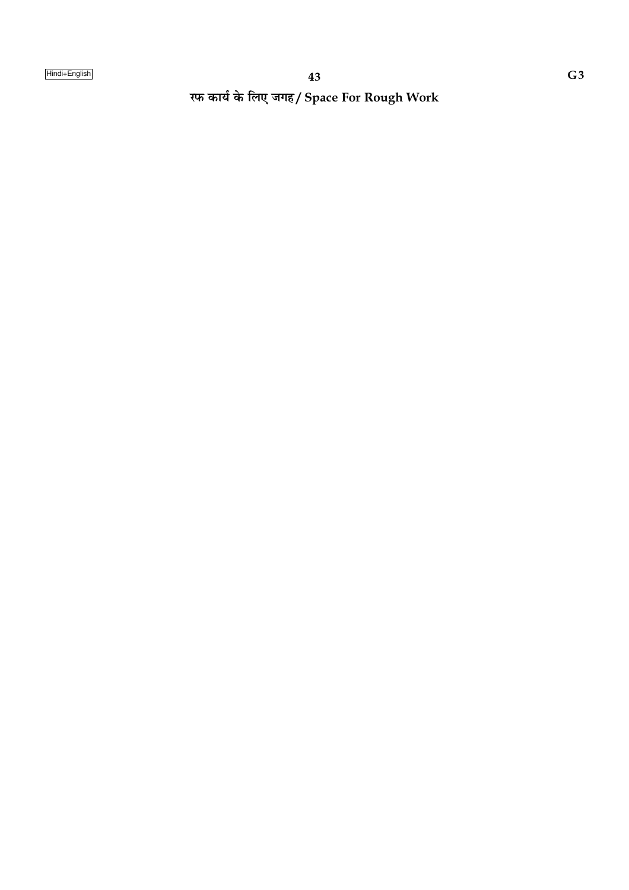रफ कार्य के लिए जगह / Space For Rough Work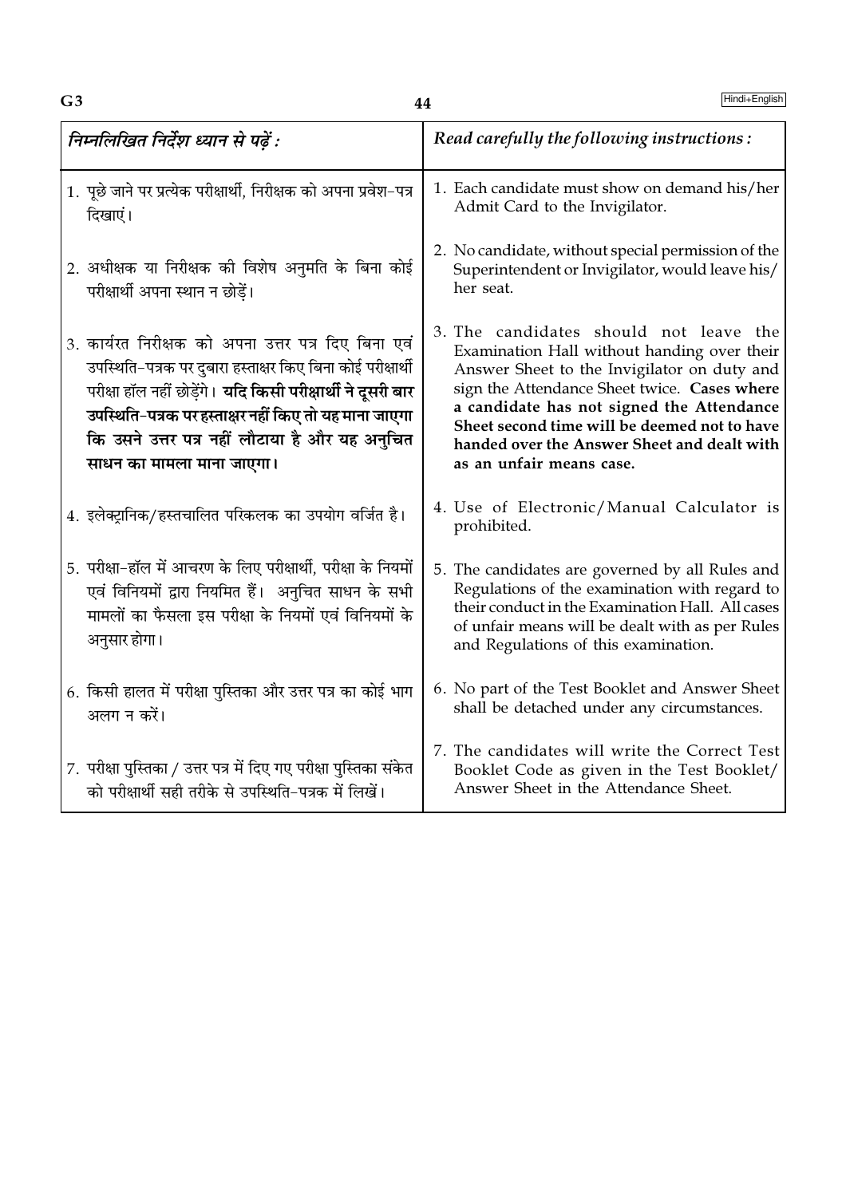| *निम्नलिखित निर्देश ध्यान से पढ़ें :* | *Read carefully the following instructions :* |
|---|---|
| 1. पूछे जाने पर प्रत्येक परीक्षार्थी, निरीक्षक को अपना प्रवेश-पत्र दिखाएं। | 1. Each candidate must show on demand his/her Admit Card to the Invigilator. |
| 2. अधीक्षक या निरीक्षक की विशेष अनुमति के बिना कोई परीक्षार्थी अपना स्थान न छोड़ें। | 2. No candidate, without special permission of the Superintendent or Invigilator, would leave his/her seat. |
| 3. कार्यरत निरीक्षक को अपना उत्तर पत्र दिए बिना एवं उपस्थिति-पत्रक पर दुबारा हस्ताक्षर किए बिना कोई परीक्षार्थी परीक्षा हॉल नहीं छोड़ेंगे। **यदि किसी परीक्षार्थी ने दूसरी बार उपस्थिति-पत्रक पर हस्ताक्षर नहीं किए तो यह माना जाएगा कि उसने उत्तर पत्र नहीं लौटाया है और यह अनुचित साधन का मामला माना जाएगा।** | 3. The candidates should not leave the Examination Hall without handing over their Answer Sheet to the Invigilator on duty and sign the Attendance Sheet twice. **Cases where a candidate has not signed the Attendance Sheet second time will be deemed not to have handed over the Answer Sheet and dealt with as an unfair means case.** |
| 4. इलेक्ट्रानिक/हस्तचालित परिकलक का उपयोग वर्जित है। | 4. Use of Electronic/Manual Calculator is prohibited. |
| 5. परीक्षा-हॉल में आचरण के लिए परीक्षार्थी, परीक्षा के नियमों एवं विनियमों द्वारा नियमित हैं। अनुचित साधन के सभी मामलों का फैसला इस परीक्षा के नियमों एवं विनियमों के अनुसार होगा। | 5. The candidates are governed by all Rules and Regulations of the examination with regard to their conduct in the Examination Hall. All cases of unfair means will be dealt with as per Rules and Regulations of this examination. |
| 6. किसी हालत में परीक्षा पुस्तिका और उत्तर पत्र का कोई भाग अलग न करें। | 6. No part of the Test Booklet and Answer Sheet shall be detached under any circumstances. |
| 7. परीक्षा पुस्तिका / उत्तर पत्र में दिए गए परीक्षा पुस्तिका संकेत को परीक्षार्थी सही तरीके से उपस्थिति-पत्रक में लिखें। | 7. The candidates will write the Correct Test Booklet Code as given in the Test Booklet/Answer Sheet in the Attendance Sheet. |